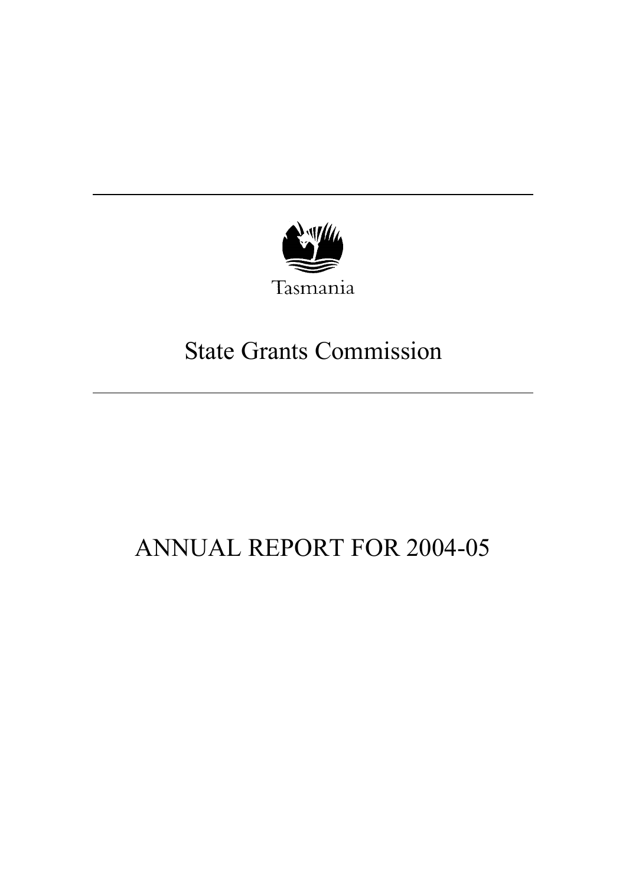Tasmania

# State Grants Commission

# ANNUAL REPORT FOR 2004-05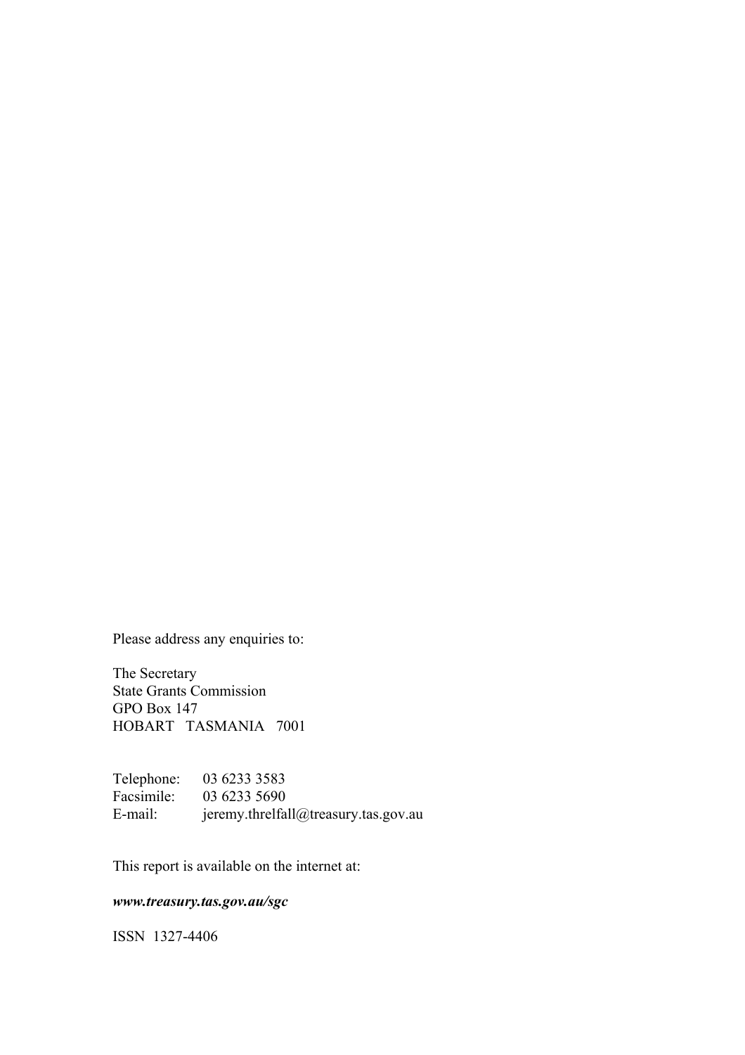Please address any enquiries to:

The Secretary
State Grants Commission
GPO Box 147
HOBART TASMANIA 7001

| | |
|---|---|
| Telephone: | 03 6233 3583 |
| Facsimile: | 03 6233 5690 |
| E-mail: | jeremy.threlfall@treasury.tas.gov.au |

This report is available on the internet at:

***www.treasury.tas.gov.au/sgc***

ISSN 1327-4406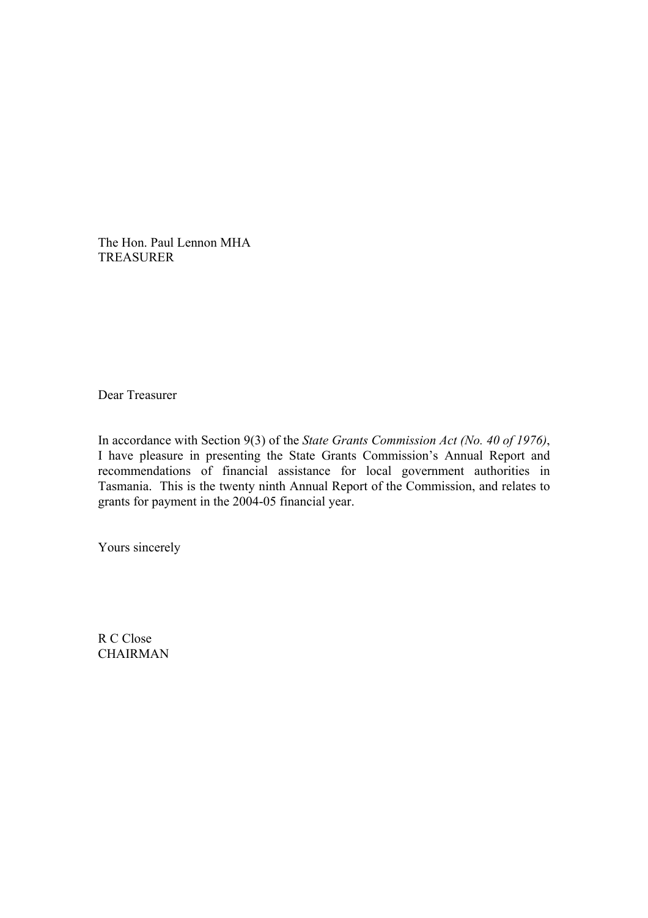The Hon. Paul Lennon MHA
TREASURER

Dear Treasurer

In accordance with Section 9(3) of the *State Grants Commission Act (No. 40 of 1976)*, I have pleasure in presenting the State Grants Commission's Annual Report and recommendations of financial assistance for local government authorities in Tasmania. This is the twenty ninth Annual Report of the Commission, and relates to grants for payment in the 2004-05 financial year.

Yours sincerely

R C Close
CHAIRMAN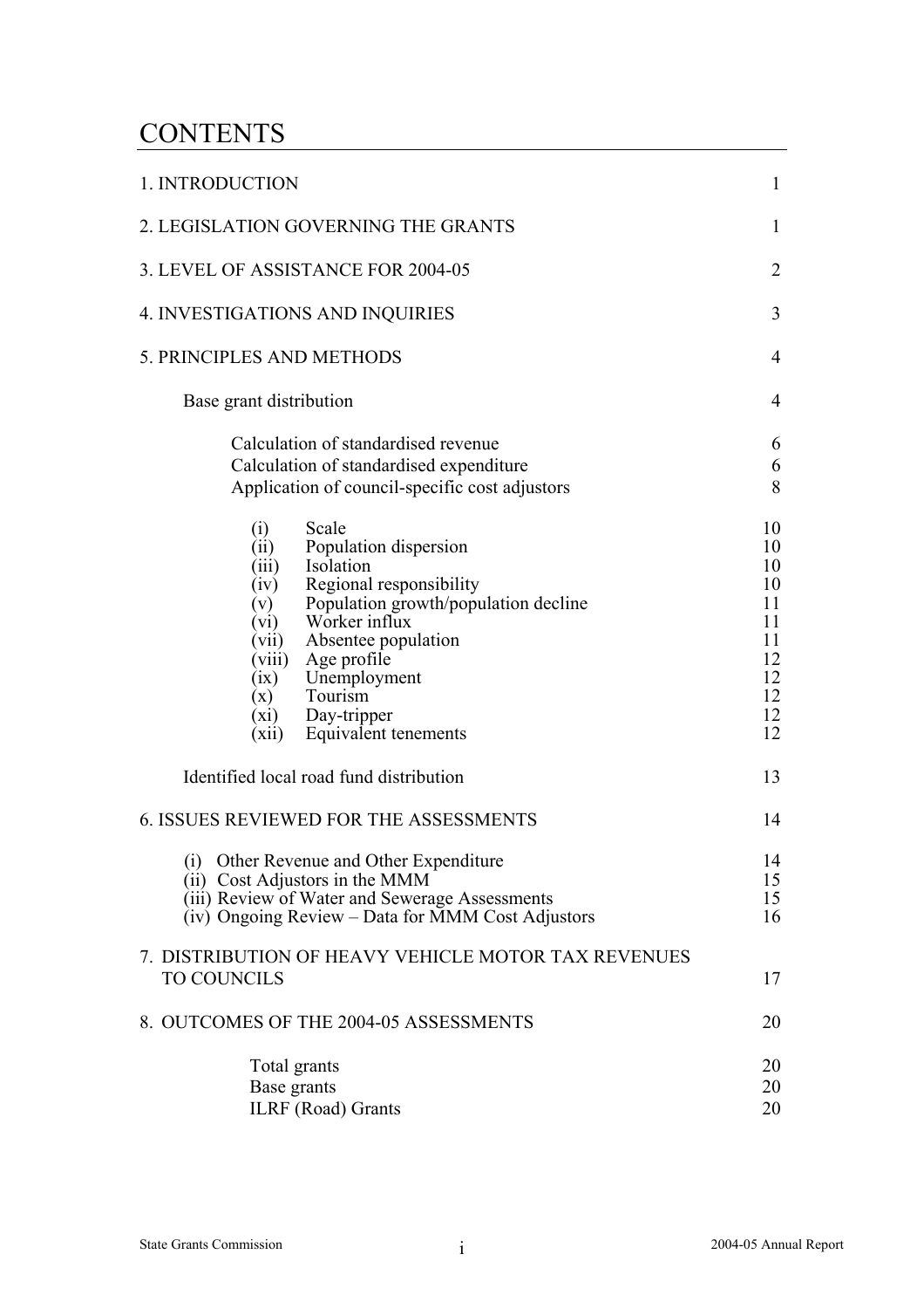# CONTENTS

| | |
|---|---|
| 1. INTRODUCTION | 1 |
| 2. LEGISLATION GOVERNING THE GRANTS | 1 |
| 3. LEVEL OF ASSISTANCE FOR 2004-05 | 2 |
| 4. INVESTIGATIONS AND INQUIRIES | 3 |
| 5. PRINCIPLES AND METHODS | 4 |
| Base grant distribution | 4 |
| Calculation of standardised revenue | 6 |
| Calculation of standardised expenditure | 6 |
| Application of council-specific cost adjustors | 8 |
| (i) Scale | 10 |
| (ii) Population dispersion | 10 |
| (iii) Isolation | 10 |
| (iv) Regional responsibility | 10 |
| (v) Population growth/population decline | 11 |
| (vi) Worker influx | 11 |
| (vii) Absentee population | 11 |
| (viii) Age profile | 12 |
| (ix) Unemployment | 12 |
| (x) Tourism | 12 |
| (xi) Day-tripper | 12 |
| (xii) Equivalent tenements | 12 |
| Identified local road fund distribution | 13 |
| 6. ISSUES REVIEWED FOR THE ASSESSMENTS | 14 |
| (i) Other Revenue and Other Expenditure | 14 |
| (ii) Cost Adjustors in the MMM | 15 |
| (iii) Review of Water and Sewerage Assessments | 15 |
| (iv) Ongoing Review – Data for MMM Cost Adjustors | 16 |
| 7. DISTRIBUTION OF HEAVY VEHICLE MOTOR TAX REVENUES TO COUNCILS | 17 |
| 8. OUTCOMES OF THE 2004-05 ASSESSMENTS | 20 |
| Total grants | 20 |
| Base grants | 20 |
| ILRF (Road) Grants | 20 |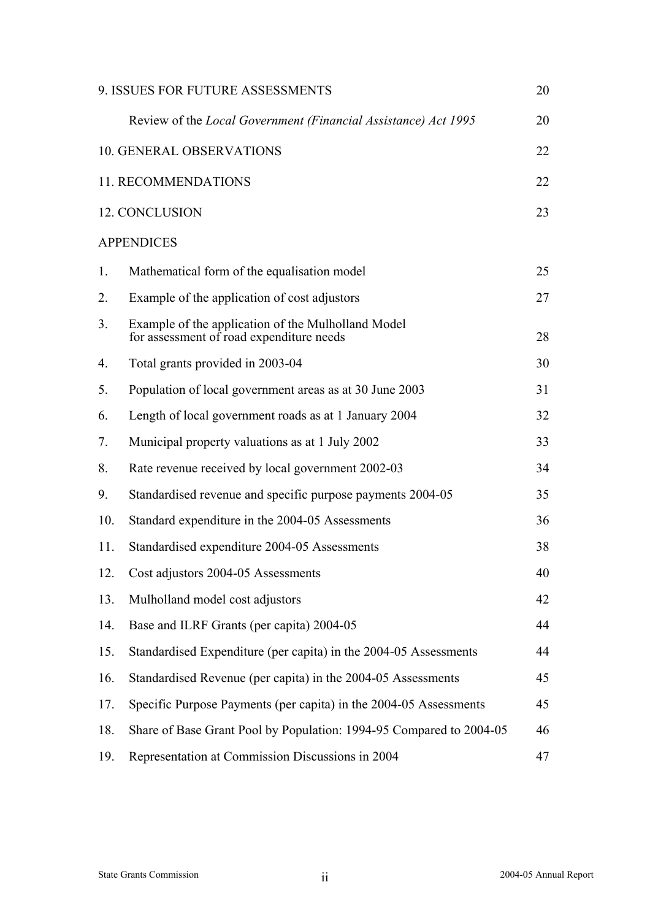| | | |
|---|---|---|
| 9. ISSUES FOR FUTURE ASSESSMENTS | | 20 |
| | Review of the *Local Government (Financial Assistance) Act 1995* | 20 |
| 10. GENERAL OBSERVATIONS | | 22 |
| 11. RECOMMENDATIONS | | 22 |
| 12. CONCLUSION | | 23 |
| APPENDICES | | |
| 1. | Mathematical form of the equalisation model | 25 |
| 2. | Example of the application of cost adjustors | 27 |
| 3. | Example of the application of the Mulholland Model for assessment of road expenditure needs | 28 |
| 4. | Total grants provided in 2003-04 | 30 |
| 5. | Population of local government areas as at 30 June 2003 | 31 |
| 6. | Length of local government roads as at 1 January 2004 | 32 |
| 7. | Municipal property valuations as at 1 July 2002 | 33 |
| 8. | Rate revenue received by local government 2002-03 | 34 |
| 9. | Standardised revenue and specific purpose payments 2004-05 | 35 |
| 10. | Standard expenditure in the 2004-05 Assessments | 36 |
| 11. | Standardised expenditure 2004-05 Assessments | 38 |
| 12. | Cost adjustors 2004-05 Assessments | 40 |
| 13. | Mulholland model cost adjustors | 42 |
| 14. | Base and ILRF Grants (per capita) 2004-05 | 44 |
| 15. | Standardised Expenditure (per capita) in the 2004-05 Assessments | 44 |
| 16. | Standardised Revenue (per capita) in the 2004-05 Assessments | 45 |
| 17. | Specific Purpose Payments (per capita) in the 2004-05 Assessments | 45 |
| 18. | Share of Base Grant Pool by Population: 1994-95 Compared to 2004-05 | 46 |
| 19. | Representation at Commission Discussions in 2004 | 47 |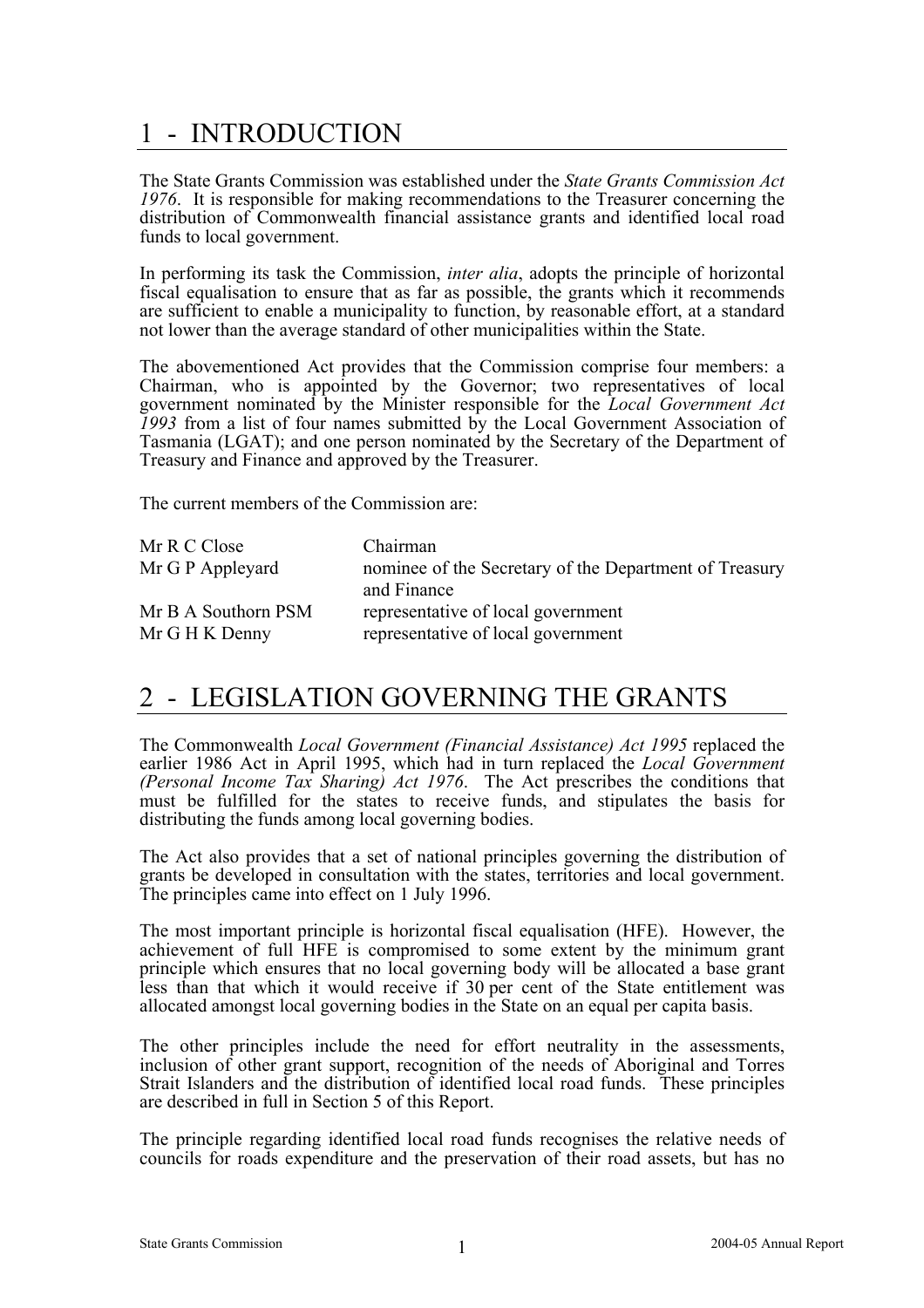# 1 - INTRODUCTION

The State Grants Commission was established under the *State Grants Commission Act 1976*. It is responsible for making recommendations to the Treasurer concerning the distribution of Commonwealth financial assistance grants and identified local road funds to local government.

In performing its task the Commission, *inter alia*, adopts the principle of horizontal fiscal equalisation to ensure that as far as possible, the grants which it recommends are sufficient to enable a municipality to function, by reasonable effort, at a standard not lower than the average standard of other municipalities within the State.

The abovementioned Act provides that the Commission comprise four members: a Chairman, who is appointed by the Governor; two representatives of local government nominated by the Minister responsible for the *Local Government Act 1993* from a list of four names submitted by the Local Government Association of Tasmania (LGAT); and one person nominated by the Secretary of the Department of Treasury and Finance and approved by the Treasurer.

The current members of the Commission are:

| | |
|---|---|
| Mr R C Close | Chairman |
| Mr G P Appleyard | nominee of the Secretary of the Department of Treasury and Finance |
| Mr B A Southorn PSM | representative of local government |
| Mr G H K Denny | representative of local government |

# 2 - LEGISLATION GOVERNING THE GRANTS

The Commonwealth *Local Government (Financial Assistance) Act 1995* replaced the earlier 1986 Act in April 1995, which had in turn replaced the *Local Government (Personal Income Tax Sharing) Act 1976*. The Act prescribes the conditions that must be fulfilled for the states to receive funds, and stipulates the basis for distributing the funds among local governing bodies.

The Act also provides that a set of national principles governing the distribution of grants be developed in consultation with the states, territories and local government. The principles came into effect on 1 July 1996.

The most important principle is horizontal fiscal equalisation (HFE). However, the achievement of full HFE is compromised to some extent by the minimum grant principle which ensures that no local governing body will be allocated a base grant less than that which it would receive if 30 per cent of the State entitlement was allocated amongst local governing bodies in the State on an equal per capita basis.

The other principles include the need for effort neutrality in the assessments, inclusion of other grant support, recognition of the needs of Aboriginal and Torres Strait Islanders and the distribution of identified local road funds. These principles are described in full in Section 5 of this Report.

The principle regarding identified local road funds recognises the relative needs of councils for roads expenditure and the preservation of their road assets, but has no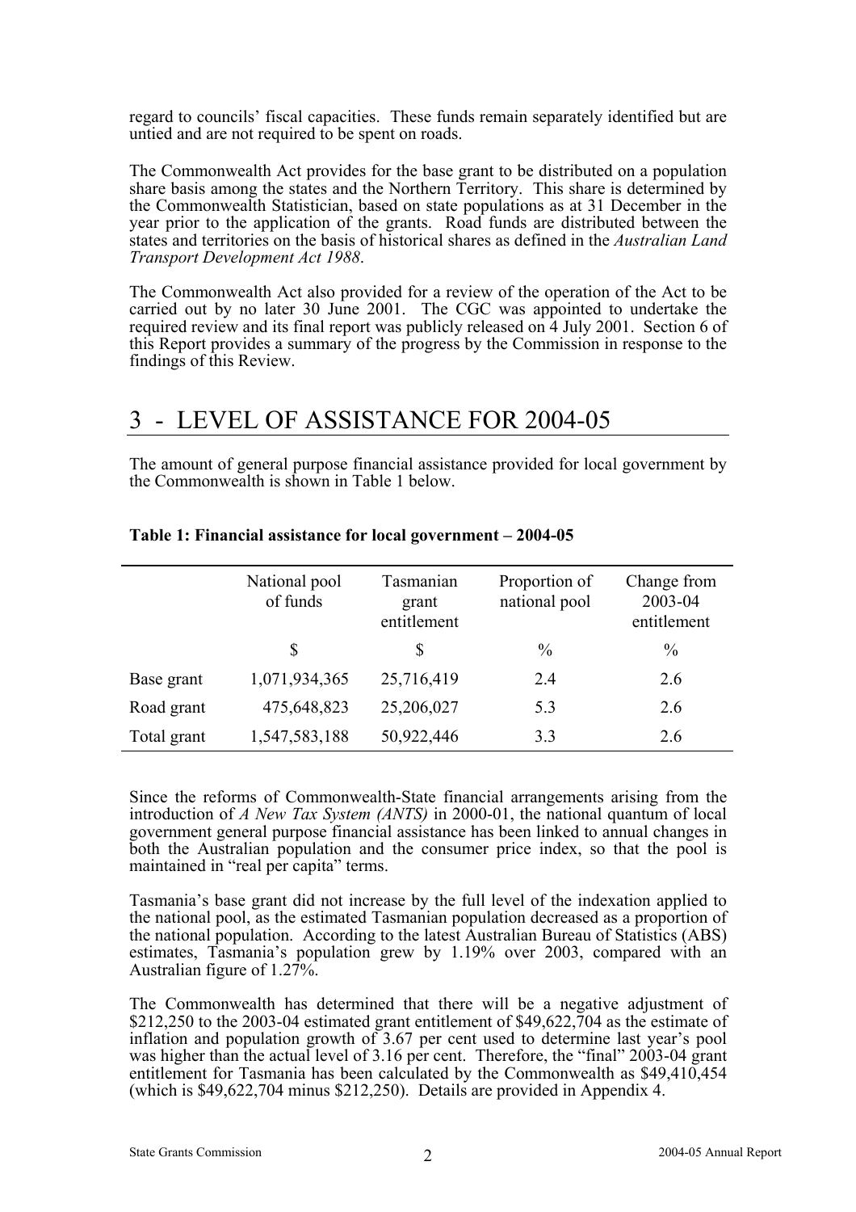regard to councils' fiscal capacities. These funds remain separately identified but are untied and are not required to be spent on roads.

The Commonwealth Act provides for the base grant to be distributed on a population share basis among the states and the Northern Territory. This share is determined by the Commonwealth Statistician, based on state populations as at 31 December in the year prior to the application of the grants. Road funds are distributed between the states and territories on the basis of historical shares as defined in the *Australian Land Transport Development Act 1988*.

The Commonwealth Act also provided for a review of the operation of the Act to be carried out by no later 30 June 2001. The CGC was appointed to undertake the required review and its final report was publicly released on 4 July 2001. Section 6 of this Report provides a summary of the progress by the Commission in response to the findings of this Review.

# 3 - LEVEL OF ASSISTANCE FOR 2004-05

The amount of general purpose financial assistance provided for local government by the Commonwealth is shown in Table 1 below.

**Table 1: Financial assistance for local government – 2004-05**

| | National pool of funds | Tasmanian grant entitlement | Proportion of national pool | Change from 2003-04 entitlement |
|---|---|---|---|---|
| | $ | $ | % | % |
| Base grant | 1,071,934,365 | 25,716,419 | 2.4 | 2.6 |
| Road grant | 475,648,823 | 25,206,027 | 5.3 | 2.6 |
| Total grant | 1,547,583,188 | 50,922,446 | 3.3 | 2.6 |

Since the reforms of Commonwealth-State financial arrangements arising from the introduction of *A New Tax System (ANTS)* in 2000-01, the national quantum of local government general purpose financial assistance has been linked to annual changes in both the Australian population and the consumer price index, so that the pool is maintained in "real per capita" terms.

Tasmania's base grant did not increase by the full level of the indexation applied to the national pool, as the estimated Tasmanian population decreased as a proportion of the national population. According to the latest Australian Bureau of Statistics (ABS) estimates, Tasmania's population grew by 1.19% over 2003, compared with an Australian figure of 1.27%.

The Commonwealth has determined that there will be a negative adjustment of $212,250 to the 2003-04 estimated grant entitlement of $49,622,704 as the estimate of inflation and population growth of 3.67 per cent used to determine last year's pool was higher than the actual level of 3.16 per cent. Therefore, the "final" 2003-04 grant entitlement for Tasmania has been calculated by the Commonwealth as $49,410,454 (which is $49,622,704 minus $212,250). Details are provided in Appendix 4.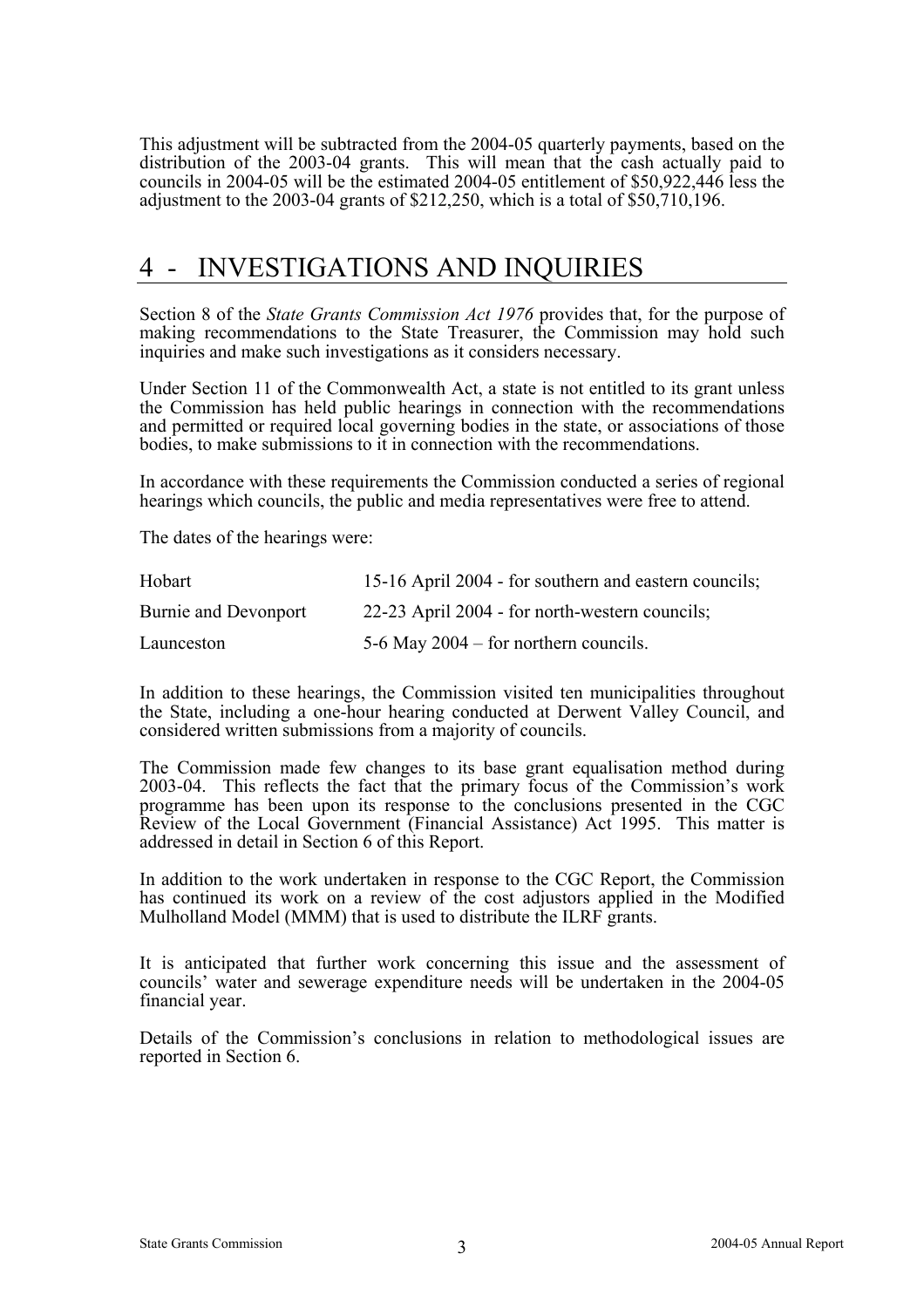This adjustment will be subtracted from the 2004-05 quarterly payments, based on the distribution of the 2003-04 grants. This will mean that the cash actually paid to councils in 2004-05 will be the estimated 2004-05 entitlement of $50,922,446 less the adjustment to the 2003-04 grants of $212,250, which is a total of $50,710,196.

# 4 - INVESTIGATIONS AND INQUIRIES

Section 8 of the *State Grants Commission Act 1976* provides that, for the purpose of making recommendations to the State Treasurer, the Commission may hold such inquiries and make such investigations as it considers necessary.

Under Section 11 of the Commonwealth Act, a state is not entitled to its grant unless the Commission has held public hearings in connection with the recommendations and permitted or required local governing bodies in the state, or associations of those bodies, to make submissions to it in connection with the recommendations.

In accordance with these requirements the Commission conducted a series of regional hearings which councils, the public and media representatives were free to attend.

The dates of the hearings were:

| | |
|---|---|
| Hobart | 15-16 April 2004 - for southern and eastern councils; |
| Burnie and Devonport | 22-23 April 2004 - for north-western councils; |
| Launceston | 5-6 May 2004 – for northern councils. |

In addition to these hearings, the Commission visited ten municipalities throughout the State, including a one-hour hearing conducted at Derwent Valley Council, and considered written submissions from a majority of councils.

The Commission made few changes to its base grant equalisation method during 2003-04. This reflects the fact that the primary focus of the Commission's work programme has been upon its response to the conclusions presented in the CGC Review of the Local Government (Financial Assistance) Act 1995. This matter is addressed in detail in Section 6 of this Report.

In addition to the work undertaken in response to the CGC Report, the Commission has continued its work on a review of the cost adjustors applied in the Modified Mulholland Model (MMM) that is used to distribute the ILRF grants.

It is anticipated that further work concerning this issue and the assessment of councils' water and sewerage expenditure needs will be undertaken in the 2004-05 financial year.

Details of the Commission's conclusions in relation to methodological issues are reported in Section 6.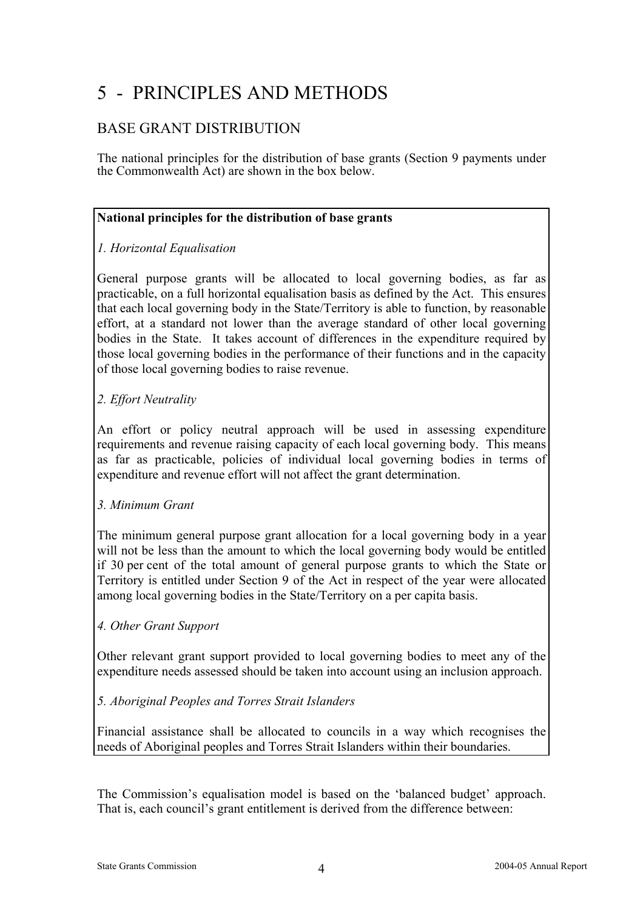# 5 - PRINCIPLES AND METHODS

## BASE GRANT DISTRIBUTION

The national principles for the distribution of base grants (Section 9 payments under the Commonwealth Act) are shown in the box below.

**National principles for the distribution of base grants**

*1. Horizontal Equalisation*

General purpose grants will be allocated to local governing bodies, as far as practicable, on a full horizontal equalisation basis as defined by the Act. This ensures that each local governing body in the State/Territory is able to function, by reasonable effort, at a standard not lower than the average standard of other local governing bodies in the State. It takes account of differences in the expenditure required by those local governing bodies in the performance of their functions and in the capacity of those local governing bodies to raise revenue.

*2. Effort Neutrality*

An effort or policy neutral approach will be used in assessing expenditure requirements and revenue raising capacity of each local governing body. This means as far as practicable, policies of individual local governing bodies in terms of expenditure and revenue effort will not affect the grant determination.

*3. Minimum Grant*

The minimum general purpose grant allocation for a local governing body in a year will not be less than the amount to which the local governing body would be entitled if 30 per cent of the total amount of general purpose grants to which the State or Territory is entitled under Section 9 of the Act in respect of the year were allocated among local governing bodies in the State/Territory on a per capita basis.

*4. Other Grant Support*

Other relevant grant support provided to local governing bodies to meet any of the expenditure needs assessed should be taken into account using an inclusion approach.

*5. Aboriginal Peoples and Torres Strait Islanders*

Financial assistance shall be allocated to councils in a way which recognises the needs of Aboriginal peoples and Torres Strait Islanders within their boundaries.

The Commission's equalisation model is based on the 'balanced budget' approach. That is, each council's grant entitlement is derived from the difference between: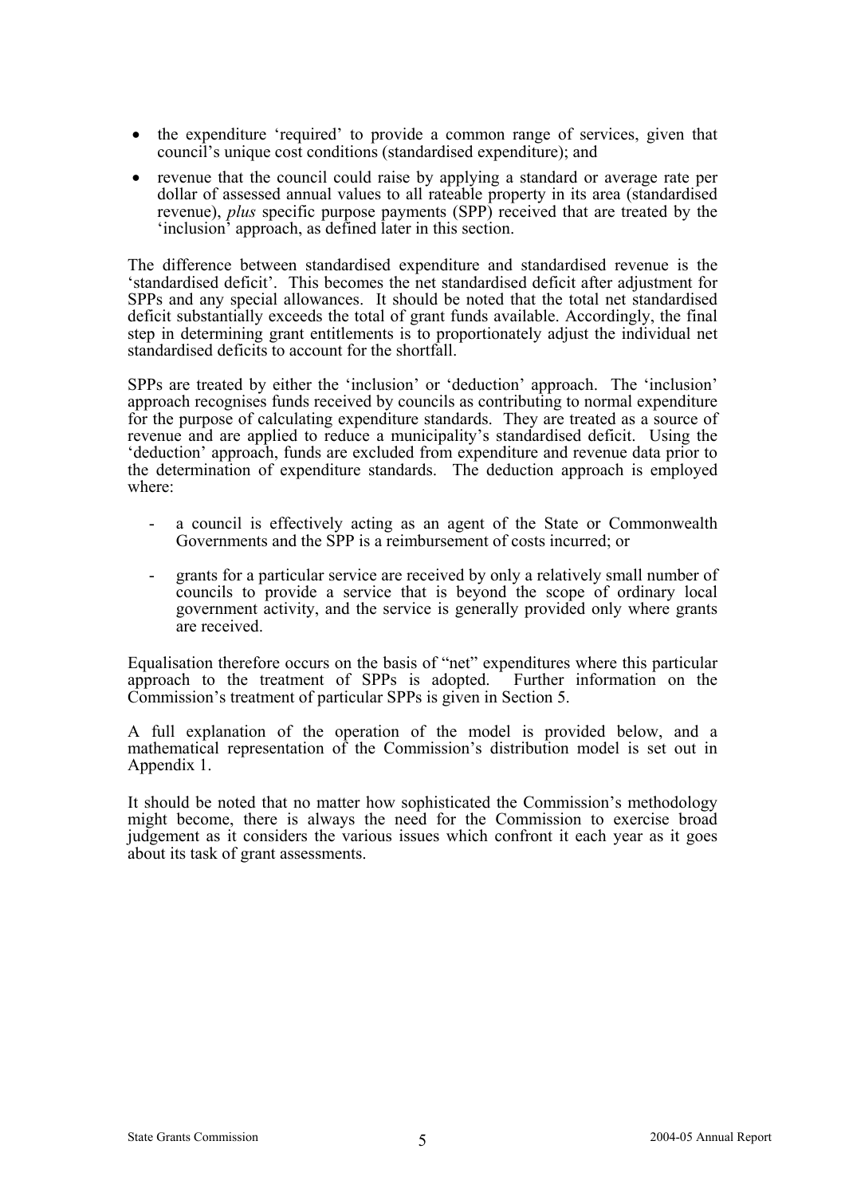- the expenditure 'required' to provide a common range of services, given that council's unique cost conditions (standardised expenditure); and
- revenue that the council could raise by applying a standard or average rate per dollar of assessed annual values to all rateable property in its area (standardised revenue), *plus* specific purpose payments (SPP) received that are treated by the 'inclusion' approach, as defined later in this section.

The difference between standardised expenditure and standardised revenue is the 'standardised deficit'. This becomes the net standardised deficit after adjustment for SPPs and any special allowances. It should be noted that the total net standardised deficit substantially exceeds the total of grant funds available. Accordingly, the final step in determining grant entitlements is to proportionately adjust the individual net standardised deficits to account for the shortfall.

SPPs are treated by either the 'inclusion' or 'deduction' approach. The 'inclusion' approach recognises funds received by councils as contributing to normal expenditure for the purpose of calculating expenditure standards. They are treated as a source of revenue and are applied to reduce a municipality's standardised deficit. Using the 'deduction' approach, funds are excluded from expenditure and revenue data prior to the determination of expenditure standards. The deduction approach is employed where:

- a council is effectively acting as an agent of the State or Commonwealth Governments and the SPP is a reimbursement of costs incurred; or
- grants for a particular service are received by only a relatively small number of councils to provide a service that is beyond the scope of ordinary local government activity, and the service is generally provided only where grants are received.

Equalisation therefore occurs on the basis of "net" expenditures where this particular approach to the treatment of SPPs is adopted. Further information on the Commission's treatment of particular SPPs is given in Section 5.

A full explanation of the operation of the model is provided below, and a mathematical representation of the Commission's distribution model is set out in Appendix 1.

It should be noted that no matter how sophisticated the Commission's methodology might become, there is always the need for the Commission to exercise broad judgement as it considers the various issues which confront it each year as it goes about its task of grant assessments.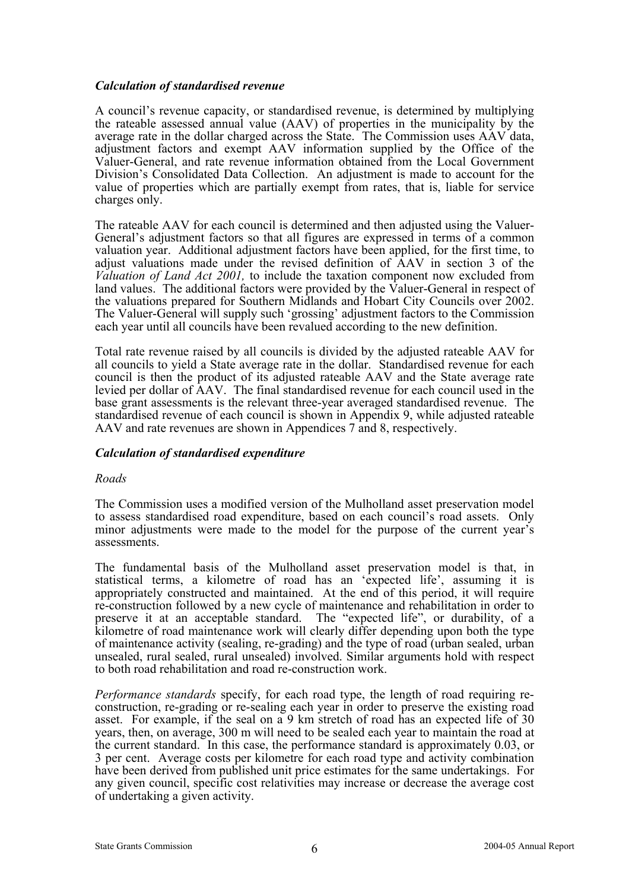### *Calculation of standardised revenue*

A council's revenue capacity, or standardised revenue, is determined by multiplying the rateable assessed annual value (AAV) of properties in the municipality by the average rate in the dollar charged across the State. The Commission uses AAV data, adjustment factors and exempt AAV information supplied by the Office of the Valuer-General, and rate revenue information obtained from the Local Government Division's Consolidated Data Collection. An adjustment is made to account for the value of properties which are partially exempt from rates, that is, liable for service charges only.

The rateable AAV for each council is determined and then adjusted using the Valuer-General's adjustment factors so that all figures are expressed in terms of a common valuation year. Additional adjustment factors have been applied, for the first time, to adjust valuations made under the revised definition of AAV in section 3 of the *Valuation of Land Act 2001,* to include the taxation component now excluded from land values. The additional factors were provided by the Valuer-General in respect of the valuations prepared for Southern Midlands and Hobart City Councils over 2002. The Valuer-General will supply such 'grossing' adjustment factors to the Commission each year until all councils have been revalued according to the new definition.

Total rate revenue raised by all councils is divided by the adjusted rateable AAV for all councils to yield a State average rate in the dollar. Standardised revenue for each council is then the product of its adjusted rateable AAV and the State average rate levied per dollar of AAV. The final standardised revenue for each council used in the base grant assessments is the relevant three-year averaged standardised revenue. The standardised revenue of each council is shown in Appendix 9, while adjusted rateable AAV and rate revenues are shown in Appendices 7 and 8, respectively.

### *Calculation of standardised expenditure*

*Roads*

The Commission uses a modified version of the Mulholland asset preservation model to assess standardised road expenditure, based on each council's road assets. Only minor adjustments were made to the model for the purpose of the current year's assessments.

The fundamental basis of the Mulholland asset preservation model is that, in statistical terms, a kilometre of road has an 'expected life', assuming it is appropriately constructed and maintained. At the end of this period, it will require re-construction followed by a new cycle of maintenance and rehabilitation in order to preserve it at an acceptable standard. The "expected life", or durability, of a kilometre of road maintenance work will clearly differ depending upon both the type of maintenance activity (sealing, re-grading) and the type of road (urban sealed, urban unsealed, rural sealed, rural unsealed) involved. Similar arguments hold with respect to both road rehabilitation and road re-construction work.

*Performance standards* specify, for each road type, the length of road requiring re-construction, re-grading or re-sealing each year in order to preserve the existing road asset. For example, if the seal on a 9 km stretch of road has an expected life of 30 years, then, on average, 300 m will need to be sealed each year to maintain the road at the current standard. In this case, the performance standard is approximately 0.03, or 3 per cent. Average costs per kilometre for each road type and activity combination have been derived from published unit price estimates for the same undertakings. For any given council, specific cost relativities may increase or decrease the average cost of undertaking a given activity.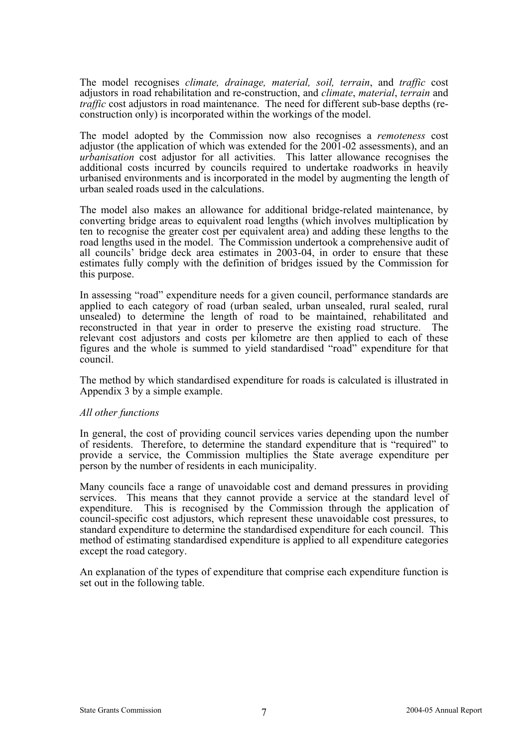The model recognises *climate, drainage, material, soil, terrain*, and *traffic* cost adjustors in road rehabilitation and re-construction, and *climate*, *material*, *terrain* and *traffic* cost adjustors in road maintenance. The need for different sub-base depths (re-construction only) is incorporated within the workings of the model.

The model adopted by the Commission now also recognises a *remoteness* cost adjustor (the application of which was extended for the 2001-02 assessments), and an *urbanisation* cost adjustor for all activities. This latter allowance recognises the additional costs incurred by councils required to undertake roadworks in heavily urbanised environments and is incorporated in the model by augmenting the length of urban sealed roads used in the calculations.

The model also makes an allowance for additional bridge-related maintenance, by converting bridge areas to equivalent road lengths (which involves multiplication by ten to recognise the greater cost per equivalent area) and adding these lengths to the road lengths used in the model. The Commission undertook a comprehensive audit of all councils' bridge deck area estimates in 2003-04, in order to ensure that these estimates fully comply with the definition of bridges issued by the Commission for this purpose.

In assessing "road" expenditure needs for a given council, performance standards are applied to each category of road (urban sealed, urban unsealed, rural sealed, rural unsealed) to determine the length of road to be maintained, rehabilitated and reconstructed in that year in order to preserve the existing road structure. The relevant cost adjustors and costs per kilometre are then applied to each of these figures and the whole is summed to yield standardised "road" expenditure for that council.

The method by which standardised expenditure for roads is calculated is illustrated in Appendix 3 by a simple example.

*All other functions*

In general, the cost of providing council services varies depending upon the number of residents. Therefore, to determine the standard expenditure that is "required" to provide a service, the Commission multiplies the State average expenditure per person by the number of residents in each municipality.

Many councils face a range of unavoidable cost and demand pressures in providing services. This means that they cannot provide a service at the standard level of expenditure. This is recognised by the Commission through the application of council-specific cost adjustors, which represent these unavoidable cost pressures, to standard expenditure to determine the standardised expenditure for each council. This method of estimating standardised expenditure is applied to all expenditure categories except the road category.

An explanation of the types of expenditure that comprise each expenditure function is set out in the following table.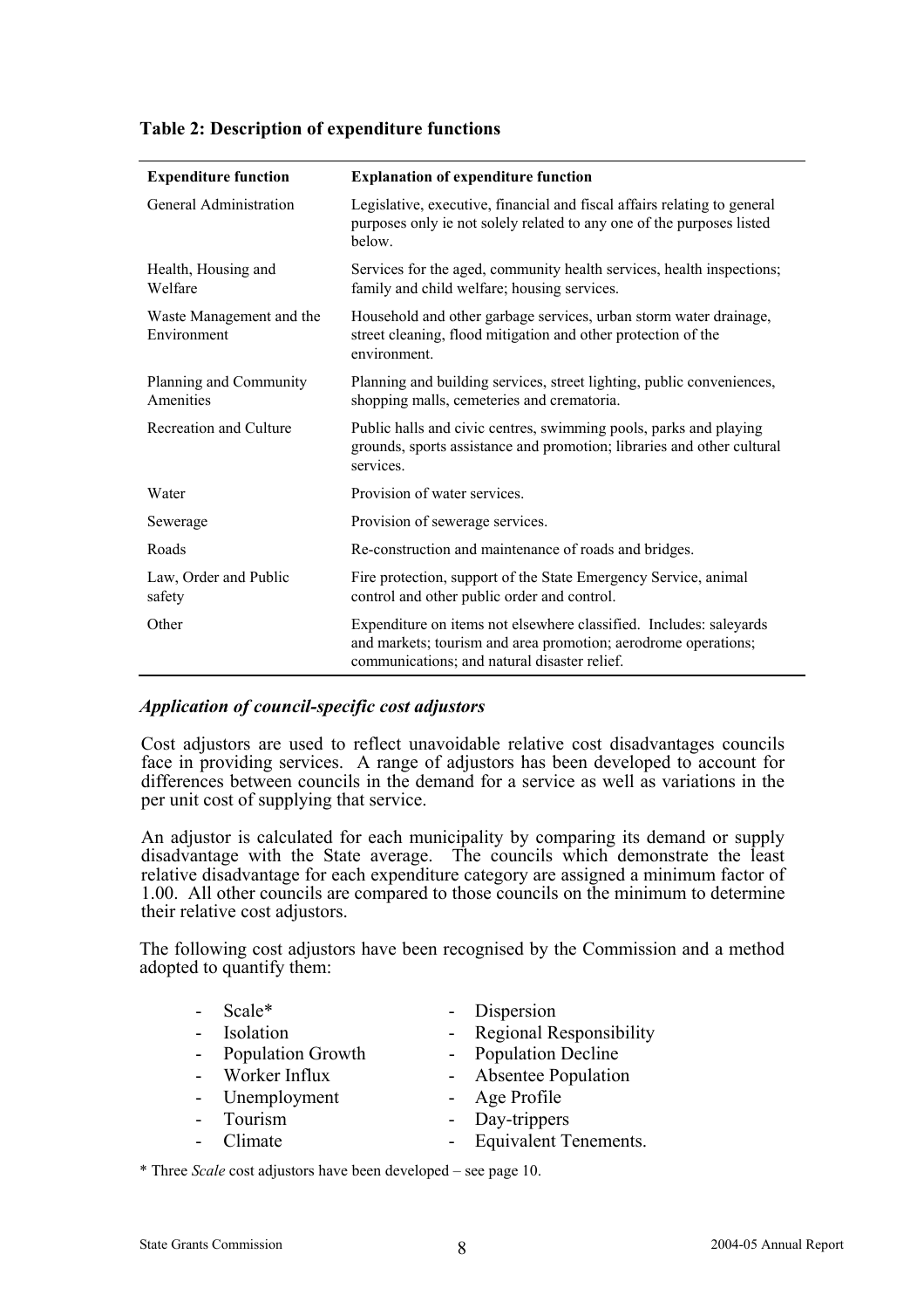**Table 2: Description of expenditure functions**

| Expenditure function | Explanation of expenditure function |
|---|---|
| General Administration | Legislative, executive, financial and fiscal affairs relating to general purposes only ie not solely related to any one of the purposes listed below. |
| Health, Housing and Welfare | Services for the aged, community health services, health inspections; family and child welfare; housing services. |
| Waste Management and the Environment | Household and other garbage services, urban storm water drainage, street cleaning, flood mitigation and other protection of the environment. |
| Planning and Community Amenities | Planning and building services, street lighting, public conveniences, shopping malls, cemeteries and crematoria. |
| Recreation and Culture | Public halls and civic centres, swimming pools, parks and playing grounds, sports assistance and promotion; libraries and other cultural services. |
| Water | Provision of water services. |
| Sewerage | Provision of sewerage services. |
| Roads | Re-construction and maintenance of roads and bridges. |
| Law, Order and Public safety | Fire protection, support of the State Emergency Service, animal control and other public order and control. |
| Other | Expenditure on items not elsewhere classified. Includes: saleyards and markets; tourism and area promotion; aerodrome operations; communications; and natural disaster relief. |

### *Application of council-specific cost adjustors*

Cost adjustors are used to reflect unavoidable relative cost disadvantages councils face in providing services. A range of adjustors has been developed to account for differences between councils in the demand for a service as well as variations in the per unit cost of supplying that service.

An adjustor is calculated for each municipality by comparing its demand or supply disadvantage with the State average. The councils which demonstrate the least relative disadvantage for each expenditure category are assigned a minimum factor of 1.00. All other councils are compared to those councils on the minimum to determine their relative cost adjustors.

The following cost adjustors have been recognised by the Commission and a method adopted to quantify them:

- Scale*
- Isolation
- Population Growth
- Worker Influx
- Unemployment
- Tourism
- Climate
- Dispersion
- Regional Responsibility
- Population Decline
- Absentee Population
- Age Profile
- Day-trippers
- Equivalent Tenements.

\* Three *Scale* cost adjustors have been developed – see page 10.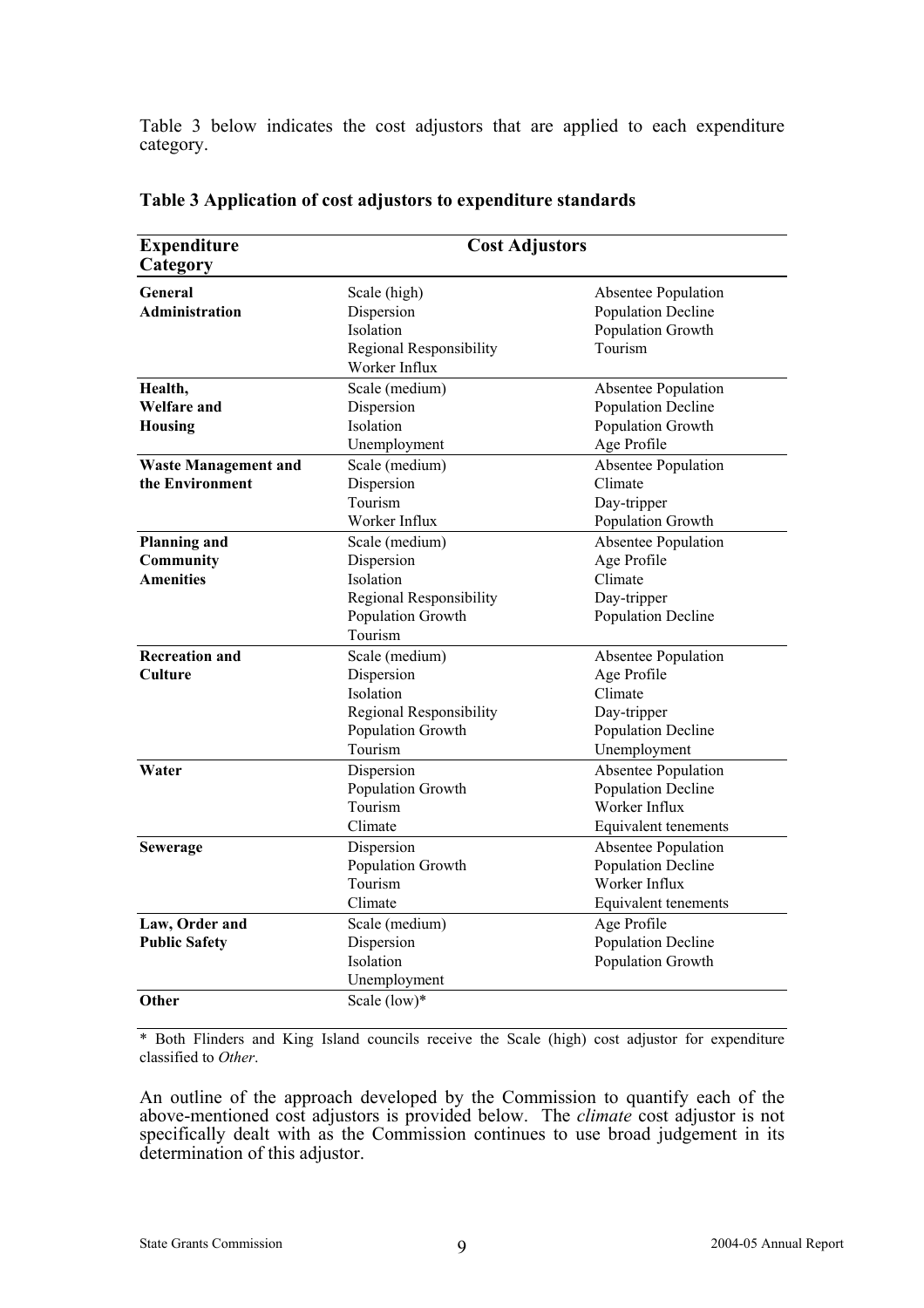Table 3 below indicates the cost adjustors that are applied to each expenditure category.

**Table 3 Application of cost adjustors to expenditure standards**

| Expenditure Category | Cost Adjustors | |
|---|---|---|
| **General Administration** | Scale (high)<br>Dispersion<br>Isolation<br>Regional Responsibility<br>Worker Influx | Absentee Population<br>Population Decline<br>Population Growth<br>Tourism |
| **Health, Welfare and Housing** | Scale (medium)<br>Dispersion<br>Isolation<br>Unemployment | Absentee Population<br>Population Decline<br>Population Growth<br>Age Profile |
| **Waste Management and the Environment** | Scale (medium)<br>Dispersion<br>Tourism<br>Worker Influx | Absentee Population<br>Climate<br>Day-tripper<br>Population Growth |
| **Planning and Community Amenities** | Scale (medium)<br>Dispersion<br>Isolation<br>Regional Responsibility<br>Population Growth<br>Tourism | Absentee Population<br>Age Profile<br>Climate<br>Day-tripper<br>Population Decline |
| **Recreation and Culture** | Scale (medium)<br>Dispersion<br>Isolation<br>Regional Responsibility<br>Population Growth<br>Tourism | Absentee Population<br>Age Profile<br>Climate<br>Day-tripper<br>Population Decline<br>Unemployment |
| **Water** | Dispersion<br>Population Growth<br>Tourism<br>Climate | Absentee Population<br>Population Decline<br>Worker Influx<br>Equivalent tenements |
| **Sewerage** | Dispersion<br>Population Growth<br>Tourism<br>Climate | Absentee Population<br>Population Decline<br>Worker Influx<br>Equivalent tenements |
| **Law, Order and Public Safety** | Scale (medium)<br>Dispersion<br>Isolation<br>Unemployment | Age Profile<br>Population Decline<br>Population Growth |
| **Other** | Scale (low)* | |

\* Both Flinders and King Island councils receive the Scale (high) cost adjustor for expenditure classified to *Other*.

An outline of the approach developed by the Commission to quantify each of the above-mentioned cost adjustors is provided below. The *climate* cost adjustor is not specifically dealt with as the Commission continues to use broad judgement in its determination of this adjustor.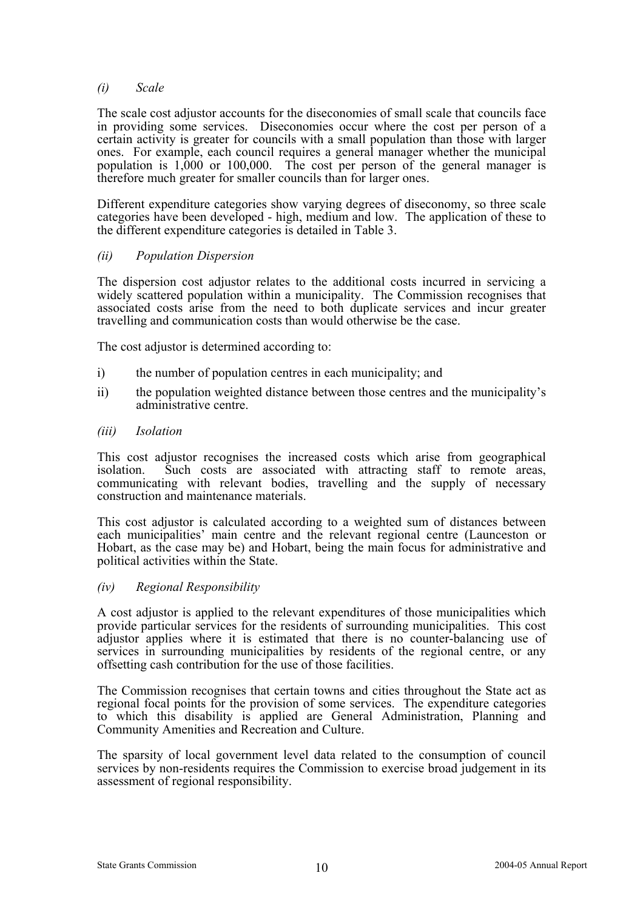*(i) Scale*

The scale cost adjustor accounts for the diseconomies of small scale that councils face in providing some services. Diseconomies occur where the cost per person of a certain activity is greater for councils with a small population than those with larger ones. For example, each council requires a general manager whether the municipal population is 1,000 or 100,000. The cost per person of the general manager is therefore much greater for smaller councils than for larger ones.

Different expenditure categories show varying degrees of diseconomy, so three scale categories have been developed - high, medium and low. The application of these to the different expenditure categories is detailed in Table 3.

*(ii) Population Dispersion*

The dispersion cost adjustor relates to the additional costs incurred in servicing a widely scattered population within a municipality. The Commission recognises that associated costs arise from the need to both duplicate services and incur greater travelling and communication costs than would otherwise be the case.

The cost adjustor is determined according to:

i) the number of population centres in each municipality; and

ii) the population weighted distance between those centres and the municipality's administrative centre.

*(iii) Isolation*

This cost adjustor recognises the increased costs which arise from geographical isolation. Such costs are associated with attracting staff to remote areas, communicating with relevant bodies, travelling and the supply of necessary construction and maintenance materials.

This cost adjustor is calculated according to a weighted sum of distances between each municipalities' main centre and the relevant regional centre (Launceston or Hobart, as the case may be) and Hobart, being the main focus for administrative and political activities within the State.

*(iv) Regional Responsibility*

A cost adjustor is applied to the relevant expenditures of those municipalities which provide particular services for the residents of surrounding municipalities. This cost adjustor applies where it is estimated that there is no counter-balancing use of services in surrounding municipalities by residents of the regional centre, or any offsetting cash contribution for the use of those facilities.

The Commission recognises that certain towns and cities throughout the State act as regional focal points for the provision of some services. The expenditure categories to which this disability is applied are General Administration, Planning and Community Amenities and Recreation and Culture.

The sparsity of local government level data related to the consumption of council services by non-residents requires the Commission to exercise broad judgement in its assessment of regional responsibility.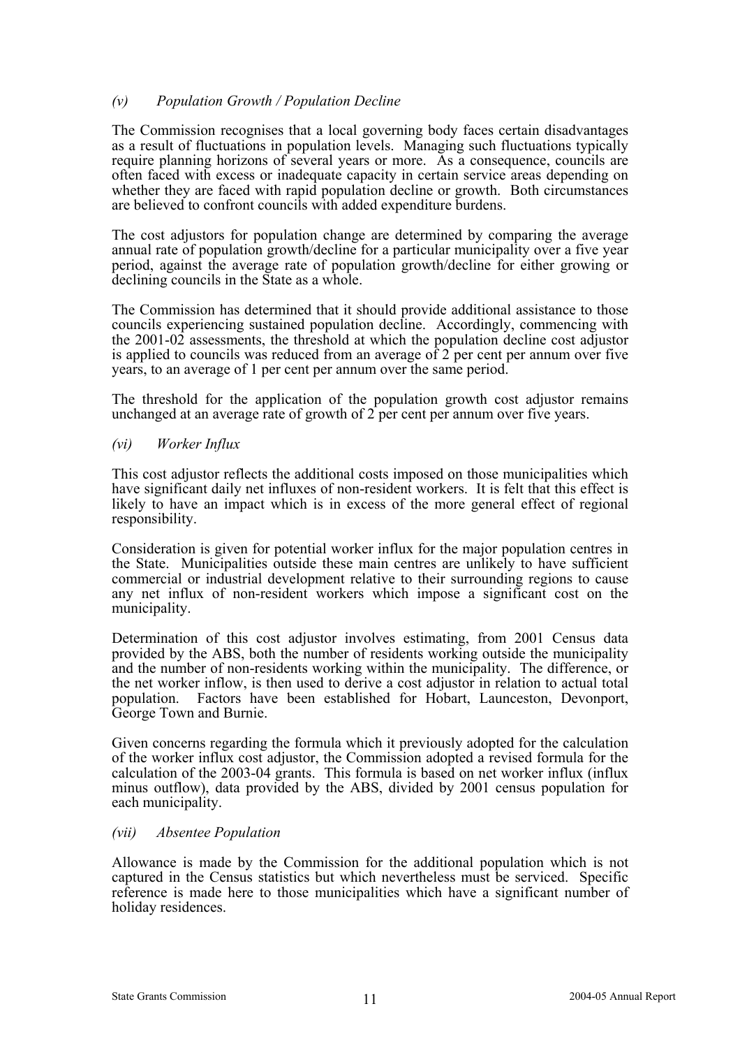*(v) Population Growth / Population Decline*

The Commission recognises that a local governing body faces certain disadvantages as a result of fluctuations in population levels. Managing such fluctuations typically require planning horizons of several years or more. As a consequence, councils are often faced with excess or inadequate capacity in certain service areas depending on whether they are faced with rapid population decline or growth. Both circumstances are believed to confront councils with added expenditure burdens.

The cost adjustors for population change are determined by comparing the average annual rate of population growth/decline for a particular municipality over a five year period, against the average rate of population growth/decline for either growing or declining councils in the State as a whole.

The Commission has determined that it should provide additional assistance to those councils experiencing sustained population decline. Accordingly, commencing with the 2001-02 assessments, the threshold at which the population decline cost adjustor is applied to councils was reduced from an average of 2 per cent per annum over five years, to an average of 1 per cent per annum over the same period.

The threshold for the application of the population growth cost adjustor remains unchanged at an average rate of growth of 2 per cent per annum over five years.

*(vi) Worker Influx*

This cost adjustor reflects the additional costs imposed on those municipalities which have significant daily net influxes of non-resident workers. It is felt that this effect is likely to have an impact which is in excess of the more general effect of regional responsibility.

Consideration is given for potential worker influx for the major population centres in the State. Municipalities outside these main centres are unlikely to have sufficient commercial or industrial development relative to their surrounding regions to cause any net influx of non-resident workers which impose a significant cost on the municipality.

Determination of this cost adjustor involves estimating, from 2001 Census data provided by the ABS, both the number of residents working outside the municipality and the number of non-residents working within the municipality. The difference, or the net worker inflow, is then used to derive a cost adjustor in relation to actual total population. Factors have been established for Hobart, Launceston, Devonport, George Town and Burnie.

Given concerns regarding the formula which it previously adopted for the calculation of the worker influx cost adjustor, the Commission adopted a revised formula for the calculation of the 2003-04 grants. This formula is based on net worker influx (influx minus outflow), data provided by the ABS, divided by 2001 census population for each municipality.

*(vii) Absentee Population*

Allowance is made by the Commission for the additional population which is not captured in the Census statistics but which nevertheless must be serviced. Specific reference is made here to those municipalities which have a significant number of holiday residences.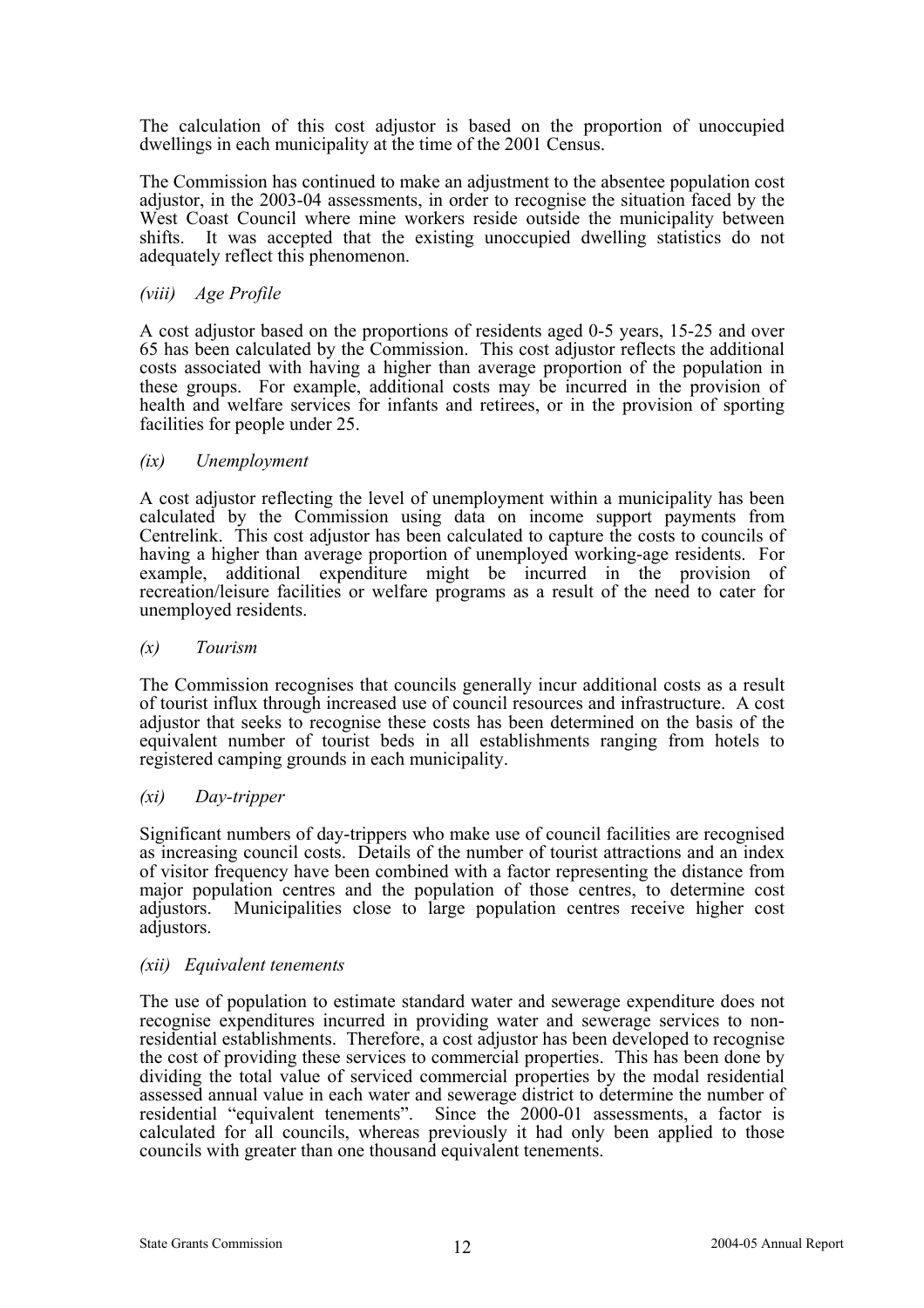The calculation of this cost adjustor is based on the proportion of unoccupied dwellings in each municipality at the time of the 2001 Census.

The Commission has continued to make an adjustment to the absentee population cost adjustor, in the 2003-04 assessments, in order to recognise the situation faced by the West Coast Council where mine workers reside outside the municipality between shifts. It was accepted that the existing unoccupied dwelling statistics do not adequately reflect this phenomenon.

*(viii) Age Profile*

A cost adjustor based on the proportions of residents aged 0-5 years, 15-25 and over 65 has been calculated by the Commission. This cost adjustor reflects the additional costs associated with having a higher than average proportion of the population in these groups. For example, additional costs may be incurred in the provision of health and welfare services for infants and retirees, or in the provision of sporting facilities for people under 25.

*(ix) Unemployment*

A cost adjustor reflecting the level of unemployment within a municipality has been calculated by the Commission using data on income support payments from Centrelink. This cost adjustor has been calculated to capture the costs to councils of having a higher than average proportion of unemployed working-age residents. For example, additional expenditure might be incurred in the provision of recreation/leisure facilities or welfare programs as a result of the need to cater for unemployed residents.

*(x) Tourism*

The Commission recognises that councils generally incur additional costs as a result of tourist influx through increased use of council resources and infrastructure. A cost adjustor that seeks to recognise these costs has been determined on the basis of the equivalent number of tourist beds in all establishments ranging from hotels to registered camping grounds in each municipality.

*(xi) Day-tripper*

Significant numbers of day-trippers who make use of council facilities are recognised as increasing council costs. Details of the number of tourist attractions and an index of visitor frequency have been combined with a factor representing the distance from major population centres and the population of those centres, to determine cost adjustors. Municipalities close to large population centres receive higher cost adjustors.

*(xii) Equivalent tenements*

The use of population to estimate standard water and sewerage expenditure does not recognise expenditures incurred in providing water and sewerage services to non-residential establishments. Therefore, a cost adjustor has been developed to recognise the cost of providing these services to commercial properties. This has been done by dividing the total value of serviced commercial properties by the modal residential assessed annual value in each water and sewerage district to determine the number of residential "equivalent tenements". Since the 2000-01 assessments, a factor is calculated for all councils, whereas previously it had only been applied to those councils with greater than one thousand equivalent tenements.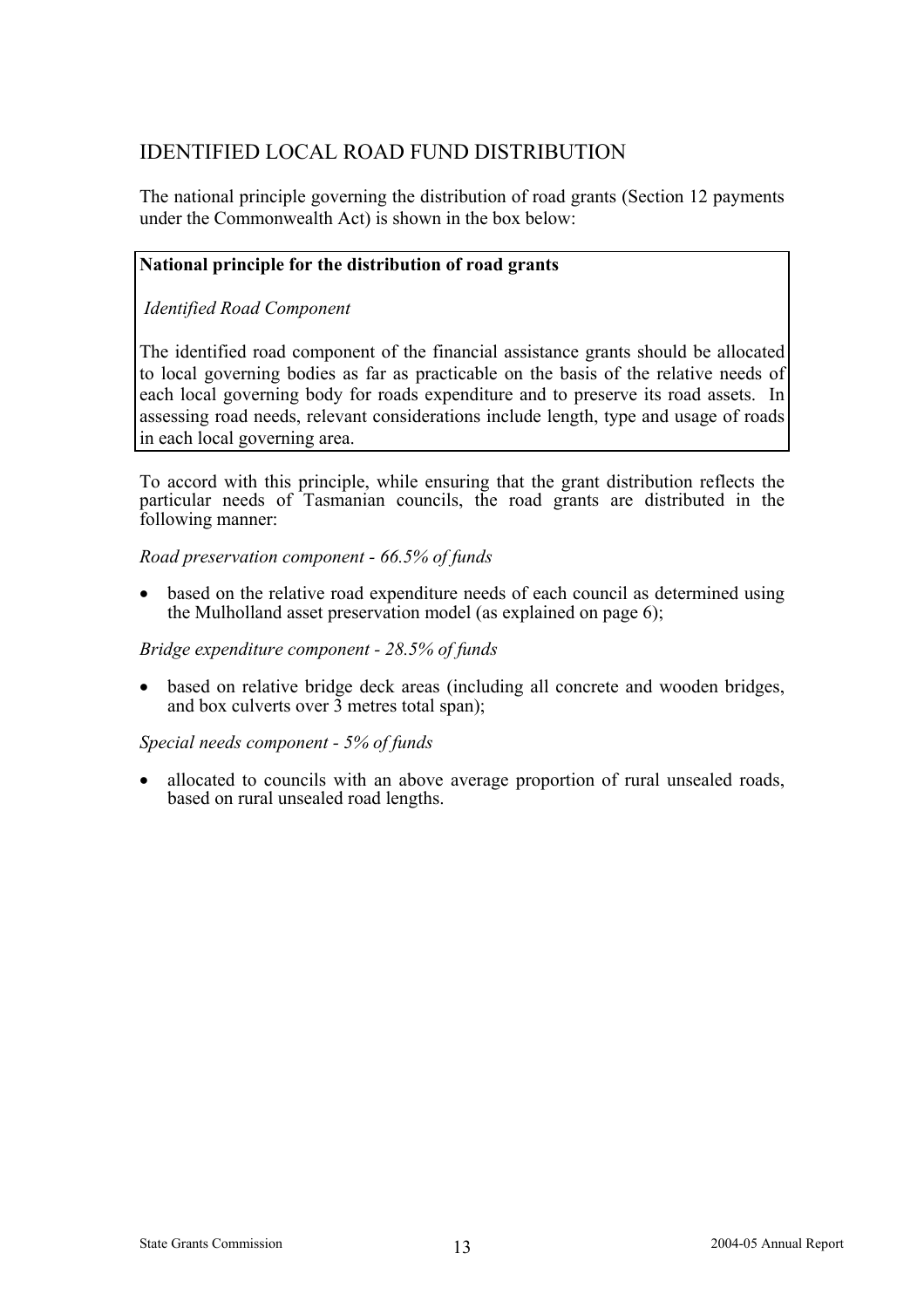## IDENTIFIED LOCAL ROAD FUND DISTRIBUTION

The national principle governing the distribution of road grants (Section 12 payments under the Commonwealth Act) is shown in the box below:

> **National principle for the distribution of road grants**
>
> *Identified Road Component*
>
> The identified road component of the financial assistance grants should be allocated to local governing bodies as far as practicable on the basis of the relative needs of each local governing body for roads expenditure and to preserve its road assets. In assessing road needs, relevant considerations include length, type and usage of roads in each local governing area.

To accord with this principle, while ensuring that the grant distribution reflects the particular needs of Tasmanian councils, the road grants are distributed in the following manner:

*Road preservation component - 66.5% of funds*

- based on the relative road expenditure needs of each council as determined using the Mulholland asset preservation model (as explained on page 6);

*Bridge expenditure component - 28.5% of funds*

- based on relative bridge deck areas (including all concrete and wooden bridges, and box culverts over 3 metres total span);

*Special needs component - 5% of funds*

- allocated to councils with an above average proportion of rural unsealed roads, based on rural unsealed road lengths.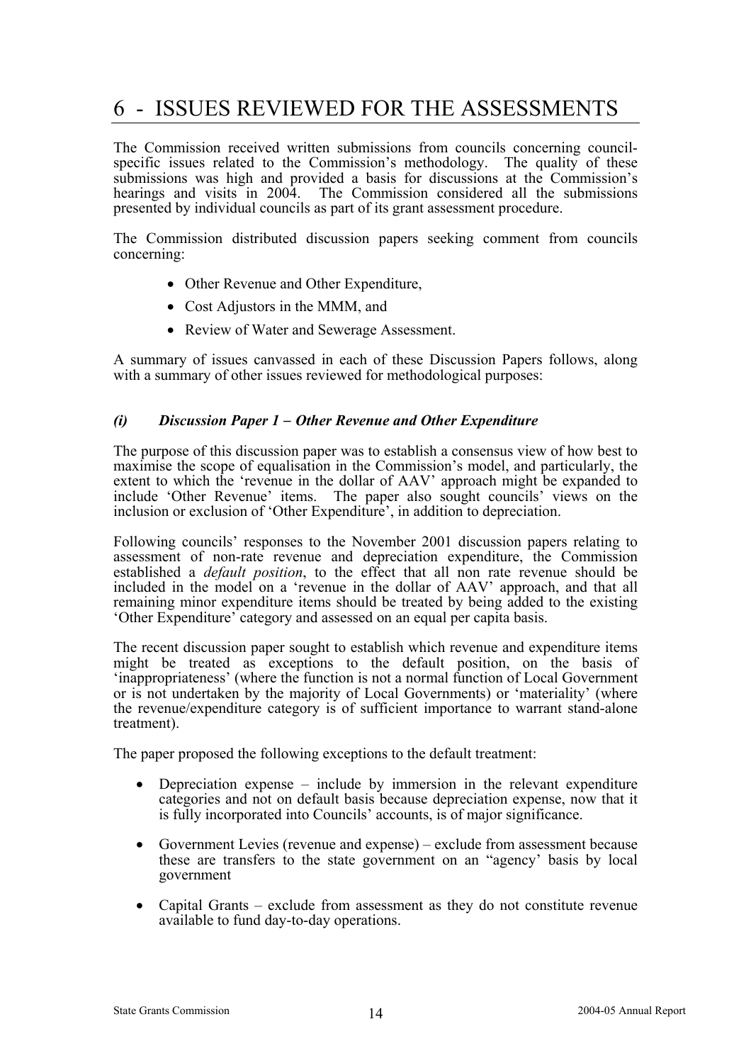# 6 - ISSUES REVIEWED FOR THE ASSESSMENTS

The Commission received written submissions from councils concerning council-specific issues related to the Commission's methodology. The quality of these submissions was high and provided a basis for discussions at the Commission's hearings and visits in 2004. The Commission considered all the submissions presented by individual councils as part of its grant assessment procedure.

The Commission distributed discussion papers seeking comment from councils concerning:

- Other Revenue and Other Expenditure,
- Cost Adjustors in the MMM, and
- Review of Water and Sewerage Assessment.

A summary of issues canvassed in each of these Discussion Papers follows, along with a summary of other issues reviewed for methodological purposes:

### *(i) Discussion Paper 1 – Other Revenue and Other Expenditure*

The purpose of this discussion paper was to establish a consensus view of how best to maximise the scope of equalisation in the Commission's model, and particularly, the extent to which the 'revenue in the dollar of AAV' approach might be expanded to include 'Other Revenue' items. The paper also sought councils' views on the inclusion or exclusion of 'Other Expenditure', in addition to depreciation.

Following councils' responses to the November 2001 discussion papers relating to assessment of non-rate revenue and depreciation expenditure, the Commission established a *default position*, to the effect that all non rate revenue should be included in the model on a 'revenue in the dollar of AAV' approach, and that all remaining minor expenditure items should be treated by being added to the existing 'Other Expenditure' category and assessed on an equal per capita basis.

The recent discussion paper sought to establish which revenue and expenditure items might be treated as exceptions to the default position, on the basis of 'inappropriateness' (where the function is not a normal function of Local Government or is not undertaken by the majority of Local Governments) or 'materiality' (where the revenue/expenditure category is of sufficient importance to warrant stand-alone treatment).

The paper proposed the following exceptions to the default treatment:

- Depreciation expense – include by immersion in the relevant expenditure categories and not on default basis because depreciation expense, now that it is fully incorporated into Councils' accounts, is of major significance.
- Government Levies (revenue and expense) – exclude from assessment because these are transfers to the state government on an "agency' basis by local government
- Capital Grants – exclude from assessment as they do not constitute revenue available to fund day-to-day operations.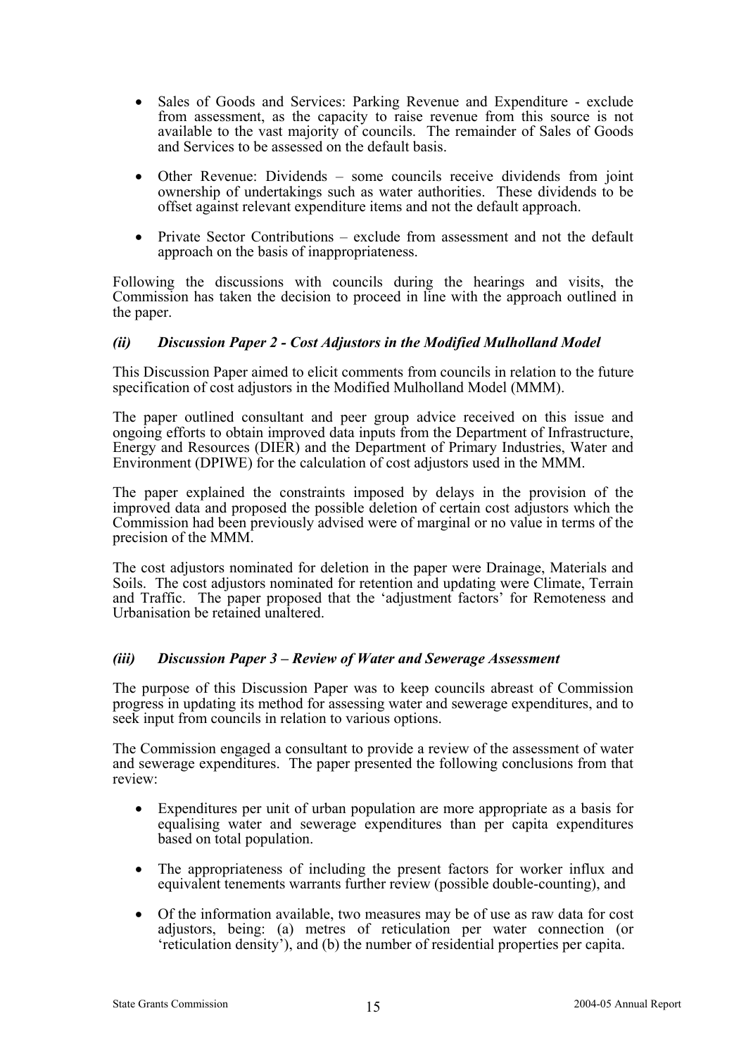- Sales of Goods and Services: Parking Revenue and Expenditure - exclude from assessment, as the capacity to raise revenue from this source is not available to the vast majority of councils. The remainder of Sales of Goods and Services to be assessed on the default basis.

- Other Revenue: Dividends – some councils receive dividends from joint ownership of undertakings such as water authorities. These dividends to be offset against relevant expenditure items and not the default approach.

- Private Sector Contributions – exclude from assessment and not the default approach on the basis of inappropriateness.

Following the discussions with councils during the hearings and visits, the Commission has taken the decision to proceed in line with the approach outlined in the paper.

### *(ii) Discussion Paper 2 - Cost Adjustors in the Modified Mulholland Model*

This Discussion Paper aimed to elicit comments from councils in relation to the future specification of cost adjustors in the Modified Mulholland Model (MMM).

The paper outlined consultant and peer group advice received on this issue and ongoing efforts to obtain improved data inputs from the Department of Infrastructure, Energy and Resources (DIER) and the Department of Primary Industries, Water and Environment (DPIWE) for the calculation of cost adjustors used in the MMM.

The paper explained the constraints imposed by delays in the provision of the improved data and proposed the possible deletion of certain cost adjustors which the Commission had been previously advised were of marginal or no value in terms of the precision of the MMM.

The cost adjustors nominated for deletion in the paper were Drainage, Materials and Soils. The cost adjustors nominated for retention and updating were Climate, Terrain and Traffic. The paper proposed that the 'adjustment factors' for Remoteness and Urbanisation be retained unaltered.

### *(iii) Discussion Paper 3 – Review of Water and Sewerage Assessment*

The purpose of this Discussion Paper was to keep councils abreast of Commission progress in updating its method for assessing water and sewerage expenditures, and to seek input from councils in relation to various options.

The Commission engaged a consultant to provide a review of the assessment of water and sewerage expenditures. The paper presented the following conclusions from that review:

- Expenditures per unit of urban population are more appropriate as a basis for equalising water and sewerage expenditures than per capita expenditures based on total population.

- The appropriateness of including the present factors for worker influx and equivalent tenements warrants further review (possible double-counting), and

- Of the information available, two measures may be of use as raw data for cost adjustors, being: (a) metres of reticulation per water connection (or 'reticulation density'), and (b) the number of residential properties per capita.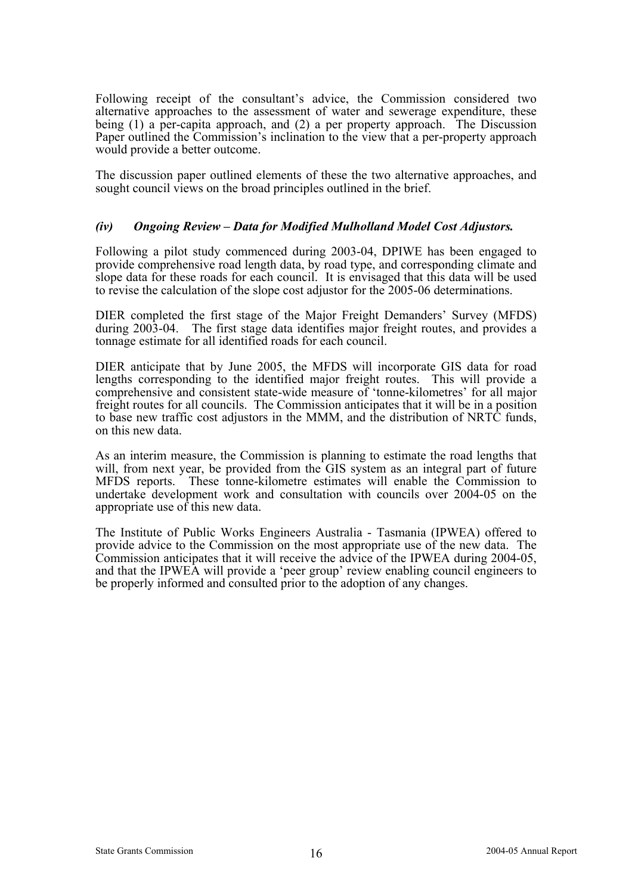Following receipt of the consultant's advice, the Commission considered two alternative approaches to the assessment of water and sewerage expenditure, these being (1) a per-capita approach, and (2) a per property approach. The Discussion Paper outlined the Commission's inclination to the view that a per-property approach would provide a better outcome.

The discussion paper outlined elements of these the two alternative approaches, and sought council views on the broad principles outlined in the brief.

### *(iv) Ongoing Review – Data for Modified Mulholland Model Cost Adjustors.*

Following a pilot study commenced during 2003-04, DPIWE has been engaged to provide comprehensive road length data, by road type, and corresponding climate and slope data for these roads for each council. It is envisaged that this data will be used to revise the calculation of the slope cost adjustor for the 2005-06 determinations.

DIER completed the first stage of the Major Freight Demanders' Survey (MFDS) during 2003-04. The first stage data identifies major freight routes, and provides a tonnage estimate for all identified roads for each council.

DIER anticipate that by June 2005, the MFDS will incorporate GIS data for road lengths corresponding to the identified major freight routes. This will provide a comprehensive and consistent state-wide measure of 'tonne-kilometres' for all major freight routes for all councils. The Commission anticipates that it will be in a position to base new traffic cost adjustors in the MMM, and the distribution of NRTC funds, on this new data.

As an interim measure, the Commission is planning to estimate the road lengths that will, from next year, be provided from the GIS system as an integral part of future MFDS reports. These tonne-kilometre estimates will enable the Commission to undertake development work and consultation with councils over 2004-05 on the appropriate use of this new data.

The Institute of Public Works Engineers Australia - Tasmania (IPWEA) offered to provide advice to the Commission on the most appropriate use of the new data. The Commission anticipates that it will receive the advice of the IPWEA during 2004-05, and that the IPWEA will provide a 'peer group' review enabling council engineers to be properly informed and consulted prior to the adoption of any changes.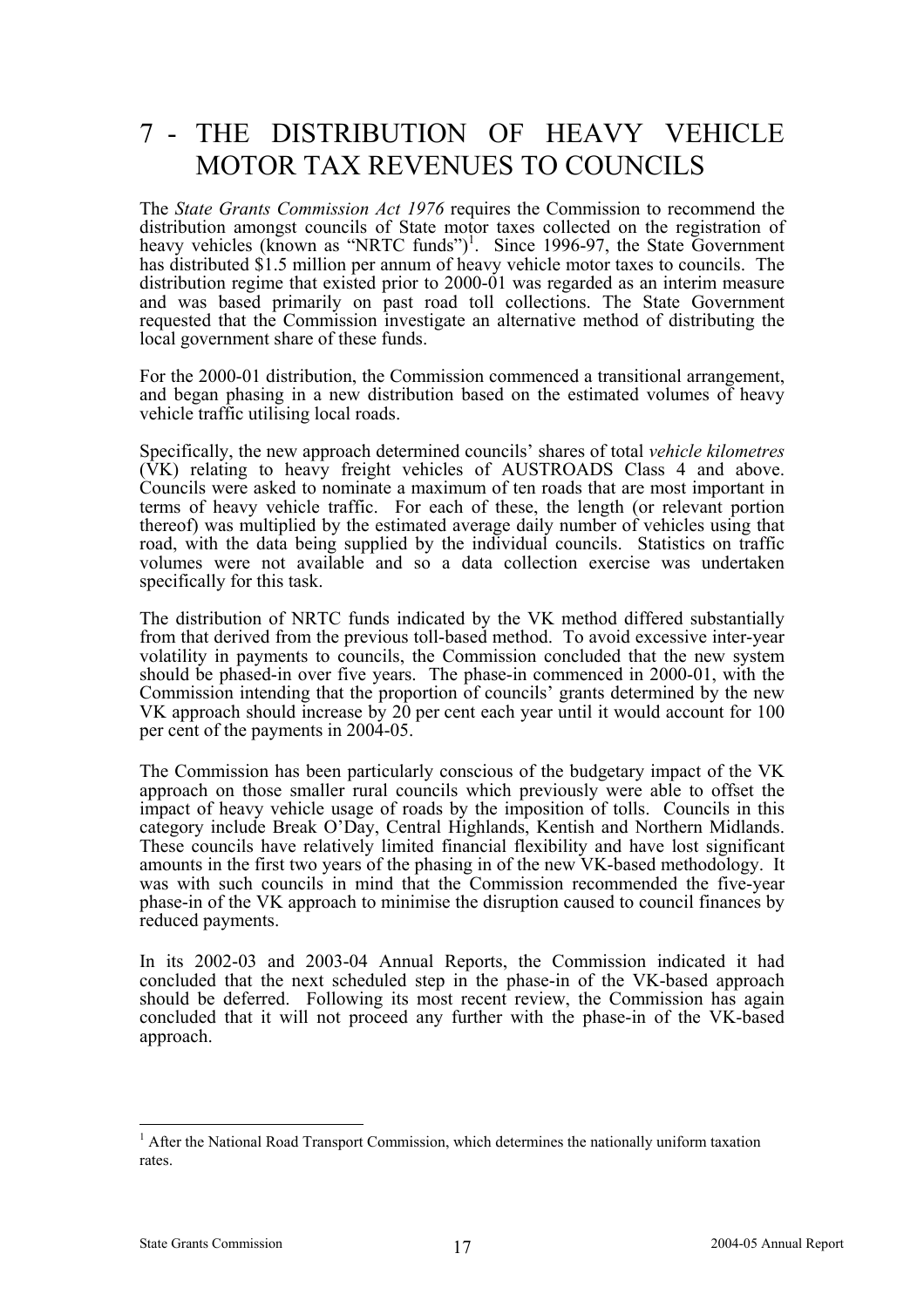# 7 - THE DISTRIBUTION OF HEAVY VEHICLE MOTOR TAX REVENUES TO COUNCILS

The *State Grants Commission Act 1976* requires the Commission to recommend the distribution amongst councils of State motor taxes collected on the registration of heavy vehicles (known as "NRTC funds")[1]. Since 1996-97, the State Government has distributed $1.5 million per annum of heavy vehicle motor taxes to councils. The distribution regime that existed prior to 2000-01 was regarded as an interim measure and was based primarily on past road toll collections. The State Government requested that the Commission investigate an alternative method of distributing the local government share of these funds.

For the 2000-01 distribution, the Commission commenced a transitional arrangement, and began phasing in a new distribution based on the estimated volumes of heavy vehicle traffic utilising local roads.

Specifically, the new approach determined councils' shares of total *vehicle kilometres* (VK) relating to heavy freight vehicles of AUSTROADS Class 4 and above. Councils were asked to nominate a maximum of ten roads that are most important in terms of heavy vehicle traffic. For each of these, the length (or relevant portion thereof) was multiplied by the estimated average daily number of vehicles using that road, with the data being supplied by the individual councils. Statistics on traffic volumes were not available and so a data collection exercise was undertaken specifically for this task.

The distribution of NRTC funds indicated by the VK method differed substantially from that derived from the previous toll-based method. To avoid excessive inter-year volatility in payments to councils, the Commission concluded that the new system should be phased-in over five years. The phase-in commenced in 2000-01, with the Commission intending that the proportion of councils' grants determined by the new VK approach should increase by 20 per cent each year until it would account for 100 per cent of the payments in 2004-05.

The Commission has been particularly conscious of the budgetary impact of the VK approach on those smaller rural councils which previously were able to offset the impact of heavy vehicle usage of roads by the imposition of tolls. Councils in this category include Break O'Day, Central Highlands, Kentish and Northern Midlands. These councils have relatively limited financial flexibility and have lost significant amounts in the first two years of the phasing in of the new VK-based methodology. It was with such councils in mind that the Commission recommended the five-year phase-in of the VK approach to minimise the disruption caused to council finances by reduced payments.

In its 2002-03 and 2003-04 Annual Reports, the Commission indicated it had concluded that the next scheduled step in the phase-in of the VK-based approach should be deferred. Following its most recent review, the Commission has again concluded that it will not proceed any further with the phase-in of the VK-based approach.

---

[1] After the National Road Transport Commission, which determines the nationally uniform taxation rates.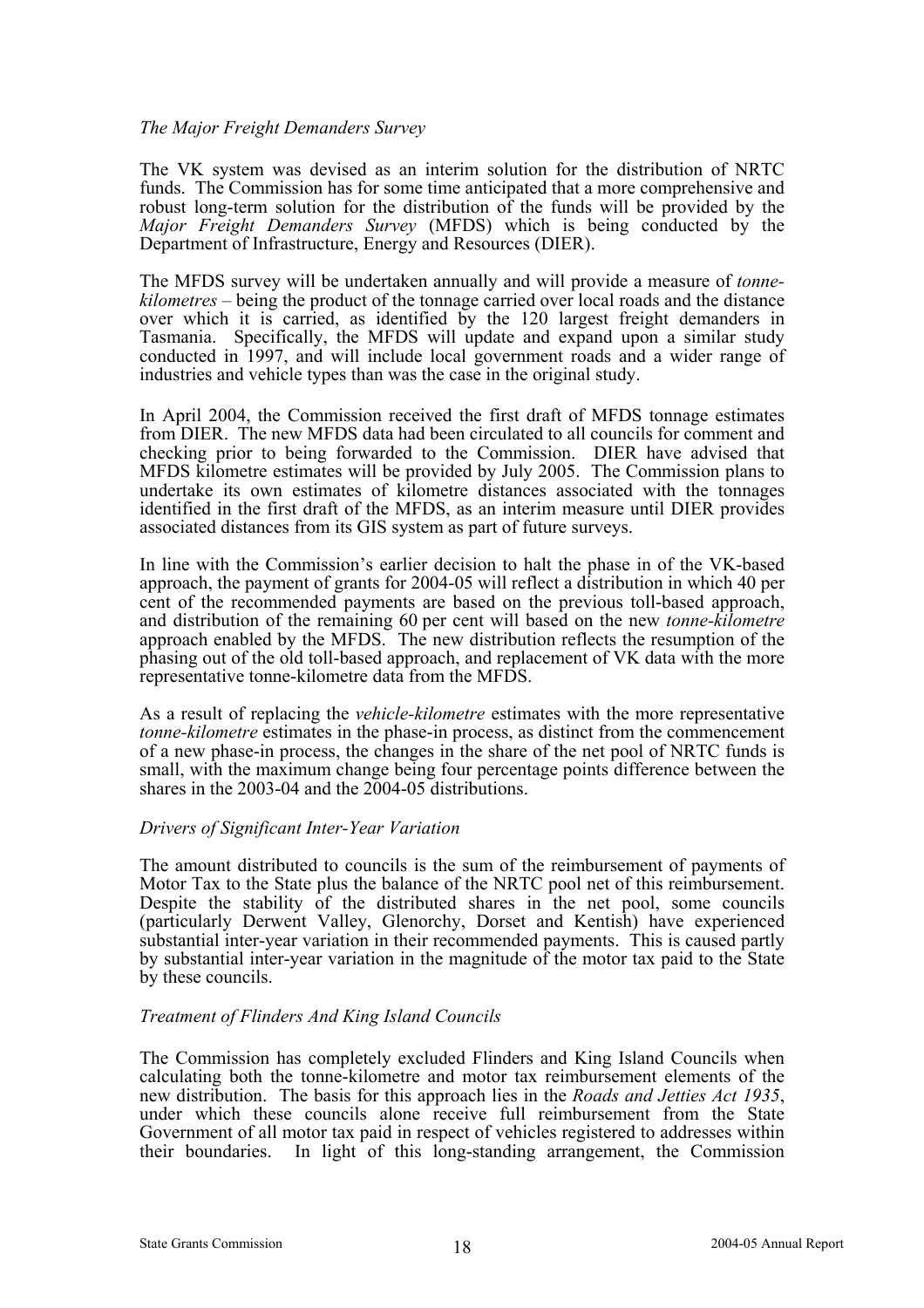### *The Major Freight Demanders Survey*

The VK system was devised as an interim solution for the distribution of NRTC funds. The Commission has for some time anticipated that a more comprehensive and robust long-term solution for the distribution of the funds will be provided by the *Major Freight Demanders Survey* (MFDS) which is being conducted by the Department of Infrastructure, Energy and Resources (DIER).

The MFDS survey will be undertaken annually and will provide a measure of *tonne-kilometres* – being the product of the tonnage carried over local roads and the distance over which it is carried, as identified by the 120 largest freight demanders in Tasmania. Specifically, the MFDS will update and expand upon a similar study conducted in 1997, and will include local government roads and a wider range of industries and vehicle types than was the case in the original study.

In April 2004, the Commission received the first draft of MFDS tonnage estimates from DIER. The new MFDS data had been circulated to all councils for comment and checking prior to being forwarded to the Commission. DIER have advised that MFDS kilometre estimates will be provided by July 2005. The Commission plans to undertake its own estimates of kilometre distances associated with the tonnages identified in the first draft of the MFDS, as an interim measure until DIER provides associated distances from its GIS system as part of future surveys.

In line with the Commission's earlier decision to halt the phase in of the VK-based approach, the payment of grants for 2004-05 will reflect a distribution in which 40 per cent of the recommended payments are based on the previous toll-based approach, and distribution of the remaining 60 per cent will based on the new *tonne-kilometre* approach enabled by the MFDS. The new distribution reflects the resumption of the phasing out of the old toll-based approach, and replacement of VK data with the more representative tonne-kilometre data from the MFDS.

As a result of replacing the *vehicle-kilometre* estimates with the more representative *tonne-kilometre* estimates in the phase-in process, as distinct from the commencement of a new phase-in process, the changes in the share of the net pool of NRTC funds is small, with the maximum change being four percentage points difference between the shares in the 2003-04 and the 2004-05 distributions.

### *Drivers of Significant Inter-Year Variation*

The amount distributed to councils is the sum of the reimbursement of payments of Motor Tax to the State plus the balance of the NRTC pool net of this reimbursement. Despite the stability of the distributed shares in the net pool, some councils (particularly Derwent Valley, Glenorchy, Dorset and Kentish) have experienced substantial inter-year variation in their recommended payments. This is caused partly by substantial inter-year variation in the magnitude of the motor tax paid to the State by these councils.

### *Treatment of Flinders And King Island Councils*

The Commission has completely excluded Flinders and King Island Councils when calculating both the tonne-kilometre and motor tax reimbursement elements of the new distribution. The basis for this approach lies in the *Roads and Jetties Act 1935*, under which these councils alone receive full reimbursement from the State Government of all motor tax paid in respect of vehicles registered to addresses within their boundaries. In light of this long-standing arrangement, the Commission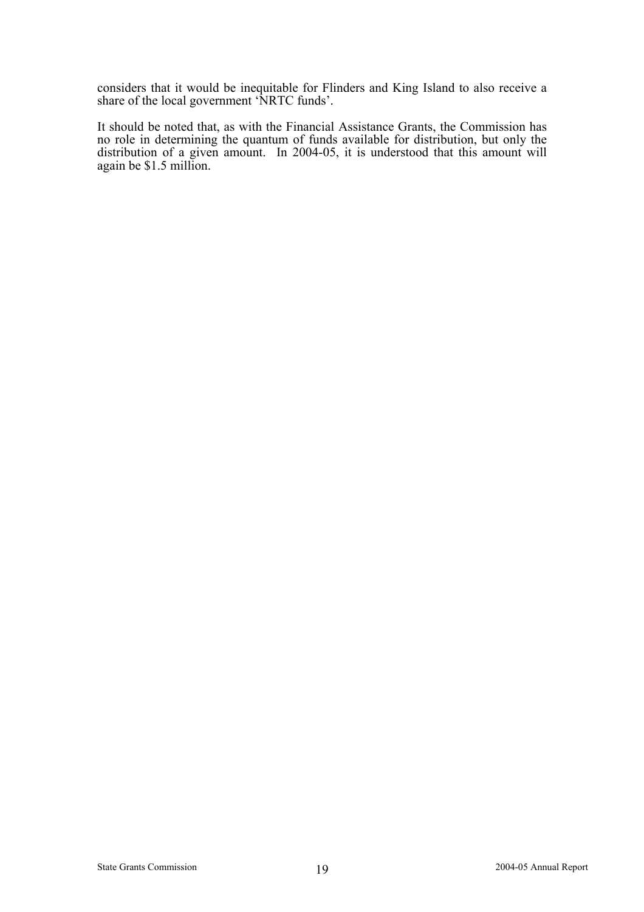considers that it would be inequitable for Flinders and King Island to also receive a share of the local government 'NRTC funds'.

It should be noted that, as with the Financial Assistance Grants, the Commission has no role in determining the quantum of funds available for distribution, but only the distribution of a given amount. In 2004-05, it is understood that this amount will again be $1.5 million.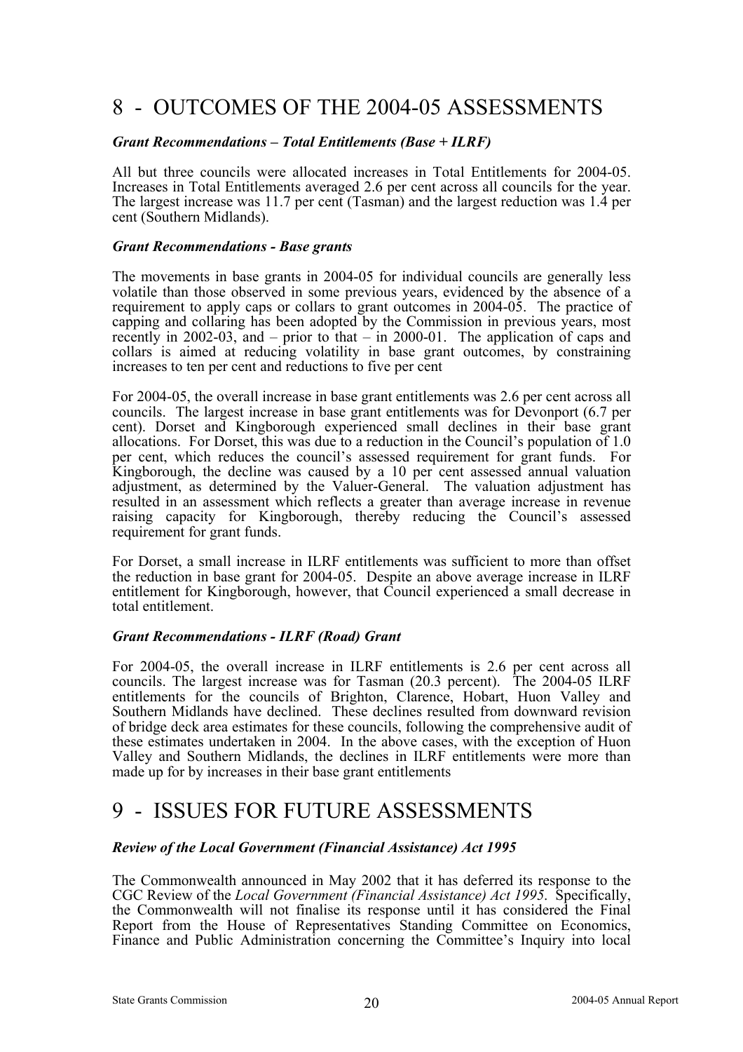# 8 - OUTCOMES OF THE 2004-05 ASSESSMENTS

***Grant Recommendations – Total Entitlements (Base + ILRF)***

All but three councils were allocated increases in Total Entitlements for 2004-05. Increases in Total Entitlements averaged 2.6 per cent across all councils for the year. The largest increase was 11.7 per cent (Tasman) and the largest reduction was 1.4 per cent (Southern Midlands).

***Grant Recommendations - Base grants***

The movements in base grants in 2004-05 for individual councils are generally less volatile than those observed in some previous years, evidenced by the absence of a requirement to apply caps or collars to grant outcomes in 2004-05. The practice of capping and collaring has been adopted by the Commission in previous years, most recently in 2002-03, and – prior to that – in 2000-01. The application of caps and collars is aimed at reducing volatility in base grant outcomes, by constraining increases to ten per cent and reductions to five per cent

For 2004-05, the overall increase in base grant entitlements was 2.6 per cent across all councils. The largest increase in base grant entitlements was for Devonport (6.7 per cent). Dorset and Kingborough experienced small declines in their base grant allocations. For Dorset, this was due to a reduction in the Council's population of 1.0 per cent, which reduces the council's assessed requirement for grant funds. For Kingborough, the decline was caused by a 10 per cent assessed annual valuation adjustment, as determined by the Valuer-General. The valuation adjustment has resulted in an assessment which reflects a greater than average increase in revenue raising capacity for Kingborough, thereby reducing the Council's assessed requirement for grant funds.

For Dorset, a small increase in ILRF entitlements was sufficient to more than offset the reduction in base grant for 2004-05. Despite an above average increase in ILRF entitlement for Kingborough, however, that Council experienced a small decrease in total entitlement.

***Grant Recommendations - ILRF (Road) Grant***

For 2004-05, the overall increase in ILRF entitlements is 2.6 per cent across all councils. The largest increase was for Tasman (20.3 percent). The 2004-05 ILRF entitlements for the councils of Brighton, Clarence, Hobart, Huon Valley and Southern Midlands have declined. These declines resulted from downward revision of bridge deck area estimates for these councils, following the comprehensive audit of these estimates undertaken in 2004. In the above cases, with the exception of Huon Valley and Southern Midlands, the declines in ILRF entitlements were more than made up for by increases in their base grant entitlements

# 9 - ISSUES FOR FUTURE ASSESSMENTS

***Review of the Local Government (Financial Assistance) Act 1995***

The Commonwealth announced in May 2002 that it has deferred its response to the CGC Review of the *Local Government (Financial Assistance) Act 1995*. Specifically, the Commonwealth will not finalise its response until it has considered the Final Report from the House of Representatives Standing Committee on Economics, Finance and Public Administration concerning the Committee's Inquiry into local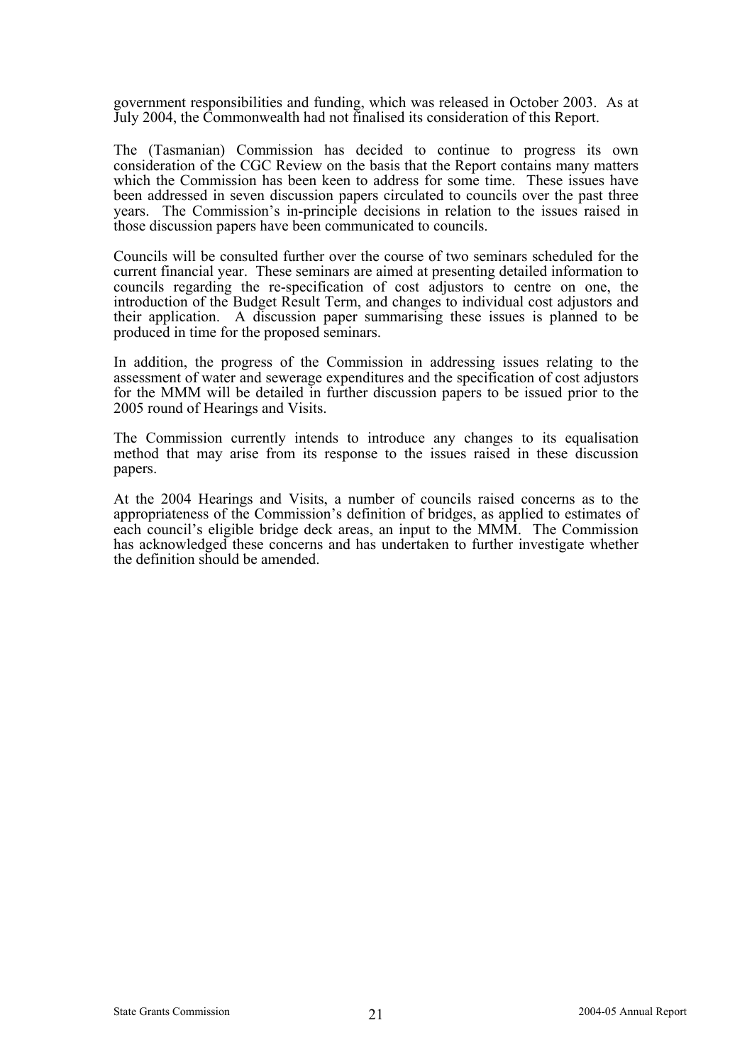government responsibilities and funding, which was released in October 2003. As at July 2004, the Commonwealth had not finalised its consideration of this Report.

The (Tasmanian) Commission has decided to continue to progress its own consideration of the CGC Review on the basis that the Report contains many matters which the Commission has been keen to address for some time. These issues have been addressed in seven discussion papers circulated to councils over the past three years. The Commission's in-principle decisions in relation to the issues raised in those discussion papers have been communicated to councils.

Councils will be consulted further over the course of two seminars scheduled for the current financial year. These seminars are aimed at presenting detailed information to councils regarding the re-specification of cost adjustors to centre on one, the introduction of the Budget Result Term, and changes to individual cost adjustors and their application. A discussion paper summarising these issues is planned to be produced in time for the proposed seminars.

In addition, the progress of the Commission in addressing issues relating to the assessment of water and sewerage expenditures and the specification of cost adjustors for the MMM will be detailed in further discussion papers to be issued prior to the 2005 round of Hearings and Visits.

The Commission currently intends to introduce any changes to its equalisation method that may arise from its response to the issues raised in these discussion papers.

At the 2004 Hearings and Visits, a number of councils raised concerns as to the appropriateness of the Commission's definition of bridges, as applied to estimates of each council's eligible bridge deck areas, an input to the MMM. The Commission has acknowledged these concerns and has undertaken to further investigate whether the definition should be amended.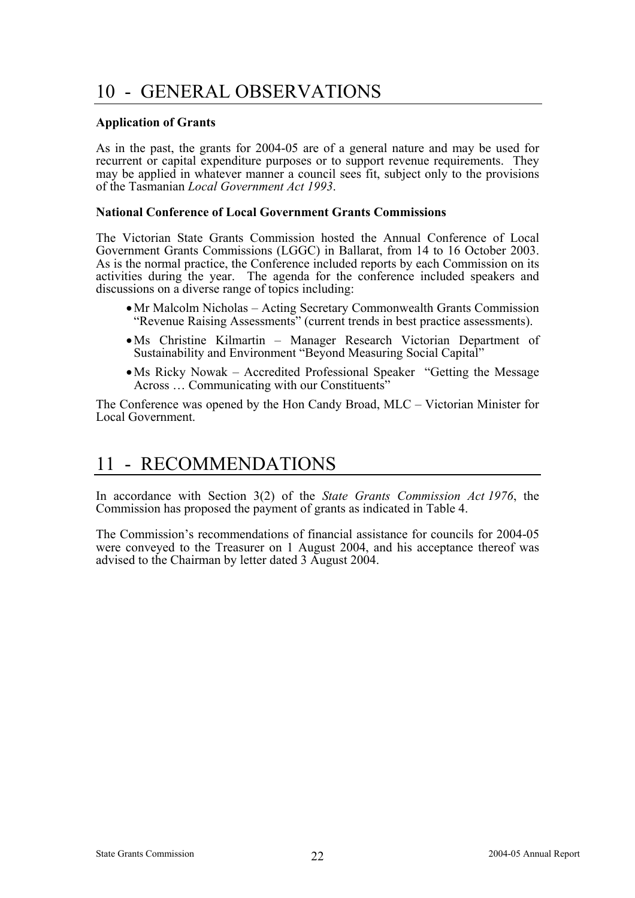# 10 - GENERAL OBSERVATIONS

**Application of Grants**

As in the past, the grants for 2004-05 are of a general nature and may be used for recurrent or capital expenditure purposes or to support revenue requirements. They may be applied in whatever manner a council sees fit, subject only to the provisions of the Tasmanian *Local Government Act 1993*.

**National Conference of Local Government Grants Commissions**

The Victorian State Grants Commission hosted the Annual Conference of Local Government Grants Commissions (LGGC) in Ballarat, from 14 to 16 October 2003. As is the normal practice, the Conference included reports by each Commission on its activities during the year. The agenda for the conference included speakers and discussions on a diverse range of topics including:

- Mr Malcolm Nicholas – Acting Secretary Commonwealth Grants Commission "Revenue Raising Assessments" (current trends in best practice assessments).
- Ms Christine Kilmartin – Manager Research Victorian Department of Sustainability and Environment "Beyond Measuring Social Capital"
- Ms Ricky Nowak – Accredited Professional Speaker "Getting the Message Across … Communicating with our Constituents"

The Conference was opened by the Hon Candy Broad, MLC – Victorian Minister for Local Government.

# 11 - RECOMMENDATIONS

In accordance with Section 3(2) of the *State Grants Commission Act 1976*, the Commission has proposed the payment of grants as indicated in Table 4.

The Commission's recommendations of financial assistance for councils for 2004-05 were conveyed to the Treasurer on 1 August 2004, and his acceptance thereof was advised to the Chairman by letter dated 3 August 2004.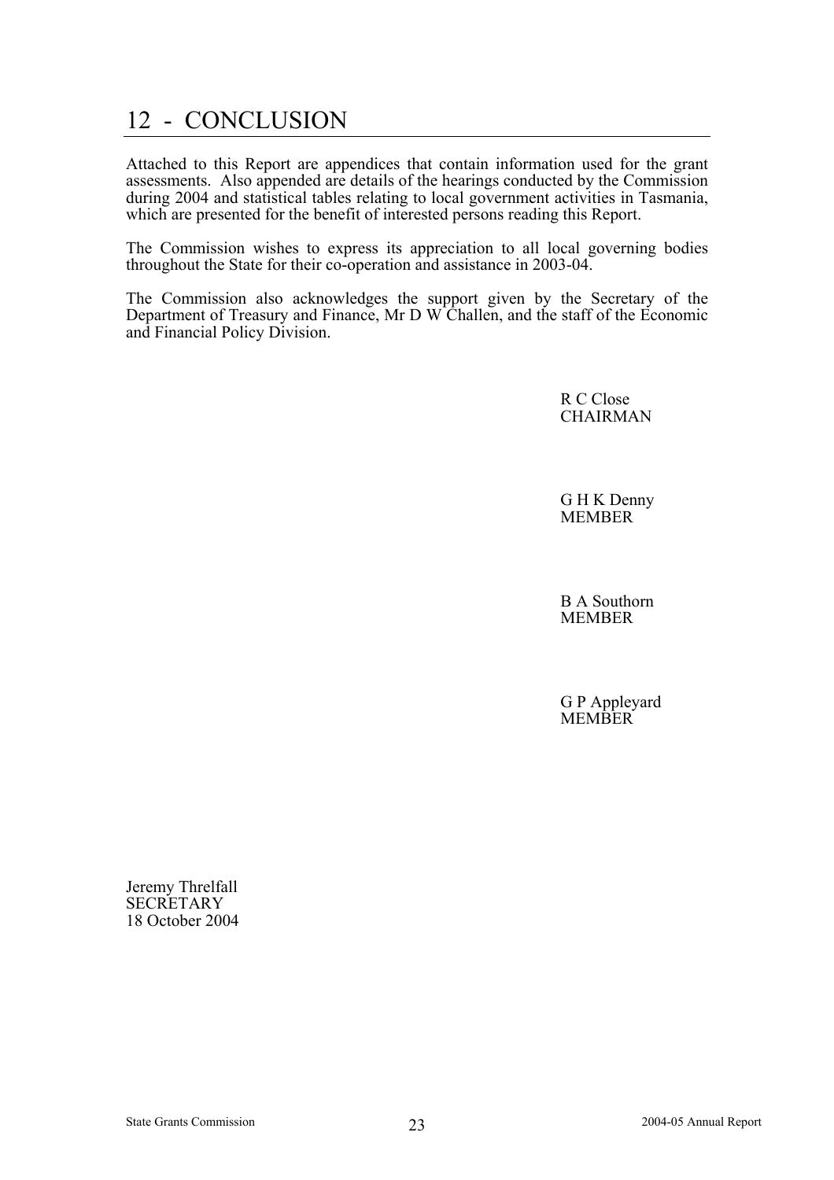# 12 - CONCLUSION

Attached to this Report are appendices that contain information used for the grant assessments. Also appended are details of the hearings conducted by the Commission during 2004 and statistical tables relating to local government activities in Tasmania, which are presented for the benefit of interested persons reading this Report.

The Commission wishes to express its appreciation to all local governing bodies throughout the State for their co-operation and assistance in 2003-04.

The Commission also acknowledges the support given by the Secretary of the Department of Treasury and Finance, Mr D W Challen, and the staff of the Economic and Financial Policy Division.

R C Close
CHAIRMAN

G H K Denny
MEMBER

B A Southorn
MEMBER

G P Appleyard
MEMBER

Jeremy Threlfall
SECRETARY
18 October 2004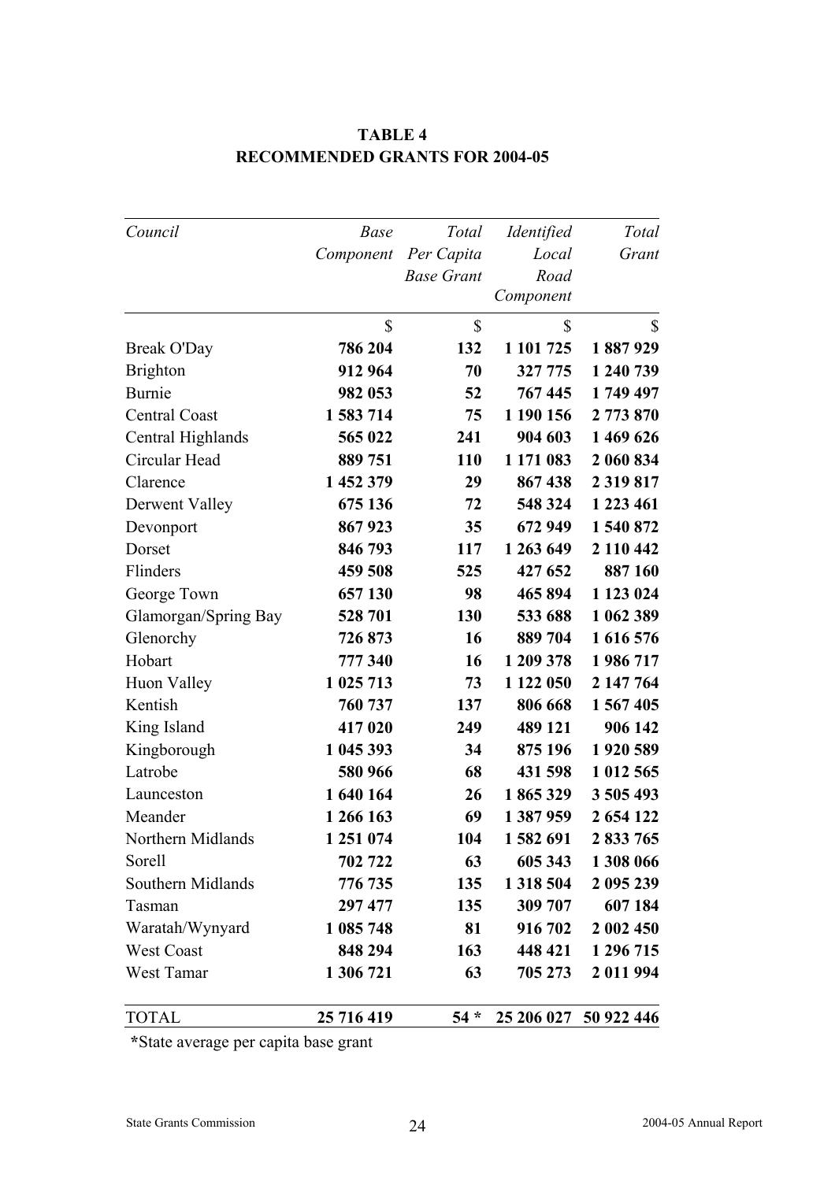**TABLE 4**
**RECOMMENDED GRANTS FOR 2004-05**

| *Council* | *Base Component* | *Total Per Capita Base Grant* | *Identified Local Road Component* | *Total Grant* |
|---|---|---|---|---|
| | $ | $ | $ | $ |
| Break O'Day | **786 204** | **132** | **1 101 725** | **1 887 929** |
| Brighton | **912 964** | **70** | **327 775** | **1 240 739** |
| Burnie | **982 053** | **52** | **767 445** | **1 749 497** |
| Central Coast | **1 583 714** | **75** | **1 190 156** | **2 773 870** |
| Central Highlands | **565 022** | **241** | **904 603** | **1 469 626** |
| Circular Head | **889 751** | **110** | **1 171 083** | **2 060 834** |
| Clarence | **1 452 379** | **29** | **867 438** | **2 319 817** |
| Derwent Valley | **675 136** | **72** | **548 324** | **1 223 461** |
| Devonport | **867 923** | **35** | **672 949** | **1 540 872** |
| Dorset | **846 793** | **117** | **1 263 649** | **2 110 442** |
| Flinders | **459 508** | **525** | **427 652** | **887 160** |
| George Town | **657 130** | **98** | **465 894** | **1 123 024** |
| Glamorgan/Spring Bay | **528 701** | **130** | **533 688** | **1 062 389** |
| Glenorchy | **726 873** | **16** | **889 704** | **1 616 576** |
| Hobart | **777 340** | **16** | **1 209 378** | **1 986 717** |
| Huon Valley | **1 025 713** | **73** | **1 122 050** | **2 147 764** |
| Kentish | **760 737** | **137** | **806 668** | **1 567 405** |
| King Island | **417 020** | **249** | **489 121** | **906 142** |
| Kingborough | **1 045 393** | **34** | **875 196** | **1 920 589** |
| Latrobe | **580 966** | **68** | **431 598** | **1 012 565** |
| Launceston | **1 640 164** | **26** | **1 865 329** | **3 505 493** |
| Meander | **1 266 163** | **69** | **1 387 959** | **2 654 122** |
| Northern Midlands | **1 251 074** | **104** | **1 582 691** | **2 833 765** |
| Sorell | **702 722** | **63** | **605 343** | **1 308 066** |
| Southern Midlands | **776 735** | **135** | **1 318 504** | **2 095 239** |
| Tasman | **297 477** | **135** | **309 707** | **607 184** |
| Waratah/Wynyard | **1 085 748** | **81** | **916 702** | **2 002 450** |
| West Coast | **848 294** | **163** | **448 421** | **1 296 715** |
| West Tamar | **1 306 721** | **63** | **705 273** | **2 011 994** |
| TOTAL | **25 716 419** | **54 *** | **25 206 027** | **50 922 446** |

*State average per capita base grant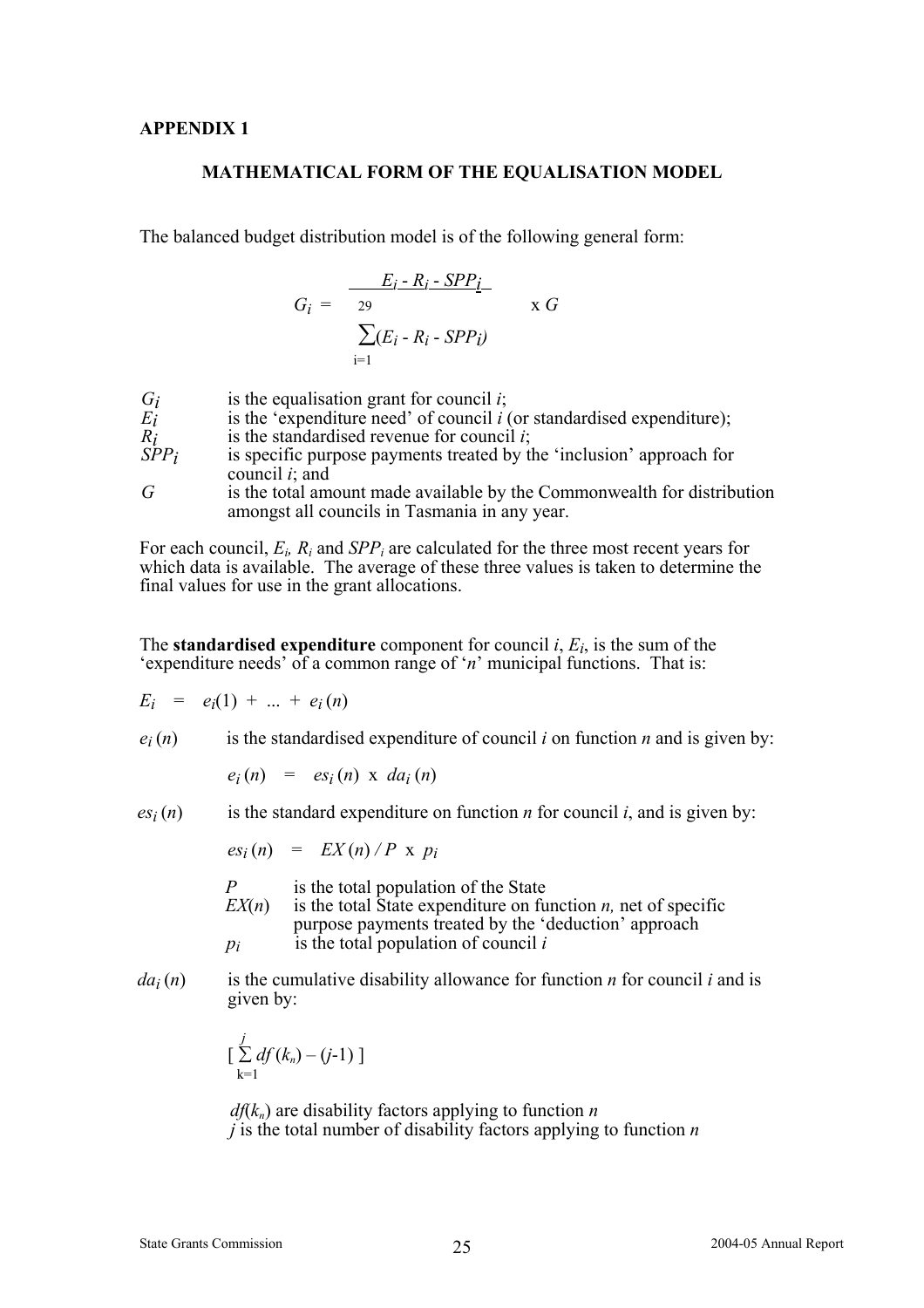**APPENDIX 1**

## MATHEMATICAL FORM OF THE EQUALISATION MODEL

The balanced budget distribution model is of the following general form:

$$G_i = \frac{E_i - R_i - SPP_i}{\sum_{i=1}^{29}(E_i - R_i - SPP_i)} \times G$$

| | |
|---|---|
| $G_i$ | is the equalisation grant for council *i*; |
| $E_i$ | is the 'expenditure need' of council *i* (or standardised expenditure); |
| $R_i$ | is the standardised revenue for council *i*; |
| $SPP_i$ | is specific purpose payments treated by the 'inclusion' approach for council *i*; and |
| $G$ | is the total amount made available by the Commonwealth for distribution amongst all councils in Tasmania in any year. |

For each council, $E_i$, $R_i$ and $SPP_i$ are calculated for the three most recent years for which data is available. The average of these three values is taken to determine the final values for use in the grant allocations.

The **standardised expenditure** component for council *i*, $E_i$, is the sum of the 'expenditure needs' of a common range of '*n*' municipal functions. That is:

$$E_i = e_i(1) + \ldots + e_i(n)$$

$e_i(n)$ is the standardised expenditure of council *i* on function *n* and is given by:

$$e_i(n) = es_i(n) \times da_i(n)$$

$es_i(n)$ is the standard expenditure on function *n* for council *i*, and is given by:

$$es_i(n) = EX(n) / P \times p_i$$

| | |
|---|---|
| $P$ | is the total population of the State |
| $EX(n)$ | is the total State expenditure on function *n*, net of specific purpose payments treated by the 'deduction' approach |
| $p_i$ | is the total population of council *i* |

$da_i(n)$ is the cumulative disability allowance for function *n* for council *i* and is given by:

$$\left[\sum_{k=1}^{j} df(k_n) - (j-1)\right]$$

$df(k_n)$ are disability factors applying to function *n*

$j$ is the total number of disability factors applying to function *n*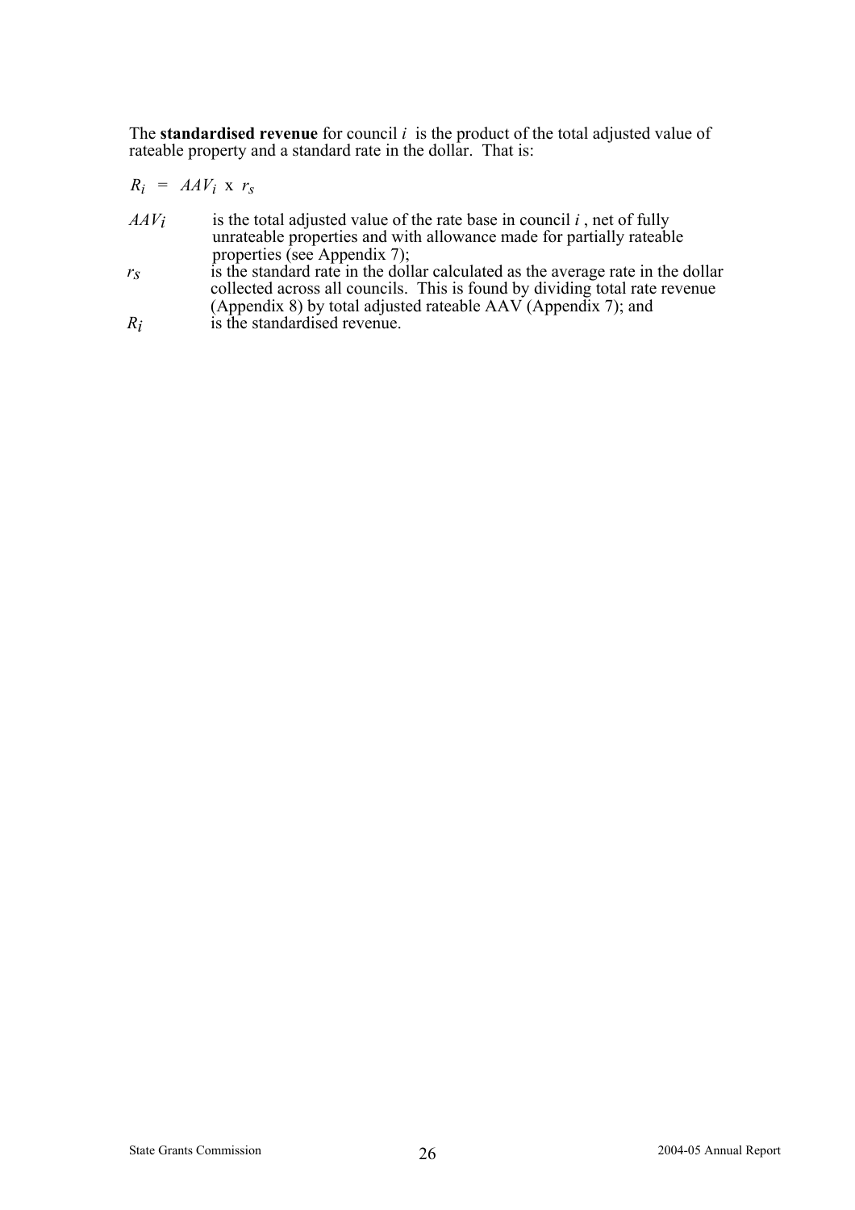The **standardised revenue** for council $i$ is the product of the total adjusted value of rateable property and a standard rate in the dollar. That is:

$$R_i = AAV_i \times r_s$$

$AAV_i$ is the total adjusted value of the rate base in council $i$, net of fully unrateable properties and with allowance made for partially rateable properties (see Appendix 7);

$r_s$ is the standard rate in the dollar calculated as the average rate in the dollar collected across all councils. This is found by dividing total rate revenue (Appendix 8) by total adjusted rateable AAV (Appendix 7); and

$R_i$ is the standardised revenue.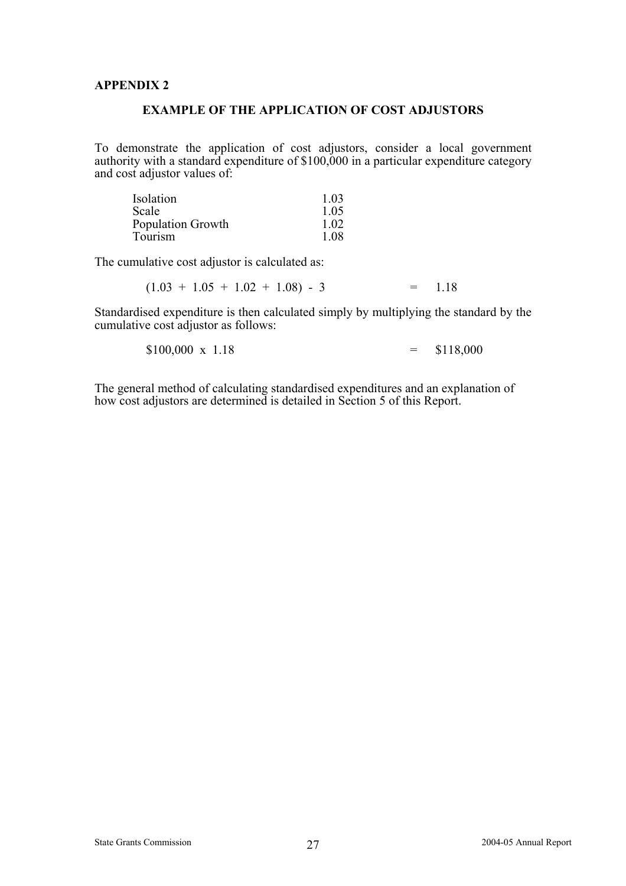**APPENDIX 2**

## EXAMPLE OF THE APPLICATION OF COST ADJUSTORS

To demonstrate the application of cost adjustors, consider a local government authority with a standard expenditure of $100,000 in a particular expenditure category and cost adjustor values of:

| | |
|---|---|
| Isolation | 1.03 |
| Scale | 1.05 |
| Population Growth | 1.02 |
| Tourism | 1.08 |

The cumulative cost adjustor is calculated as:

$$(1.03 + 1.05 + 1.02 + 1.08) - 3 = 1.18$$

Standardised expenditure is then calculated simply by multiplying the standard by the cumulative cost adjustor as follows:

$$\$100,000 \times 1.18 = \$118,000$$

The general method of calculating standardised expenditures and an explanation of how cost adjustors are determined is detailed in Section 5 of this Report.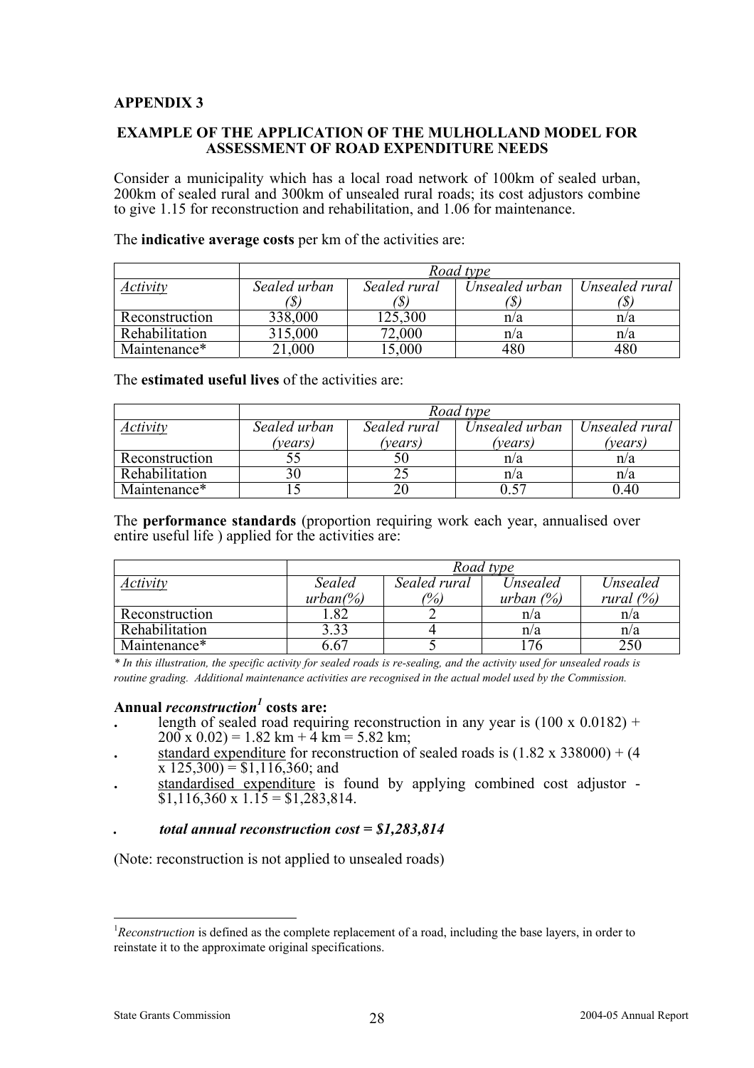**APPENDIX 3**

**EXAMPLE OF THE APPLICATION OF THE MULHOLLAND MODEL FOR ASSESSMENT OF ROAD EXPENDITURE NEEDS**

Consider a municipality which has a local road network of 100km of sealed urban, 200km of sealed rural and 300km of unsealed rural roads; its cost adjustors combine to give 1.15 for reconstruction and rehabilitation, and 1.06 for maintenance.

The **indicative average costs** per km of the activities are:

| | *Road type* | | | |
|---|---|---|---|---|
| *Activity* | *Sealed urban ($)* | *Sealed rural ($)* | *Unsealed urban ($)* | *Unsealed rural ($)* |
| Reconstruction | 338,000 | 125,300 | n/a | n/a |
| Rehabilitation | 315,000 | 72,000 | n/a | n/a |
| Maintenance* | 21,000 | 15,000 | 480 | 480 |

The **estimated useful lives** of the activities are:

| | *Road type* | | | |
|---|---|---|---|---|
| *Activity* | *Sealed urban (years)* | *Sealed rural (years)* | *Unsealed urban (years)* | *Unsealed rural (years)* |
| Reconstruction | 55 | 50 | n/a | n/a |
| Rehabilitation | 30 | 25 | n/a | n/a |
| Maintenance* | 15 | 20 | 0.57 | 0.40 |

The **performance standards** (proportion requiring work each year, annualised over entire useful life ) applied for the activities are:

| | *Road type* | | | |
|---|---|---|---|---|
| *Activity* | *Sealed urban(%)* | *Sealed rural (%)* | *Unsealed urban (%)* | *Unsealed rural (%)* |
| Reconstruction | 1.82 | 2 | n/a | n/a |
| Rehabilitation | 3.33 | 4 | n/a | n/a |
| Maintenance* | 6.67 | 5 | 176 | 250 |

*\* In this illustration, the specific activity for sealed roads is re-sealing, and the activity used for unsealed roads is routine grading. Additional maintenance activities are recognised in the actual model used by the Commission.*

**Annual *reconstruction*[1] costs are:**

- length of sealed road requiring reconstruction in any year is (100 x 0.0182) + 200 x 0.02) = 1.82 km + 4 km = 5.82 km;
- standard expenditure for reconstruction of sealed roads is (1.82 x 338000) + (4 x 125,300) = $1,116,360; and
- standardised expenditure is found by applying combined cost adjustor - $1,116,360 x 1.15 = $1,283,814.

- ***total annual reconstruction cost = $1,283,814***

(Note: reconstruction is not applied to unsealed roads)

[1] *Reconstruction* is defined as the complete replacement of a road, including the base layers, in order to reinstate it to the approximate original specifications.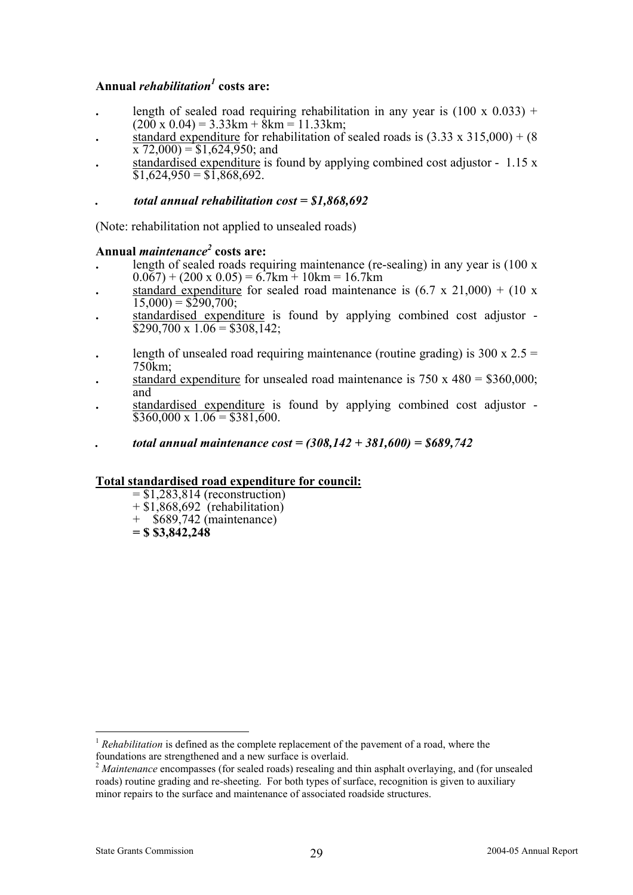**Annual *rehabilitation*[1] costs are:**

- length of sealed road requiring rehabilitation in any year is (100 x 0.033) + (200 x 0.04) = 3.33km + 8km = 11.33km;
- standard expenditure for rehabilitation of sealed roads is (3.33 x 315,000) + (8 x 72,000) = $1,624,950; and
- standardised expenditure is found by applying combined cost adjustor - 1.15 x $1,624,950 = $1,868,692.

- ***total annual rehabilitation cost = $1,868,692***

(Note: rehabilitation not applied to unsealed roads)

**Annual *maintenance*[2] costs are:**

- length of sealed roads requiring maintenance (re-sealing) in any year is (100 x 0.067) + (200 x 0.05) = 6.7km + 10km = 16.7km
- standard expenditure for sealed road maintenance is (6.7 x 21,000) + (10 x 15,000) = $290,700;
- standardised expenditure is found by applying combined cost adjustor - $290,700 x 1.06 = $308,142;

- length of unsealed road requiring maintenance (routine grading) is 300 x 2.5 = 750km;
- standard expenditure for unsealed road maintenance is 750 x 480 = $360,000; and
- standardised expenditure is found by applying combined cost adjustor - $360,000 x 1.06 = $381,600.

- ***total annual maintenance cost = (308,142 + 381,600) = $689,742***

**Total standardised road expenditure for council:**

= $1,283,814 (reconstruction)
+ $1,868,692 (rehabilitation)
+ $689,742 (maintenance)
**= $ $3,842,248**

---

[1] *Rehabilitation* is defined as the complete replacement of the pavement of a road, where the foundations are strengthened and a new surface is overlaid.

[2] *Maintenance* encompasses (for sealed roads) resealing and thin asphalt overlaying, and (for unsealed roads) routine grading and re-sheeting. For both types of surface, recognition is given to auxiliary minor repairs to the surface and maintenance of associated roadside structures.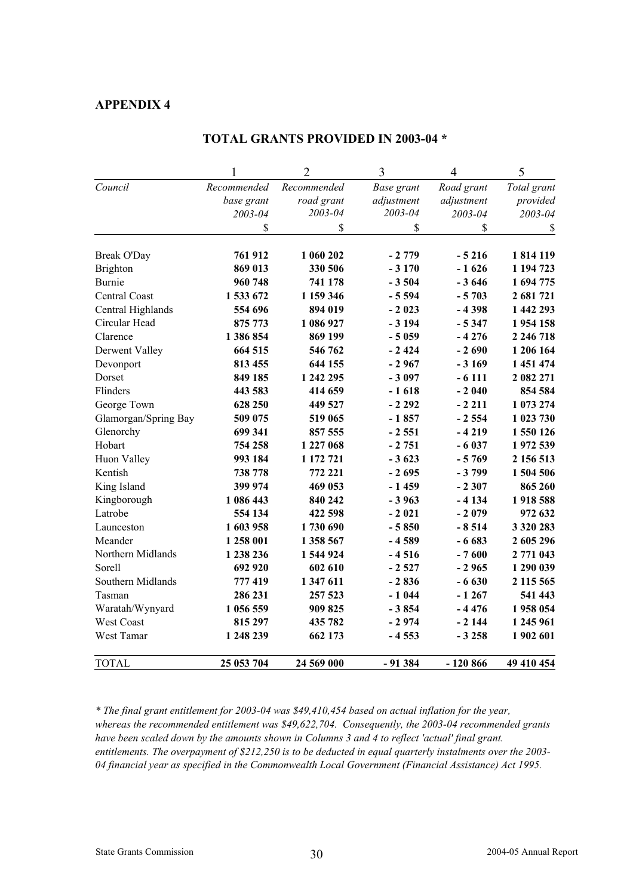## APPENDIX 4

### TOTAL GRANTS PROVIDED IN 2003-04 *

| | 1 | 2 | 3 | 4 | 5 |
|---|---|---|---|---|---|
| *Council* | *Recommended base grant 2003-04* | *Recommended road grant 2003-04* | *Base grant adjustment 2003-04* | *Road grant adjustment 2003-04* | *Total grant provided 2003-04* |
| | $ | $ | $ | $ | $ |
| Break O'Day | **761 912** | **1 060 202** | **- 2 779** | **- 5 216** | **1 814 119** |
| Brighton | **869 013** | **330 506** | **- 3 170** | **- 1 626** | **1 194 723** |
| Burnie | **960 748** | **741 178** | **- 3 504** | **- 3 646** | **1 694 775** |
| Central Coast | **1 533 672** | **1 159 346** | **- 5 594** | **- 5 703** | **2 681 721** |
| Central Highlands | **554 696** | **894 019** | **- 2 023** | **- 4 398** | **1 442 293** |
| Circular Head | **875 773** | **1 086 927** | **- 3 194** | **- 5 347** | **1 954 158** |
| Clarence | **1 386 854** | **869 199** | **- 5 059** | **- 4 276** | **2 246 718** |
| Derwent Valley | **664 515** | **546 762** | **- 2 424** | **- 2 690** | **1 206 164** |
| Devonport | **813 455** | **644 155** | **- 2 967** | **- 3 169** | **1 451 474** |
| Dorset | **849 185** | **1 242 295** | **- 3 097** | **- 6 111** | **2 082 271** |
| Flinders | **443 583** | **414 659** | **- 1 618** | **- 2 040** | **854 584** |
| George Town | **628 250** | **449 527** | **- 2 292** | **- 2 211** | **1 073 274** |
| Glamorgan/Spring Bay | **509 075** | **519 065** | **- 1 857** | **- 2 554** | **1 023 730** |
| Glenorchy | **699 341** | **857 555** | **- 2 551** | **- 4 219** | **1 550 126** |
| Hobart | **754 258** | **1 227 068** | **- 2 751** | **- 6 037** | **1 972 539** |
| Huon Valley | **993 184** | **1 172 721** | **- 3 623** | **- 5 769** | **2 156 513** |
| Kentish | **738 778** | **772 221** | **- 2 695** | **- 3 799** | **1 504 506** |
| King Island | **399 974** | **469 053** | **- 1 459** | **- 2 307** | **865 260** |
| Kingborough | **1 086 443** | **840 242** | **- 3 963** | **- 4 134** | **1 918 588** |
| Latrobe | **554 134** | **422 598** | **- 2 021** | **- 2 079** | **972 632** |
| Launceston | **1 603 958** | **1 730 690** | **- 5 850** | **- 8 514** | **3 320 283** |
| Meander | **1 258 001** | **1 358 567** | **- 4 589** | **- 6 683** | **2 605 296** |
| Northern Midlands | **1 238 236** | **1 544 924** | **- 4 516** | **- 7 600** | **2 771 043** |
| Sorell | **692 920** | **602 610** | **- 2 527** | **- 2 965** | **1 290 039** |
| Southern Midlands | **777 419** | **1 347 611** | **- 2 836** | **- 6 630** | **2 115 565** |
| Tasman | **286 231** | **257 523** | **- 1 044** | **- 1 267** | **541 443** |
| Waratah/Wynyard | **1 056 559** | **909 825** | **- 3 854** | **- 4 476** | **1 958 054** |
| West Coast | **815 297** | **435 782** | **- 2 974** | **- 2 144** | **1 245 961** |
| West Tamar | **1 248 239** | **662 173** | **- 4 553** | **- 3 258** | **1 902 601** |
| TOTAL | **25 053 704** | **24 569 000** | **- 91 384** | **- 120 866** | **49 410 454** |

*\* The final grant entitlement for 2003-04 was $49,410,454 based on actual inflation for the year, whereas the recommended entitlement was $49,622,704. Consequently, the 2003-04 recommended grants have been scaled down by the amounts shown in Columns 3 and 4 to reflect 'actual' final grant. entitlements. The overpayment of $212,250 is to be deducted in equal quarterly instalments over the 2003-04 financial year as specified in the Commonwealth Local Government (Financial Assistance) Act 1995.*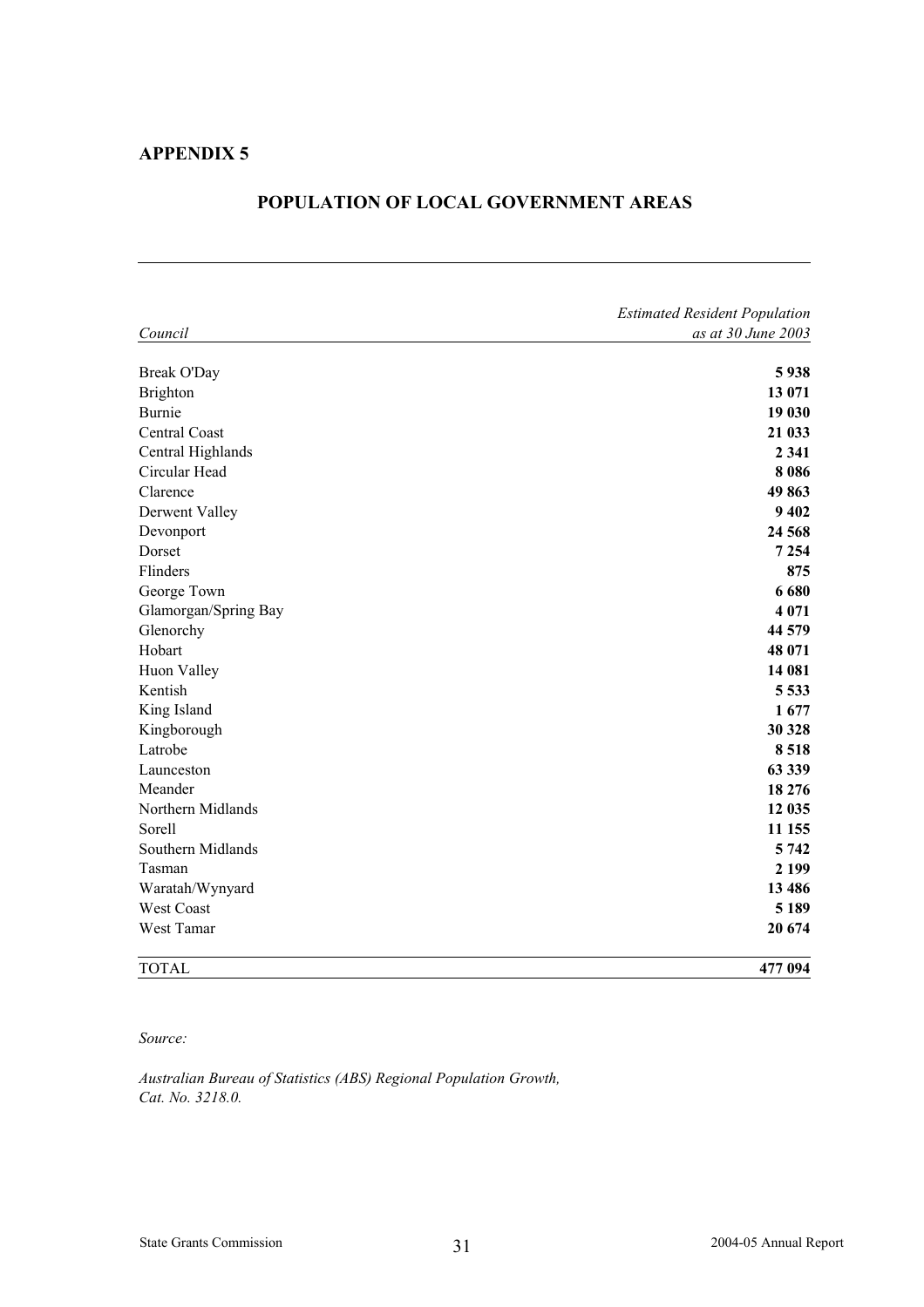## APPENDIX 5

## POPULATION OF LOCAL GOVERNMENT AREAS

| *Council* | *Estimated Resident Population as at 30 June 2003* |
|---|---|
| Break O'Day | **5 938** |
| Brighton | **13 071** |
| Burnie | **19 030** |
| Central Coast | **21 033** |
| Central Highlands | **2 341** |
| Circular Head | **8 086** |
| Clarence | **49 863** |
| Derwent Valley | **9 402** |
| Devonport | **24 568** |
| Dorset | **7 254** |
| Flinders | **875** |
| George Town | **6 680** |
| Glamorgan/Spring Bay | **4 071** |
| Glenorchy | **44 579** |
| Hobart | **48 071** |
| Huon Valley | **14 081** |
| Kentish | **5 533** |
| King Island | **1 677** |
| Kingborough | **30 328** |
| Latrobe | **8 518** |
| Launceston | **63 339** |
| Meander | **18 276** |
| Northern Midlands | **12 035** |
| Sorell | **11 155** |
| Southern Midlands | **5 742** |
| Tasman | **2 199** |
| Waratah/Wynyard | **13 486** |
| West Coast | **5 189** |
| West Tamar | **20 674** |
| TOTAL | **477 094** |

*Source:*

*Australian Bureau of Statistics (ABS) Regional Population Growth, Cat. No. 3218.0.*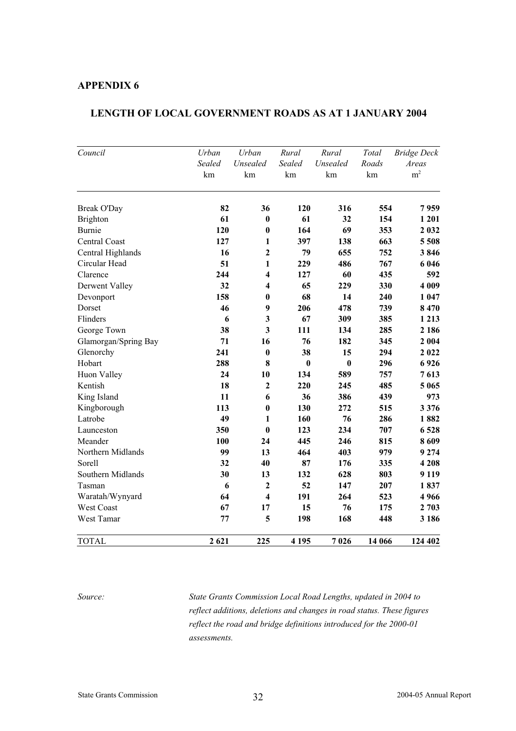## APPENDIX 6

### LENGTH OF LOCAL GOVERNMENT ROADS AS AT 1 JANUARY 2004

| *Council* | *Urban Sealed* km | *Urban Unsealed* km | *Rural Sealed* km | *Rural Unsealed* km | *Total Roads* km | *Bridge Deck Areas* $m^2$ |
|---|---|---|---|---|---|---|
| Break O'Day | **82** | **36** | **120** | **316** | **554** | **7 959** |
| Brighton | **61** | **0** | **61** | **32** | **154** | **1 201** |
| Burnie | **120** | **0** | **164** | **69** | **353** | **2 032** |
| Central Coast | **127** | **1** | **397** | **138** | **663** | **5 508** |
| Central Highlands | **16** | **2** | **79** | **655** | **752** | **3 846** |
| Circular Head | **51** | **1** | **229** | **486** | **767** | **6 046** |
| Clarence | **244** | **4** | **127** | **60** | **435** | **592** |
| Derwent Valley | **32** | **4** | **65** | **229** | **330** | **4 009** |
| Devonport | **158** | **0** | **68** | **14** | **240** | **1 047** |
| Dorset | **46** | **9** | **206** | **478** | **739** | **8 470** |
| Flinders | **6** | **3** | **67** | **309** | **385** | **1 213** |
| George Town | **38** | **3** | **111** | **134** | **285** | **2 186** |
| Glamorgan/Spring Bay | **71** | **16** | **76** | **182** | **345** | **2 004** |
| Glenorchy | **241** | **0** | **38** | **15** | **294** | **2 022** |
| Hobart | **288** | **8** | **0** | **0** | **296** | **6 926** |
| Huon Valley | **24** | **10** | **134** | **589** | **757** | **7 613** |
| Kentish | **18** | **2** | **220** | **245** | **485** | **5 065** |
| King Island | **11** | **6** | **36** | **386** | **439** | **973** |
| Kingborough | **113** | **0** | **130** | **272** | **515** | **3 376** |
| Latrobe | **49** | **1** | **160** | **76** | **286** | **1 882** |
| Launceston | **350** | **0** | **123** | **234** | **707** | **6 528** |
| Meander | **100** | **24** | **445** | **246** | **815** | **8 609** |
| Northern Midlands | **99** | **13** | **464** | **403** | **979** | **9 274** |
| Sorell | **32** | **40** | **87** | **176** | **335** | **4 208** |
| Southern Midlands | **30** | **13** | **132** | **628** | **803** | **9 119** |
| Tasman | **6** | **2** | **52** | **147** | **207** | **1 837** |
| Waratah/Wynyard | **64** | **4** | **191** | **264** | **523** | **4 966** |
| West Coast | **67** | **17** | **15** | **76** | **175** | **2 703** |
| West Tamar | **77** | **5** | **198** | **168** | **448** | **3 186** |
| TOTAL | **2 621** | **225** | **4 195** | **7 026** | **14 066** | **124 402** |

*Source:* *State Grants Commission Local Road Lengths, updated in 2004 to reflect additions, deletions and changes in road status. These figures reflect the road and bridge definitions introduced for the 2000-01 assessments.*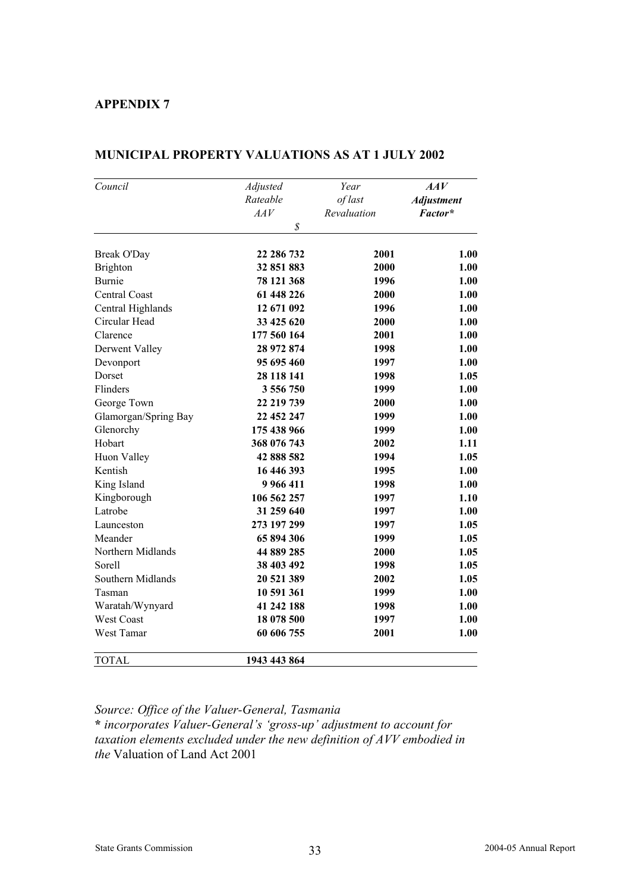## APPENDIX 7

### MUNICIPAL PROPERTY VALUATIONS AS AT 1 JULY 2002

| *Council* | *Adjusted Rateable AAV* | *Year of last Revaluation* | ***AAV Adjustment Factor**** |
|---|---|---|---|
| | *$* | | |
| Break O'Day | **22 286 732** | **2001** | **1.00** |
| Brighton | **32 851 883** | **2000** | **1.00** |
| Burnie | **78 121 368** | **1996** | **1.00** |
| Central Coast | **61 448 226** | **2000** | **1.00** |
| Central Highlands | **12 671 092** | **1996** | **1.00** |
| Circular Head | **33 425 620** | **2000** | **1.00** |
| Clarence | **177 560 164** | **2001** | **1.00** |
| Derwent Valley | **28 972 874** | **1998** | **1.00** |
| Devonport | **95 695 460** | **1997** | **1.00** |
| Dorset | **28 118 141** | **1998** | **1.05** |
| Flinders | **3 556 750** | **1999** | **1.00** |
| George Town | **22 219 739** | **2000** | **1.00** |
| Glamorgan/Spring Bay | **22 452 247** | **1999** | **1.00** |
| Glenorchy | **175 438 966** | **1999** | **1.00** |
| Hobart | **368 076 743** | **2002** | **1.11** |
| Huon Valley | **42 888 582** | **1994** | **1.05** |
| Kentish | **16 446 393** | **1995** | **1.00** |
| King Island | **9 966 411** | **1998** | **1.00** |
| Kingborough | **106 562 257** | **1997** | **1.10** |
| Latrobe | **31 259 640** | **1997** | **1.00** |
| Launceston | **273 197 299** | **1997** | **1.05** |
| Meander | **65 894 306** | **1999** | **1.05** |
| Northern Midlands | **44 889 285** | **2000** | **1.05** |
| Sorell | **38 403 492** | **1998** | **1.05** |
| Southern Midlands | **20 521 389** | **2002** | **1.05** |
| Tasman | **10 591 361** | **1999** | **1.00** |
| Waratah/Wynyard | **41 242 188** | **1998** | **1.00** |
| West Coast | **18 078 500** | **1997** | **1.00** |
| West Tamar | **60 606 755** | **2001** | **1.00** |
| TOTAL | **1943 443 864** | | |

*Source: Office of the Valuer-General, Tasmania*
***** *incorporates Valuer-General's 'gross-up' adjustment to account for taxation elements excluded under the new definition of AVV embodied in the* Valuation of Land Act 2001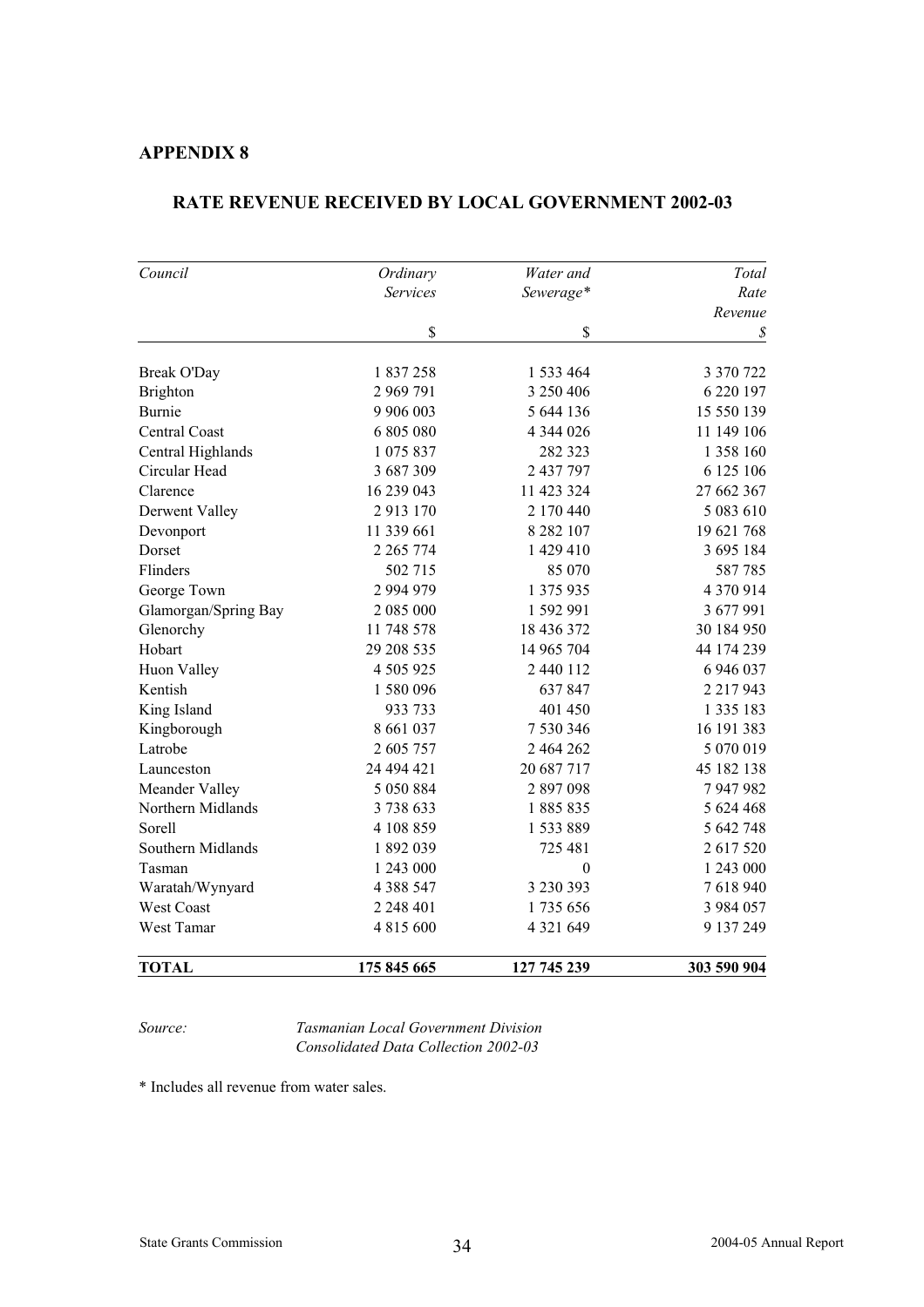# APPENDIX 8

## RATE REVENUE RECEIVED BY LOCAL GOVERNMENT 2002-03

| *Council* | *Ordinary Services* | *Water and Sewerage** | *Total Rate Revenue* |
|---|---|---|---|
| | $ | $ | *$* |
| Break O'Day | 1 837 258 | 1 533 464 | 3 370 722 |
| Brighton | 2 969 791 | 3 250 406 | 6 220 197 |
| Burnie | 9 906 003 | 5 644 136 | 15 550 139 |
| Central Coast | 6 805 080 | 4 344 026 | 11 149 106 |
| Central Highlands | 1 075 837 | 282 323 | 1 358 160 |
| Circular Head | 3 687 309 | 2 437 797 | 6 125 106 |
| Clarence | 16 239 043 | 11 423 324 | 27 662 367 |
| Derwent Valley | 2 913 170 | 2 170 440 | 5 083 610 |
| Devonport | 11 339 661 | 8 282 107 | 19 621 768 |
| Dorset | 2 265 774 | 1 429 410 | 3 695 184 |
| Flinders | 502 715 | 85 070 | 587 785 |
| George Town | 2 994 979 | 1 375 935 | 4 370 914 |
| Glamorgan/Spring Bay | 2 085 000 | 1 592 991 | 3 677 991 |
| Glenorchy | 11 748 578 | 18 436 372 | 30 184 950 |
| Hobart | 29 208 535 | 14 965 704 | 44 174 239 |
| Huon Valley | 4 505 925 | 2 440 112 | 6 946 037 |
| Kentish | 1 580 096 | 637 847 | 2 217 943 |
| King Island | 933 733 | 401 450 | 1 335 183 |
| Kingborough | 8 661 037 | 7 530 346 | 16 191 383 |
| Latrobe | 2 605 757 | 2 464 262 | 5 070 019 |
| Launceston | 24 494 421 | 20 687 717 | 45 182 138 |
| Meander Valley | 5 050 884 | 2 897 098 | 7 947 982 |
| Northern Midlands | 3 738 633 | 1 885 835 | 5 624 468 |
| Sorell | 4 108 859 | 1 533 889 | 5 642 748 |
| Southern Midlands | 1 892 039 | 725 481 | 2 617 520 |
| Tasman | 1 243 000 | 0 | 1 243 000 |
| Waratah/Wynyard | 4 388 547 | 3 230 393 | 7 618 940 |
| West Coast | 2 248 401 | 1 735 656 | 3 984 057 |
| West Tamar | 4 815 600 | 4 321 649 | 9 137 249 |
| **TOTAL** | **175 845 665** | **127 745 239** | **303 590 904** |

*Source:* *Tasmanian Local Government Division Consolidated Data Collection 2002-03*

* Includes all revenue from water sales.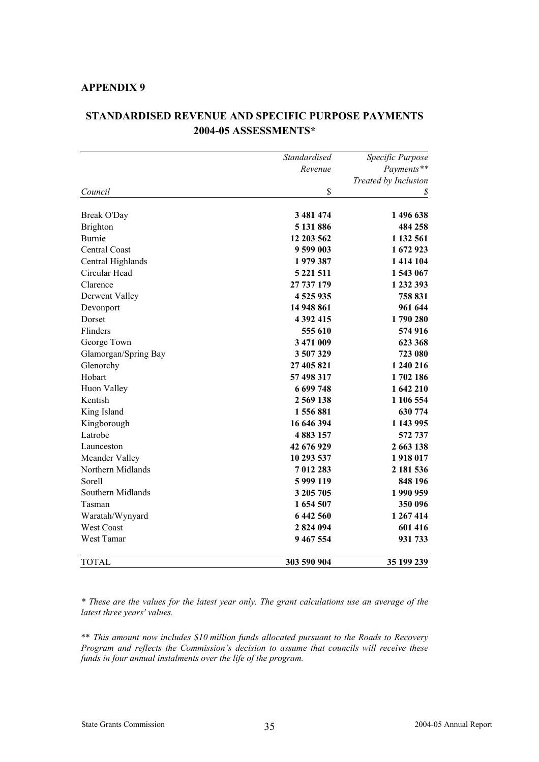## APPENDIX 9

## STANDARDISED REVENUE AND SPECIFIC PURPOSE PAYMENTS 2004-05 ASSESSMENTS*

| *Council* | *Standardised Revenue* $ | *Specific Purpose Payments** Treated by Inclusion* $ |
|---|---|---|
| Break O'Day | **3 481 474** | **1 496 638** |
| Brighton | **5 131 886** | **484 258** |
| Burnie | **12 203 562** | **1 132 561** |
| Central Coast | **9 599 003** | **1 672 923** |
| Central Highlands | **1 979 387** | **1 414 104** |
| Circular Head | **5 221 511** | **1 543 067** |
| Clarence | **27 737 179** | **1 232 393** |
| Derwent Valley | **4 525 935** | **758 831** |
| Devonport | **14 948 861** | **961 644** |
| Dorset | **4 392 415** | **1 790 280** |
| Flinders | **555 610** | **574 916** |
| George Town | **3 471 009** | **623 368** |
| Glamorgan/Spring Bay | **3 507 329** | **723 080** |
| Glenorchy | **27 405 821** | **1 240 216** |
| Hobart | **57 498 317** | **1 702 186** |
| Huon Valley | **6 699 748** | **1 642 210** |
| Kentish | **2 569 138** | **1 106 554** |
| King Island | **1 556 881** | **630 774** |
| Kingborough | **16 646 394** | **1 143 995** |
| Latrobe | **4 883 157** | **572 737** |
| Launceston | **42 676 929** | **2 663 138** |
| Meander Valley | **10 293 537** | **1 918 017** |
| Northern Midlands | **7 012 283** | **2 181 536** |
| Sorell | **5 999 119** | **848 196** |
| Southern Midlands | **3 205 705** | **1 990 959** |
| Tasman | **1 654 507** | **350 096** |
| Waratah/Wynyard | **6 442 560** | **1 267 414** |
| West Coast | **2 824 094** | **601 416** |
| West Tamar | **9 467 554** | **931 733** |
| TOTAL | **303 590 904** | **35 199 239** |

*\* These are the values for the latest year only. The grant calculations use an average of the latest three years' values.*

\*\* *This amount now includes $10 million funds allocated pursuant to the Roads to Recovery Program and reflects the Commission's decision to assume that councils will receive these funds in four annual instalments over the life of the program.*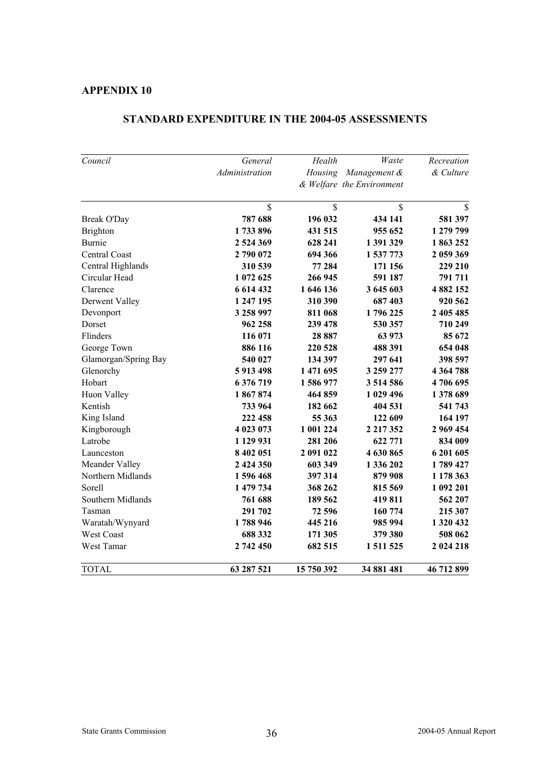## APPENDIX 10

### STANDARD EXPENDITURE IN THE 2004-05 ASSESSMENTS

| *Council* | *General Administration* | *Health Housing & Welfare* | *Waste Management & the Environment* | *Recreation & Culture* |
|---|---|---|---|---|
| | $ | $ | $ | $ |
| Break O'Day | **787 688** | **196 032** | **434 141** | **581 397** |
| Brighton | **1 733 896** | **431 515** | **955 652** | **1 279 799** |
| Burnie | **2 524 369** | **628 241** | **1 391 329** | **1 863 252** |
| Central Coast | **2 790 072** | **694 366** | **1 537 773** | **2 059 369** |
| Central Highlands | **310 539** | **77 284** | **171 156** | **229 210** |
| Circular Head | **1 072 625** | **266 945** | **591 187** | **791 711** |
| Clarence | **6 614 432** | **1 646 136** | **3 645 603** | **4 882 152** |
| Derwent Valley | **1 247 195** | **310 390** | **687 403** | **920 562** |
| Devonport | **3 258 997** | **811 068** | **1 796 225** | **2 405 485** |
| Dorset | **962 258** | **239 478** | **530 357** | **710 249** |
| Flinders | **116 071** | **28 887** | **63 973** | **85 672** |
| George Town | **886 116** | **220 528** | **488 391** | **654 048** |
| Glamorgan/Spring Bay | **540 027** | **134 397** | **297 641** | **398 597** |
| Glenorchy | **5 913 498** | **1 471 695** | **3 259 277** | **4 364 788** |
| Hobart | **6 376 719** | **1 586 977** | **3 514 586** | **4 706 695** |
| Huon Valley | **1 867 874** | **464 859** | **1 029 496** | **1 378 689** |
| Kentish | **733 964** | **182 662** | **404 531** | **541 743** |
| King Island | **222 458** | **55 363** | **122 609** | **164 197** |
| Kingborough | **4 023 073** | **1 001 224** | **2 217 352** | **2 969 454** |
| Latrobe | **1 129 931** | **281 206** | **622 771** | **834 009** |
| Launceston | **8 402 051** | **2 091 022** | **4 630 865** | **6 201 605** |
| Meander Valley | **2 424 350** | **603 349** | **1 336 202** | **1 789 427** |
| Northern Midlands | **1 596 468** | **397 314** | **879 908** | **1 178 363** |
| Sorell | **1 479 734** | **368 262** | **815 569** | **1 092 201** |
| Southern Midlands | **761 688** | **189 562** | **419 811** | **562 207** |
| Tasman | **291 702** | **72 596** | **160 774** | **215 307** |
| Waratah/Wynyard | **1 788 946** | **445 216** | **985 994** | **1 320 432** |
| West Coast | **688 332** | **171 305** | **379 380** | **508 062** |
| West Tamar | **2 742 450** | **682 515** | **1 511 525** | **2 024 218** |
| TOTAL | **63 287 521** | **15 750 392** | **34 881 481** | **46 712 899** |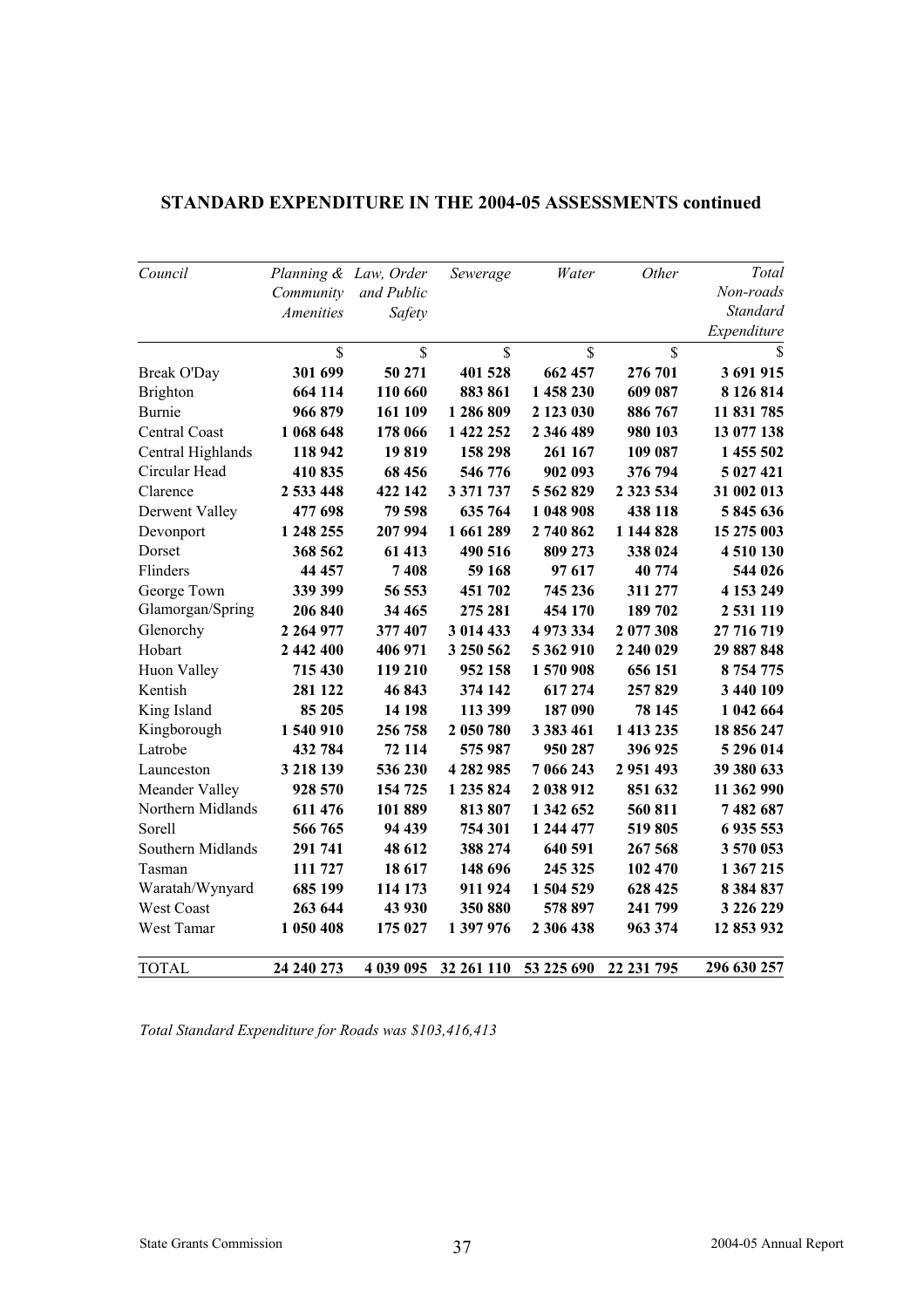## STANDARD EXPENDITURE IN THE 2004-05 ASSESSMENTS continued

| *Council* | *Planning & Community Amenities* | *Law, Order and Public Safety* | *Sewerage* | *Water* | *Other* | *Total Non-roads Standard Expenditure* |
|---|---|---|---|---|---|---|
| | $ | $ | $ | $ | $ | $ |
| Break O'Day | **301 699** | **50 271** | **401 528** | **662 457** | **276 701** | **3 691 915** |
| Brighton | **664 114** | **110 660** | **883 861** | **1 458 230** | **609 087** | **8 126 814** |
| Burnie | **966 879** | **161 109** | **1 286 809** | **2 123 030** | **886 767** | **11 831 785** |
| Central Coast | **1 068 648** | **178 066** | **1 422 252** | **2 346 489** | **980 103** | **13 077 138** |
| Central Highlands | **118 942** | **19 819** | **158 298** | **261 167** | **109 087** | **1 455 502** |
| Circular Head | **410 835** | **68 456** | **546 776** | **902 093** | **376 794** | **5 027 421** |
| Clarence | **2 533 448** | **422 142** | **3 371 737** | **5 562 829** | **2 323 534** | **31 002 013** |
| Derwent Valley | **477 698** | **79 598** | **635 764** | **1 048 908** | **438 118** | **5 845 636** |
| Devonport | **1 248 255** | **207 994** | **1 661 289** | **2 740 862** | **1 144 828** | **15 275 003** |
| Dorset | **368 562** | **61 413** | **490 516** | **809 273** | **338 024** | **4 510 130** |
| Flinders | **44 457** | **7 408** | **59 168** | **97 617** | **40 774** | **544 026** |
| George Town | **339 399** | **56 553** | **451 702** | **745 236** | **311 277** | **4 153 249** |
| Glamorgan/Spring | **206 840** | **34 465** | **275 281** | **454 170** | **189 702** | **2 531 119** |
| Glenorchy | **2 264 977** | **377 407** | **3 014 433** | **4 973 334** | **2 077 308** | **27 716 719** |
| Hobart | **2 442 400** | **406 971** | **3 250 562** | **5 362 910** | **2 240 029** | **29 887 848** |
| Huon Valley | **715 430** | **119 210** | **952 158** | **1 570 908** | **656 151** | **8 754 775** |
| Kentish | **281 122** | **46 843** | **374 142** | **617 274** | **257 829** | **3 440 109** |
| King Island | **85 205** | **14 198** | **113 399** | **187 090** | **78 145** | **1 042 664** |
| Kingborough | **1 540 910** | **256 758** | **2 050 780** | **3 383 461** | **1 413 235** | **18 856 247** |
| Latrobe | **432 784** | **72 114** | **575 987** | **950 287** | **396 925** | **5 296 014** |
| Launceston | **3 218 139** | **536 230** | **4 282 985** | **7 066 243** | **2 951 493** | **39 380 633** |
| Meander Valley | **928 570** | **154 725** | **1 235 824** | **2 038 912** | **851 632** | **11 362 990** |
| Northern Midlands | **611 476** | **101 889** | **813 807** | **1 342 652** | **560 811** | **7 482 687** |
| Sorell | **566 765** | **94 439** | **754 301** | **1 244 477** | **519 805** | **6 935 553** |
| Southern Midlands | **291 741** | **48 612** | **388 274** | **640 591** | **267 568** | **3 570 053** |
| Tasman | **111 727** | **18 617** | **148 696** | **245 325** | **102 470** | **1 367 215** |
| Waratah/Wynyard | **685 199** | **114 173** | **911 924** | **1 504 529** | **628 425** | **8 384 837** |
| West Coast | **263 644** | **43 930** | **350 880** | **578 897** | **241 799** | **3 226 229** |
| West Tamar | **1 050 408** | **175 027** | **1 397 976** | **2 306 438** | **963 374** | **12 853 932** |
| TOTAL | **24 240 273** | **4 039 095** | **32 261 110** | **53 225 690** | **22 231 795** | **296 630 257** |

*Total Standard Expenditure for Roads was $103,416,413*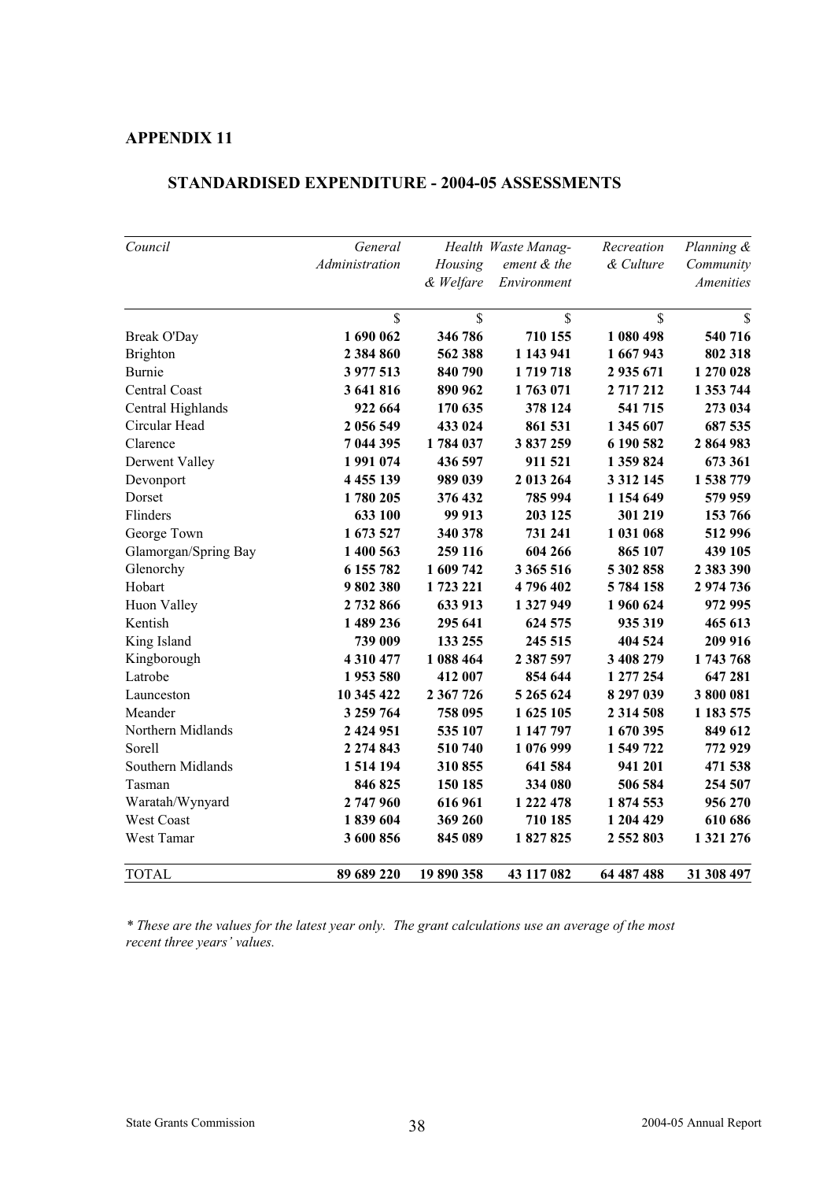## APPENDIX 11

### STANDARDISED EXPENDITURE - 2004-05 ASSESSMENTS

| *Council* | *General Administration* | *Health Housing & Welfare* | *Waste Management & the Environment* | *Recreation & Culture* | *Planning & Community Amenities* |
|---|---|---|---|---|---|
| | $ | $ | $ | $ | $ |
| Break O'Day | **1 690 062** | **346 786** | **710 155** | **1 080 498** | **540 716** |
| Brighton | **2 384 860** | **562 388** | **1 143 941** | **1 667 943** | **802 318** |
| Burnie | **3 977 513** | **840 790** | **1 719 718** | **2 935 671** | **1 270 028** |
| Central Coast | **3 641 816** | **890 962** | **1 763 071** | **2 717 212** | **1 353 744** |
| Central Highlands | **922 664** | **170 635** | **378 124** | **541 715** | **273 034** |
| Circular Head | **2 056 549** | **433 024** | **861 531** | **1 345 607** | **687 535** |
| Clarence | **7 044 395** | **1 784 037** | **3 837 259** | **6 190 582** | **2 864 983** |
| Derwent Valley | **1 991 074** | **436 597** | **911 521** | **1 359 824** | **673 361** |
| Devonport | **4 455 139** | **989 039** | **2 013 264** | **3 312 145** | **1 538 779** |
| Dorset | **1 780 205** | **376 432** | **785 994** | **1 154 649** | **579 959** |
| Flinders | **633 100** | **99 913** | **203 125** | **301 219** | **153 766** |
| George Town | **1 673 527** | **340 378** | **731 241** | **1 031 068** | **512 996** |
| Glamorgan/Spring Bay | **1 400 563** | **259 116** | **604 266** | **865 107** | **439 105** |
| Glenorchy | **6 155 782** | **1 609 742** | **3 365 516** | **5 302 858** | **2 383 390** |
| Hobart | **9 802 380** | **1 723 221** | **4 796 402** | **5 784 158** | **2 974 736** |
| Huon Valley | **2 732 866** | **633 913** | **1 327 949** | **1 960 624** | **972 995** |
| Kentish | **1 489 236** | **295 641** | **624 575** | **935 319** | **465 613** |
| King Island | **739 009** | **133 255** | **245 515** | **404 524** | **209 916** |
| Kingborough | **4 310 477** | **1 088 464** | **2 387 597** | **3 408 279** | **1 743 768** |
| Latrobe | **1 953 580** | **412 007** | **854 644** | **1 277 254** | **647 281** |
| Launceston | **10 345 422** | **2 367 726** | **5 265 624** | **8 297 039** | **3 800 081** |
| Meander | **3 259 764** | **758 095** | **1 625 105** | **2 314 508** | **1 183 575** |
| Northern Midlands | **2 424 951** | **535 107** | **1 147 797** | **1 670 395** | **849 612** |
| Sorell | **2 274 843** | **510 740** | **1 076 999** | **1 549 722** | **772 929** |
| Southern Midlands | **1 514 194** | **310 855** | **641 584** | **941 201** | **471 538** |
| Tasman | **846 825** | **150 185** | **334 080** | **506 584** | **254 507** |
| Waratah/Wynyard | **2 747 960** | **616 961** | **1 222 478** | **1 874 553** | **956 270** |
| West Coast | **1 839 604** | **369 260** | **710 185** | **1 204 429** | **610 686** |
| West Tamar | **3 600 856** | **845 089** | **1 827 825** | **2 552 803** | **1 321 276** |
| TOTAL | **89 689 220** | **19 890 358** | **43 117 082** | **64 487 488** | **31 308 497** |

*\* These are the values for the latest year only. The grant calculations use an average of the most recent three years' values.*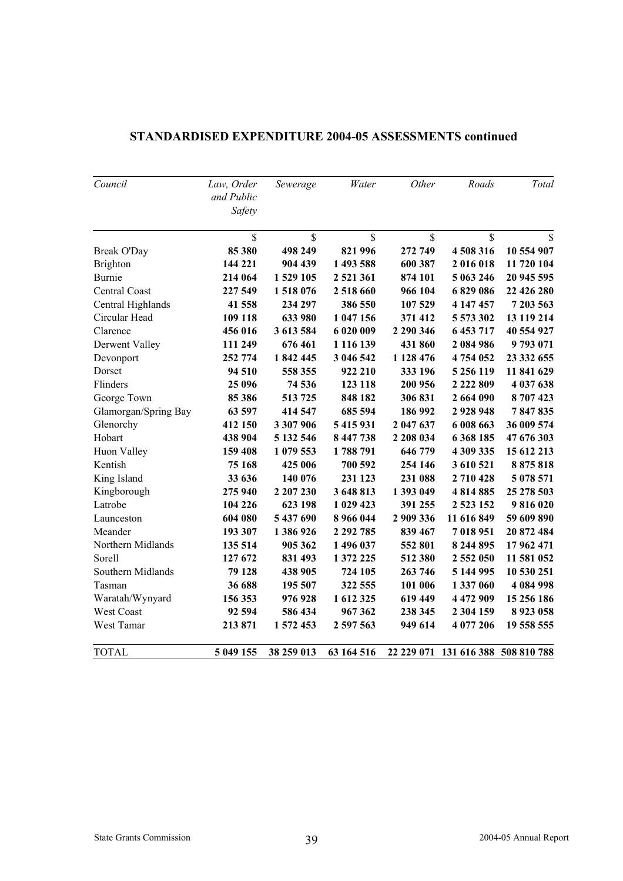## STANDARDISED EXPENDITURE 2004-05 ASSESSMENTS continued

| *Council* | *Law, Order and Public Safety* | *Sewerage* | *Water* | *Other* | *Roads* | *Total* |
|---|---|---|---|---|---|---|
| | $ | $ | $ | $ | $ | $ |
| Break O'Day | **85 380** | **498 249** | **821 996** | **272 749** | **4 508 316** | **10 554 907** |
| Brighton | **144 221** | **904 439** | **1 493 588** | **600 387** | **2 016 018** | **11 720 104** |
| Burnie | **214 064** | **1 529 105** | **2 521 361** | **874 101** | **5 063 246** | **20 945 595** |
| Central Coast | **227 549** | **1 518 076** | **2 518 660** | **966 104** | **6 829 086** | **22 426 280** |
| Central Highlands | **41 558** | **234 297** | **386 550** | **107 529** | **4 147 457** | **7 203 563** |
| Circular Head | **109 118** | **633 980** | **1 047 156** | **371 412** | **5 573 302** | **13 119 214** |
| Clarence | **456 016** | **3 613 584** | **6 020 009** | **2 290 346** | **6 453 717** | **40 554 927** |
| Derwent Valley | **111 249** | **676 461** | **1 116 139** | **431 860** | **2 084 986** | **9 793 071** |
| Devonport | **252 774** | **1 842 445** | **3 046 542** | **1 128 476** | **4 754 052** | **23 332 655** |
| Dorset | **94 510** | **558 355** | **922 210** | **333 196** | **5 256 119** | **11 841 629** |
| Flinders | **25 096** | **74 536** | **123 118** | **200 956** | **2 222 809** | **4 037 638** |
| George Town | **85 386** | **513 725** | **848 182** | **306 831** | **2 664 090** | **8 707 423** |
| Glamorgan/Spring Bay | **63 597** | **414 547** | **685 594** | **186 992** | **2 928 948** | **7 847 835** |
| Glenorchy | **412 150** | **3 307 906** | **5 415 931** | **2 047 637** | **6 008 663** | **36 009 574** |
| Hobart | **438 904** | **5 132 546** | **8 447 738** | **2 208 034** | **6 368 185** | **47 676 303** |
| Huon Valley | **159 408** | **1 079 553** | **1 788 791** | **646 779** | **4 309 335** | **15 612 213** |
| Kentish | **75 168** | **425 006** | **700 592** | **254 146** | **3 610 521** | **8 875 818** |
| King Island | **33 636** | **140 076** | **231 123** | **231 088** | **2 710 428** | **5 078 571** |
| Kingborough | **275 940** | **2 207 230** | **3 648 813** | **1 393 049** | **4 814 885** | **25 278 503** |
| Latrobe | **104 226** | **623 198** | **1 029 423** | **391 255** | **2 523 152** | **9 816 020** |
| Launceston | **604 080** | **5 437 690** | **8 966 044** | **2 909 336** | **11 616 849** | **59 609 890** |
| Meander | **193 307** | **1 386 926** | **2 292 785** | **839 467** | **7 018 951** | **20 872 484** |
| Northern Midlands | **135 514** | **905 362** | **1 496 037** | **552 801** | **8 244 895** | **17 962 471** |
| Sorell | **127 672** | **831 493** | **1 372 225** | **512 380** | **2 552 050** | **11 581 052** |
| Southern Midlands | **79 128** | **438 905** | **724 105** | **263 746** | **5 144 995** | **10 530 251** |
| Tasman | **36 688** | **195 507** | **322 555** | **101 006** | **1 337 060** | **4 084 998** |
| Waratah/Wynyard | **156 353** | **976 928** | **1 612 325** | **619 449** | **4 472 909** | **15 256 186** |
| West Coast | **92 594** | **586 434** | **967 362** | **238 345** | **2 304 159** | **8 923 058** |
| West Tamar | **213 871** | **1 572 453** | **2 597 563** | **949 614** | **4 077 206** | **19 558 555** |
| TOTAL | **5 049 155** | **38 259 013** | **63 164 516** | **22 229 071** | **131 616 388** | **508 810 788** |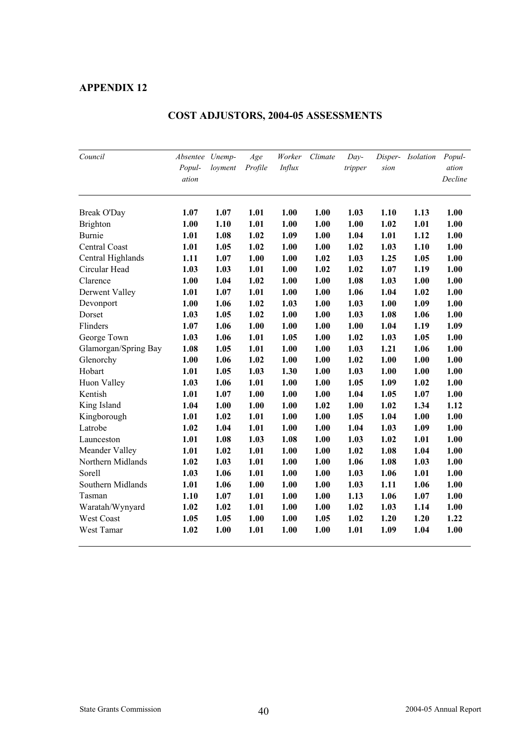## APPENDIX 12

## COST ADJUSTORS, 2004-05 ASSESSMENTS

| *Council* | *Absentee Population* | *Unemployment* | *Age Profile* | *Worker Influx* | *Climate* | *Day-tripper* | *Dispersion* | *Isolation* | *Population Decline* |
|---|---|---|---|---|---|---|---|---|---|
| Break O'Day | **1.07** | **1.07** | **1.01** | **1.00** | **1.00** | **1.03** | **1.10** | **1.13** | **1.00** |
| Brighton | **1.00** | **1.10** | **1.01** | **1.00** | **1.00** | **1.00** | **1.02** | **1.01** | **1.00** |
| Burnie | **1.01** | **1.08** | **1.02** | **1.09** | **1.00** | **1.04** | **1.01** | **1.12** | **1.00** |
| Central Coast | **1.01** | **1.05** | **1.02** | **1.00** | **1.00** | **1.02** | **1.03** | **1.10** | **1.00** |
| Central Highlands | **1.11** | **1.07** | **1.00** | **1.00** | **1.02** | **1.03** | **1.25** | **1.05** | **1.00** |
| Circular Head | **1.03** | **1.03** | **1.01** | **1.00** | **1.02** | **1.02** | **1.07** | **1.19** | **1.00** |
| Clarence | **1.00** | **1.04** | **1.02** | **1.00** | **1.00** | **1.08** | **1.03** | **1.00** | **1.00** |
| Derwent Valley | **1.01** | **1.07** | **1.01** | **1.00** | **1.00** | **1.06** | **1.04** | **1.02** | **1.00** |
| Devonport | **1.00** | **1.06** | **1.02** | **1.03** | **1.00** | **1.03** | **1.00** | **1.09** | **1.00** |
| Dorset | **1.03** | **1.05** | **1.02** | **1.00** | **1.00** | **1.03** | **1.08** | **1.06** | **1.00** |
| Flinders | **1.07** | **1.06** | **1.00** | **1.00** | **1.00** | **1.00** | **1.04** | **1.19** | **1.09** |
| George Town | **1.03** | **1.06** | **1.01** | **1.05** | **1.00** | **1.02** | **1.03** | **1.05** | **1.00** |
| Glamorgan/Spring Bay | **1.08** | **1.05** | **1.01** | **1.00** | **1.00** | **1.03** | **1.21** | **1.06** | **1.00** |
| Glenorchy | **1.00** | **1.06** | **1.02** | **1.00** | **1.00** | **1.02** | **1.00** | **1.00** | **1.00** |
| Hobart | **1.01** | **1.05** | **1.03** | **1.30** | **1.00** | **1.03** | **1.00** | **1.00** | **1.00** |
| Huon Valley | **1.03** | **1.06** | **1.01** | **1.00** | **1.00** | **1.05** | **1.09** | **1.02** | **1.00** |
| Kentish | **1.01** | **1.07** | **1.00** | **1.00** | **1.00** | **1.04** | **1.05** | **1.07** | **1.00** |
| King Island | **1.04** | **1.00** | **1.00** | **1.00** | **1.02** | **1.00** | **1.02** | **1.34** | **1.12** |
| Kingborough | **1.01** | **1.02** | **1.01** | **1.00** | **1.00** | **1.05** | **1.04** | **1.00** | **1.00** |
| Latrobe | **1.02** | **1.04** | **1.01** | **1.00** | **1.00** | **1.04** | **1.03** | **1.09** | **1.00** |
| Launceston | **1.01** | **1.08** | **1.03** | **1.08** | **1.00** | **1.03** | **1.02** | **1.01** | **1.00** |
| Meander Valley | **1.01** | **1.02** | **1.01** | **1.00** | **1.00** | **1.02** | **1.08** | **1.04** | **1.00** |
| Northern Midlands | **1.02** | **1.03** | **1.01** | **1.00** | **1.00** | **1.06** | **1.08** | **1.03** | **1.00** |
| Sorell | **1.03** | **1.06** | **1.01** | **1.00** | **1.00** | **1.03** | **1.06** | **1.01** | **1.00** |
| Southern Midlands | **1.01** | **1.06** | **1.00** | **1.00** | **1.00** | **1.03** | **1.11** | **1.06** | **1.00** |
| Tasman | **1.10** | **1.07** | **1.01** | **1.00** | **1.00** | **1.13** | **1.06** | **1.07** | **1.00** |
| Waratah/Wynyard | **1.02** | **1.02** | **1.01** | **1.00** | **1.00** | **1.02** | **1.03** | **1.14** | **1.00** |
| West Coast | **1.05** | **1.05** | **1.00** | **1.00** | **1.05** | **1.02** | **1.20** | **1.20** | **1.22** |
| West Tamar | **1.02** | **1.00** | **1.01** | **1.00** | **1.00** | **1.01** | **1.09** | **1.04** | **1.00** |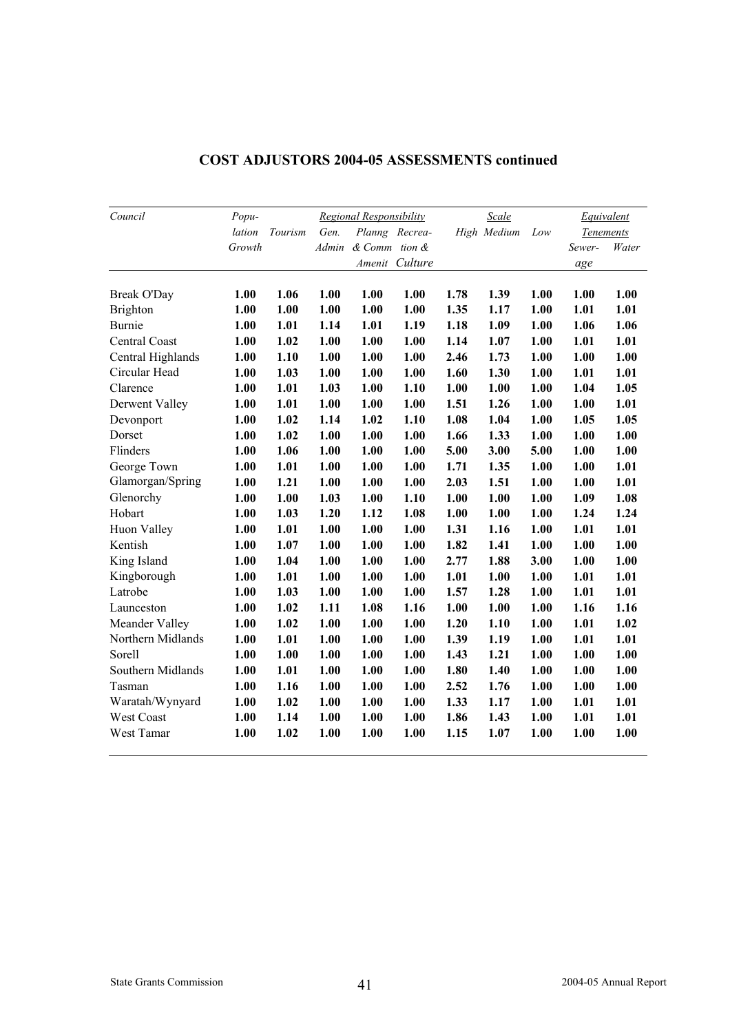## COST ADJUSTORS 2004-05 ASSESSMENTS continued

| *Council* | *Population Growth* | *Tourism* | *Regional Responsibility* | | | *Scale* | | | *Equivalent Tenements* | |
|---|---|---|---|---|---|---|---|---|---|---|
| | | | *Gen. Admin* | *Planng & Comm Amenit* | *Recreation & Culture* | *High* | *Medium* | *Low* | *Sewerage* | *Water* |
| Break O'Day | **1.00** | **1.06** | **1.00** | **1.00** | **1.00** | **1.78** | **1.39** | **1.00** | **1.00** | **1.00** |
| Brighton | **1.00** | **1.00** | **1.00** | **1.00** | **1.00** | **1.35** | **1.17** | **1.00** | **1.01** | **1.01** |
| Burnie | **1.00** | **1.01** | **1.14** | **1.01** | **1.19** | **1.18** | **1.09** | **1.00** | **1.06** | **1.06** |
| Central Coast | **1.00** | **1.02** | **1.00** | **1.00** | **1.00** | **1.14** | **1.07** | **1.00** | **1.01** | **1.01** |
| Central Highlands | **1.00** | **1.10** | **1.00** | **1.00** | **1.00** | **2.46** | **1.73** | **1.00** | **1.00** | **1.00** |
| Circular Head | **1.00** | **1.03** | **1.00** | **1.00** | **1.00** | **1.60** | **1.30** | **1.00** | **1.01** | **1.01** |
| Clarence | **1.00** | **1.01** | **1.03** | **1.00** | **1.10** | **1.00** | **1.00** | **1.00** | **1.04** | **1.05** |
| Derwent Valley | **1.00** | **1.01** | **1.00** | **1.00** | **1.00** | **1.51** | **1.26** | **1.00** | **1.00** | **1.01** |
| Devonport | **1.00** | **1.02** | **1.14** | **1.02** | **1.10** | **1.08** | **1.04** | **1.00** | **1.05** | **1.05** |
| Dorset | **1.00** | **1.02** | **1.00** | **1.00** | **1.00** | **1.66** | **1.33** | **1.00** | **1.00** | **1.00** |
| Flinders | **1.00** | **1.06** | **1.00** | **1.00** | **1.00** | **5.00** | **3.00** | **5.00** | **1.00** | **1.00** |
| George Town | **1.00** | **1.01** | **1.00** | **1.00** | **1.00** | **1.71** | **1.35** | **1.00** | **1.00** | **1.01** |
| Glamorgan/Spring | **1.00** | **1.21** | **1.00** | **1.00** | **1.00** | **2.03** | **1.51** | **1.00** | **1.00** | **1.01** |
| Glenorchy | **1.00** | **1.00** | **1.03** | **1.00** | **1.10** | **1.00** | **1.00** | **1.00** | **1.09** | **1.08** |
| Hobart | **1.00** | **1.03** | **1.20** | **1.12** | **1.08** | **1.00** | **1.00** | **1.00** | **1.24** | **1.24** |
| Huon Valley | **1.00** | **1.01** | **1.00** | **1.00** | **1.00** | **1.31** | **1.16** | **1.00** | **1.01** | **1.01** |
| Kentish | **1.00** | **1.07** | **1.00** | **1.00** | **1.00** | **1.82** | **1.41** | **1.00** | **1.00** | **1.00** |
| King Island | **1.00** | **1.04** | **1.00** | **1.00** | **1.00** | **2.77** | **1.88** | **3.00** | **1.00** | **1.00** |
| Kingborough | **1.00** | **1.01** | **1.00** | **1.00** | **1.00** | **1.01** | **1.00** | **1.00** | **1.01** | **1.01** |
| Latrobe | **1.00** | **1.03** | **1.00** | **1.00** | **1.00** | **1.57** | **1.28** | **1.00** | **1.01** | **1.01** |
| Launceston | **1.00** | **1.02** | **1.11** | **1.08** | **1.16** | **1.00** | **1.00** | **1.00** | **1.16** | **1.16** |
| Meander Valley | **1.00** | **1.02** | **1.00** | **1.00** | **1.00** | **1.20** | **1.10** | **1.00** | **1.01** | **1.02** |
| Northern Midlands | **1.00** | **1.01** | **1.00** | **1.00** | **1.00** | **1.39** | **1.19** | **1.00** | **1.01** | **1.01** |
| Sorell | **1.00** | **1.00** | **1.00** | **1.00** | **1.00** | **1.43** | **1.21** | **1.00** | **1.00** | **1.00** |
| Southern Midlands | **1.00** | **1.01** | **1.00** | **1.00** | **1.00** | **1.80** | **1.40** | **1.00** | **1.00** | **1.00** |
| Tasman | **1.00** | **1.16** | **1.00** | **1.00** | **1.00** | **2.52** | **1.76** | **1.00** | **1.00** | **1.00** |
| Waratah/Wynyard | **1.00** | **1.02** | **1.00** | **1.00** | **1.00** | **1.33** | **1.17** | **1.00** | **1.01** | **1.01** |
| West Coast | **1.00** | **1.14** | **1.00** | **1.00** | **1.00** | **1.86** | **1.43** | **1.00** | **1.01** | **1.01** |
| West Tamar | **1.00** | **1.02** | **1.00** | **1.00** | **1.00** | **1.15** | **1.07** | **1.00** | **1.00** | **1.00** |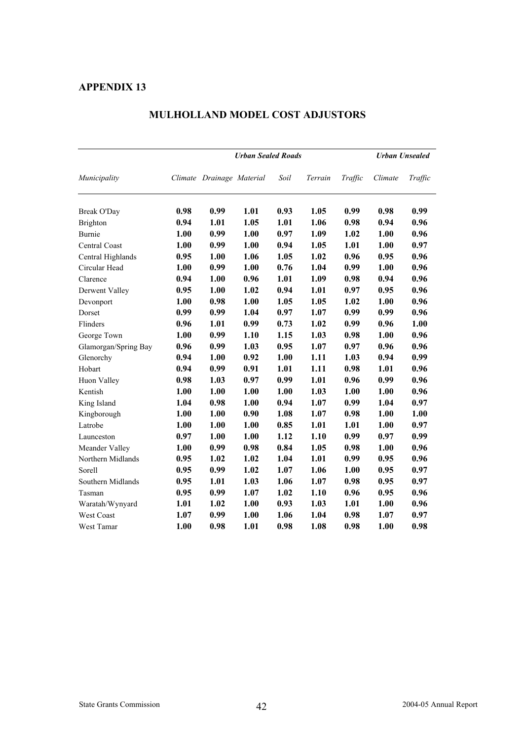## APPENDIX 13

### MULHOLLAND MODEL COST ADJUSTORS

| | *Urban Sealed Roads* | | | | | | *Urban Unsealed* | |
|---|---|---|---|---|---|---|---|---|
| *Municipality* | *Climate* | *Drainage* | *Material* | *Soil* | *Terrain* | *Traffic* | *Climate* | *Traffic* |
| Break O'Day | **0.98** | **0.99** | **1.01** | **0.93** | **1.05** | **0.99** | **0.98** | **0.99** |
| Brighton | **0.94** | **1.01** | **1.05** | **1.01** | **1.06** | **0.98** | **0.94** | **0.96** |
| Burnie | **1.00** | **0.99** | **1.00** | **0.97** | **1.09** | **1.02** | **1.00** | **0.96** |
| Central Coast | **1.00** | **0.99** | **1.00** | **0.94** | **1.05** | **1.01** | **1.00** | **0.97** |
| Central Highlands | **0.95** | **1.00** | **1.06** | **1.05** | **1.02** | **0.96** | **0.95** | **0.96** |
| Circular Head | **1.00** | **0.99** | **1.00** | **0.76** | **1.04** | **0.99** | **1.00** | **0.96** |
| Clarence | **0.94** | **1.00** | **0.96** | **1.01** | **1.09** | **0.98** | **0.94** | **0.96** |
| Derwent Valley | **0.95** | **1.00** | **1.02** | **0.94** | **1.01** | **0.97** | **0.95** | **0.96** |
| Devonport | **1.00** | **0.98** | **1.00** | **1.05** | **1.05** | **1.02** | **1.00** | **0.96** |
| Dorset | **0.99** | **0.99** | **1.04** | **0.97** | **1.07** | **0.99** | **0.99** | **0.96** |
| Flinders | **0.96** | **1.01** | **0.99** | **0.73** | **1.02** | **0.99** | **0.96** | **1.00** |
| George Town | **1.00** | **0.99** | **1.10** | **1.15** | **1.03** | **0.98** | **1.00** | **0.96** |
| Glamorgan/Spring Bay | **0.96** | **0.99** | **1.03** | **0.95** | **1.07** | **0.97** | **0.96** | **0.96** |
| Glenorchy | **0.94** | **1.00** | **0.92** | **1.00** | **1.11** | **1.03** | **0.94** | **0.99** |
| Hobart | **0.94** | **0.99** | **0.91** | **1.01** | **1.11** | **0.98** | **1.01** | **0.96** |
| Huon Valley | **0.98** | **1.03** | **0.97** | **0.99** | **1.01** | **0.96** | **0.99** | **0.96** |
| Kentish | **1.00** | **1.00** | **1.00** | **1.00** | **1.03** | **1.00** | **1.00** | **0.96** |
| King Island | **1.04** | **0.98** | **1.00** | **0.94** | **1.07** | **0.99** | **1.04** | **0.97** |
| Kingborough | **1.00** | **1.00** | **0.90** | **1.08** | **1.07** | **0.98** | **1.00** | **1.00** |
| Latrobe | **1.00** | **1.00** | **1.00** | **0.85** | **1.01** | **1.01** | **1.00** | **0.97** |
| Launceston | **0.97** | **1.00** | **1.00** | **1.12** | **1.10** | **0.99** | **0.97** | **0.99** |
| Meander Valley | **1.00** | **0.99** | **0.98** | **0.84** | **1.05** | **0.98** | **1.00** | **0.96** |
| Northern Midlands | **0.95** | **1.02** | **1.02** | **1.04** | **1.01** | **0.99** | **0.95** | **0.96** |
| Sorell | **0.95** | **0.99** | **1.02** | **1.07** | **1.06** | **1.00** | **0.95** | **0.97** |
| Southern Midlands | **0.95** | **1.01** | **1.03** | **1.06** | **1.07** | **0.98** | **0.95** | **0.97** |
| Tasman | **0.95** | **0.99** | **1.07** | **1.02** | **1.10** | **0.96** | **0.95** | **0.96** |
| Waratah/Wynyard | **1.01** | **1.02** | **1.00** | **0.93** | **1.03** | **1.01** | **1.00** | **0.96** |
| West Coast | **1.07** | **0.99** | **1.00** | **1.06** | **1.04** | **0.98** | **1.07** | **0.97** |
| West Tamar | **1.00** | **0.98** | **1.01** | **0.98** | **1.08** | **0.98** | **1.00** | **0.98** |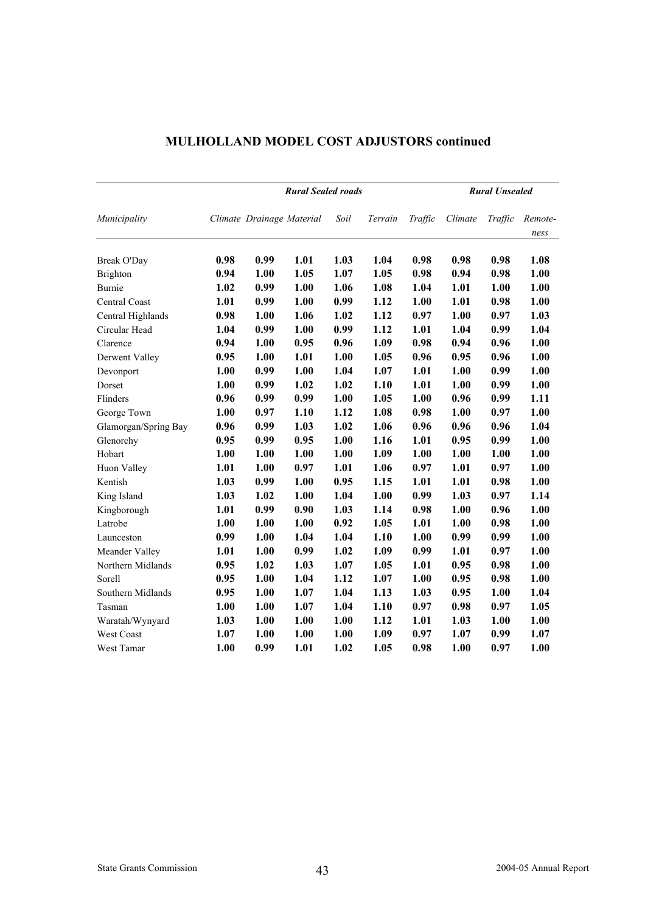## MULHOLLAND MODEL COST ADJUSTORS continued

| | *Rural Sealed roads* | | | | | | *Rural Unsealed* | | |
|---|---|---|---|---|---|---|---|---|---|
| *Municipality* | *Climate* | *Drainage* | *Material* | *Soil* | *Terrain* | *Traffic* | *Climate* | *Traffic* | *Remote-ness* |
| Break O'Day | **0.98** | **0.99** | **1.01** | **1.03** | **1.04** | **0.98** | **0.98** | **0.98** | **1.08** |
| Brighton | **0.94** | **1.00** | **1.05** | **1.07** | **1.05** | **0.98** | **0.94** | **0.98** | **1.00** |
| Burnie | **1.02** | **0.99** | **1.00** | **1.06** | **1.08** | **1.04** | **1.01** | **1.00** | **1.00** |
| Central Coast | **1.01** | **0.99** | **1.00** | **0.99** | **1.12** | **1.00** | **1.01** | **0.98** | **1.00** |
| Central Highlands | **0.98** | **1.00** | **1.06** | **1.02** | **1.12** | **0.97** | **1.00** | **0.97** | **1.03** |
| Circular Head | **1.04** | **0.99** | **1.00** | **0.99** | **1.12** | **1.01** | **1.04** | **0.99** | **1.04** |
| Clarence | **0.94** | **1.00** | **0.95** | **0.96** | **1.09** | **0.98** | **0.94** | **0.96** | **1.00** |
| Derwent Valley | **0.95** | **1.00** | **1.01** | **1.00** | **1.05** | **0.96** | **0.95** | **0.96** | **1.00** |
| Devonport | **1.00** | **0.99** | **1.00** | **1.04** | **1.07** | **1.01** | **1.00** | **0.99** | **1.00** |
| Dorset | **1.00** | **0.99** | **1.02** | **1.02** | **1.10** | **1.01** | **1.00** | **0.99** | **1.00** |
| Flinders | **0.96** | **0.99** | **0.99** | **1.00** | **1.05** | **1.00** | **0.96** | **0.99** | **1.11** |
| George Town | **1.00** | **0.97** | **1.10** | **1.12** | **1.08** | **0.98** | **1.00** | **0.97** | **1.00** |
| Glamorgan/Spring Bay | **0.96** | **0.99** | **1.03** | **1.02** | **1.06** | **0.96** | **0.96** | **0.96** | **1.04** |
| Glenorchy | **0.95** | **0.99** | **0.95** | **1.00** | **1.16** | **1.01** | **0.95** | **0.99** | **1.00** |
| Hobart | **1.00** | **1.00** | **1.00** | **1.00** | **1.09** | **1.00** | **1.00** | **1.00** | **1.00** |
| Huon Valley | **1.01** | **1.00** | **0.97** | **1.01** | **1.06** | **0.97** | **1.01** | **0.97** | **1.00** |
| Kentish | **1.03** | **0.99** | **1.00** | **0.95** | **1.15** | **1.01** | **1.01** | **0.98** | **1.00** |
| King Island | **1.03** | **1.02** | **1.00** | **1.04** | **1.00** | **0.99** | **1.03** | **0.97** | **1.14** |
| Kingborough | **1.01** | **0.99** | **0.90** | **1.03** | **1.14** | **0.98** | **1.00** | **0.96** | **1.00** |
| Latrobe | **1.00** | **1.00** | **1.00** | **0.92** | **1.05** | **1.01** | **1.00** | **0.98** | **1.00** |
| Launceston | **0.99** | **1.00** | **1.04** | **1.04** | **1.10** | **1.00** | **0.99** | **0.99** | **1.00** |
| Meander Valley | **1.01** | **1.00** | **0.99** | **1.02** | **1.09** | **0.99** | **1.01** | **0.97** | **1.00** |
| Northern Midlands | **0.95** | **1.02** | **1.03** | **1.07** | **1.05** | **1.01** | **0.95** | **0.98** | **1.00** |
| Sorell | **0.95** | **1.00** | **1.04** | **1.12** | **1.07** | **1.00** | **0.95** | **0.98** | **1.00** |
| Southern Midlands | **0.95** | **1.00** | **1.07** | **1.04** | **1.13** | **1.03** | **0.95** | **1.00** | **1.04** |
| Tasman | **1.00** | **1.00** | **1.07** | **1.04** | **1.10** | **0.97** | **0.98** | **0.97** | **1.05** |
| Waratah/Wynyard | **1.03** | **1.00** | **1.00** | **1.00** | **1.12** | **1.01** | **1.03** | **1.00** | **1.00** |
| West Coast | **1.07** | **1.00** | **1.00** | **1.00** | **1.09** | **0.97** | **1.07** | **0.99** | **1.07** |
| West Tamar | **1.00** | **0.99** | **1.01** | **1.02** | **1.05** | **0.98** | **1.00** | **0.97** | **1.00** |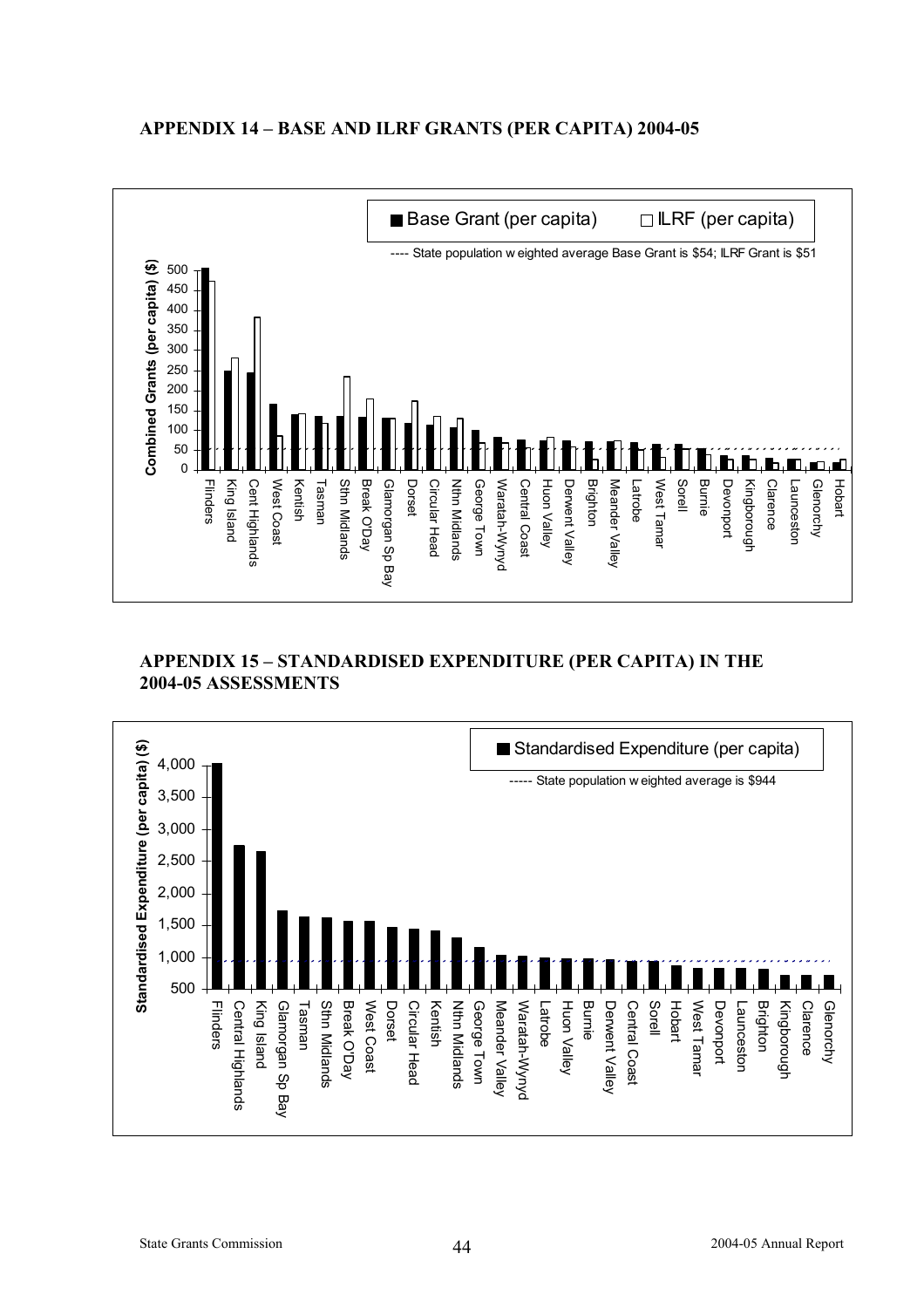## APPENDIX 14 – BASE AND ILRF GRANTS (PER CAPITA) 2004-05

■ Base Grant (per capita) □ ILRF (per capita)

---- State population w eighted average Base Grant is $54; ILRF Grant is $51

Combined Grants (per capita) ($)

Flinders, King Island, Cent Highlands, West Coast, Kentish, Tasman, Sthn Midlands, Break O'Day, Glamorgan Sp Bay, Dorset, Circular Head, Nthn Midlands, George Town, Waratah-Wynyd, Central Coast, Huon Valley, Derwent Valley, Brighton, Meander Valley, Latrobe, West Tamar, Sorell, Burnie, Devonport, Kingborough, Clarence, Launceston, Glenorchy, Hobart

## APPENDIX 15 – STANDARDISED EXPENDITURE (PER CAPITA) IN THE 2004-05 ASSESSMENTS

■ Standardised Expenditure (per capita)

----- State population w eighted average is $944

Standardised Expenditure (per capita) ($)

Flinders, Central Highlands, King Island, Glamorgan Sp Bay, Tasman, Sthn Midlands, Break O'Day, West Coast, Dorset, Circular Head, Kentish, Nthn Midlands, George Town, Meander Valley, Waratah-Wynyd, Latrobe, Huon Valley, Burnie, Derwent Valley, Central Coast, Sorell, Hobart, West Tamar, Devonport, Launceston, Brighton, Kingborough, Clarence, Glenorchy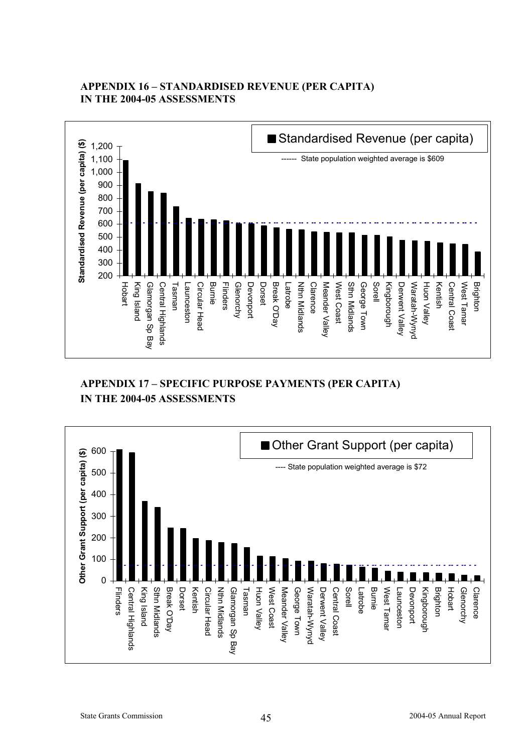## APPENDIX 16 – STANDARDISED REVENUE (PER CAPITA) IN THE 2004-05 ASSESSMENTS

■ Standardised Revenue (per capita)

------ State population weighted average is $609

Standardised Revenue (per capita) ($)

Hobart, King Island, Glamorgan Sp Bay, Central Highlands, Tasman, Launceston, Circular Head, Burnie, Flinders, Glenorchy, Devonport, Dorset, Break O'Day, Latrobe, Nthn Midlands, Clarence, Meander Valley, West Coast, Sthn Midlands, George Town, Sorell, Kingborough, Derwent Valley, Waratah-Wynyd, Huon Valley, Kentish, Central Coast, West Tamar, Brighton

## APPENDIX 17 – SPECIFIC PURPOSE PAYMENTS (PER CAPITA) IN THE 2004-05 ASSESSMENTS

■ Other Grant Support (per capita)

---- State population weighted average is $72

Other Grant Support (per capita) ($)

Flinders, Central Highlands, King Island, Sthn Midlands, Break O'Day, Dorset, Kentish, Circular Head, Nthn Midlands, Glamorgan Sp Bay, Tasman, Huon Valley, West Coast, Meander Valley, George Town, Waratah-Wynyd, Derwent Valley, Central Coast, Sorell, Latrobe, Burnie, West Tamar, Launceston, Devonport, Kingborough, Brighton, Hobart, Glenorchy, Clarence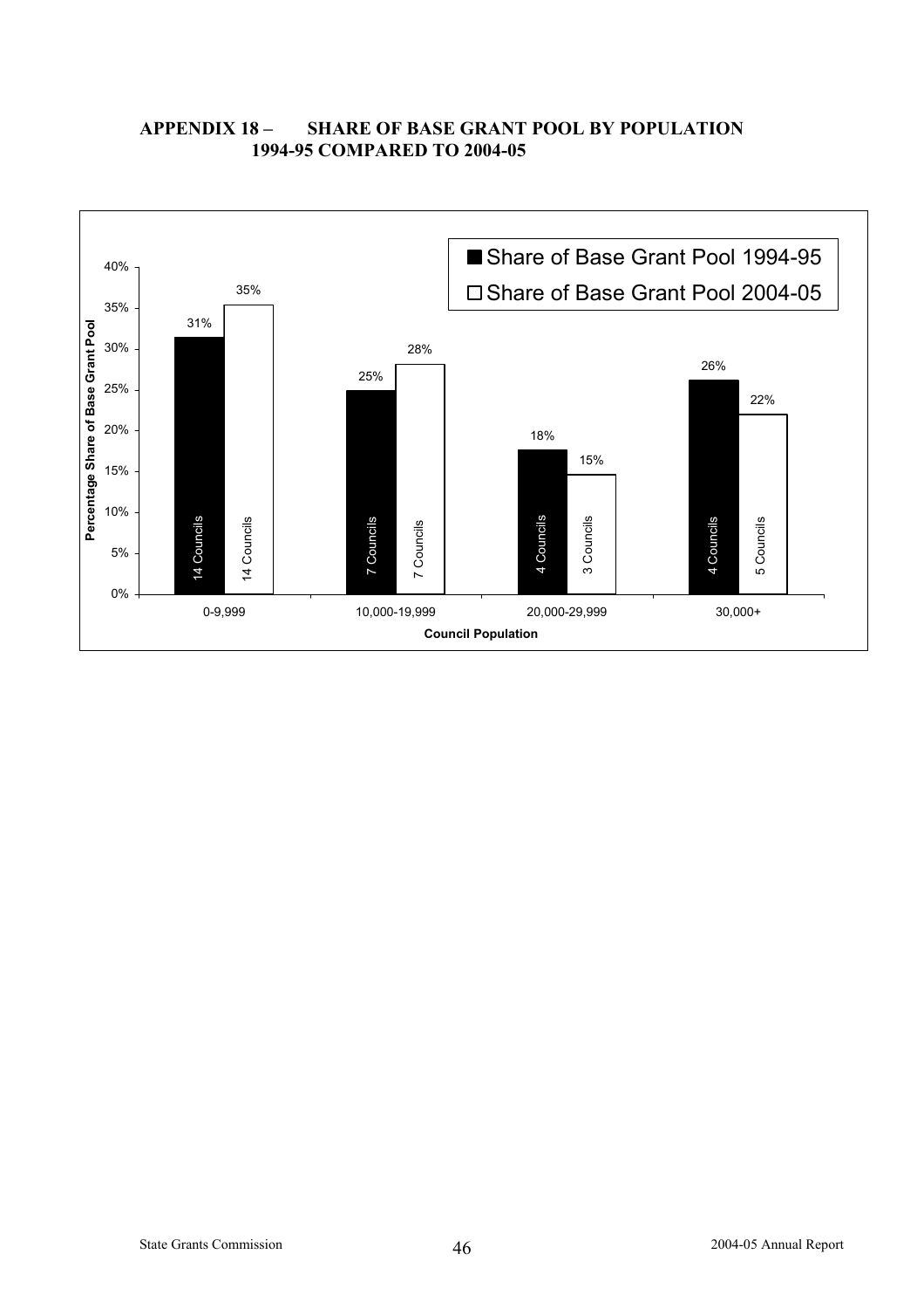# APPENDIX 18 – SHARE OF BASE GRANT POOL BY POPULATION 1994-95 COMPARED TO 2004-05

| Council Population | Share of Base Grant Pool 1994-95 | Councils 1994-95 | Share of Base Grant Pool 2004-05 | Councils 2004-05 |
|---|---|---|---|---|
| 0-9,999 | 31% | 14 Councils | 35% | 14 Councils |
| 10,000-19,999 | 25% | 7 Councils | 28% | 7 Councils |
| 20,000-29,999 | 18% | 4 Councils | 15% | 3 Councils |
| 30,000+ | 26% | 4 Councils | 22% | 5 Councils |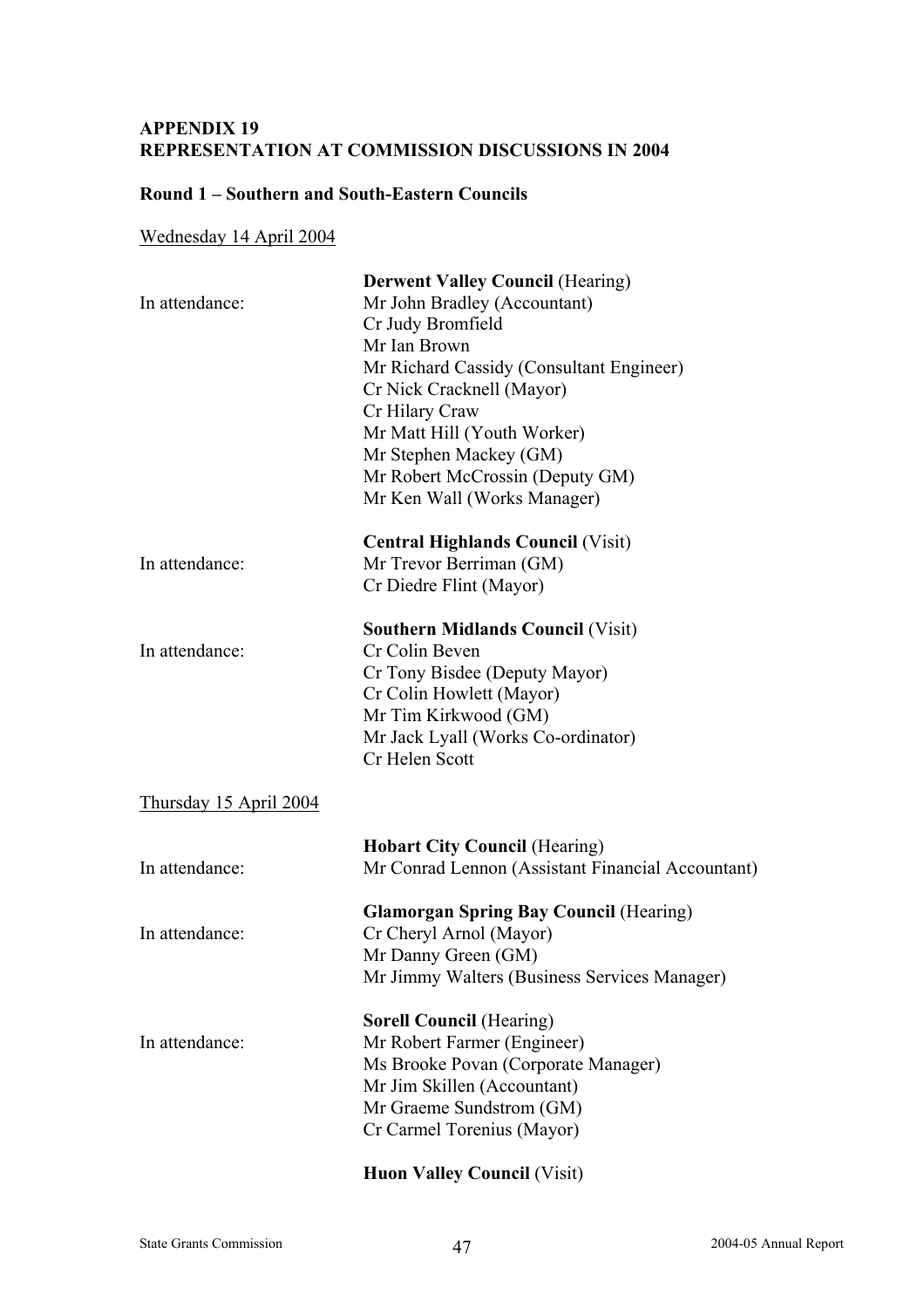**APPENDIX 19**
**REPRESENTATION AT COMMISSION DISCUSSIONS IN 2004**

**Round 1 – Southern and South-Eastern Councils**

Wednesday 14 April 2004

**Derwent Valley Council** (Hearing)

In attendance:
Mr John Bradley (Accountant)
Cr Judy Bromfield
Mr Ian Brown
Mr Richard Cassidy (Consultant Engineer)
Cr Nick Cracknell (Mayor)
Cr Hilary Craw
Mr Matt Hill (Youth Worker)
Mr Stephen Mackey (GM)
Mr Robert McCrossin (Deputy GM)
Mr Ken Wall (Works Manager)

**Central Highlands Council** (Visit)

In attendance:
Mr Trevor Berriman (GM)
Cr Diedre Flint (Mayor)

**Southern Midlands Council** (Visit)

In attendance:
Cr Colin Beven
Cr Tony Bisdee (Deputy Mayor)
Cr Colin Howlett (Mayor)
Mr Tim Kirkwood (GM)
Mr Jack Lyall (Works Co-ordinator)
Cr Helen Scott

Thursday 15 April 2004

**Hobart City Council** (Hearing)

In attendance:
Mr Conrad Lennon (Assistant Financial Accountant)

**Glamorgan Spring Bay Council** (Hearing)

In attendance:
Cr Cheryl Arnol (Mayor)
Mr Danny Green (GM)
Mr Jimmy Walters (Business Services Manager)

**Sorell Council** (Hearing)

In attendance:
Mr Robert Farmer (Engineer)
Ms Brooke Povan (Corporate Manager)
Mr Jim Skillen (Accountant)
Mr Graeme Sundstrom (GM)
Cr Carmel Torenius (Mayor)

**Huon Valley Council** (Visit)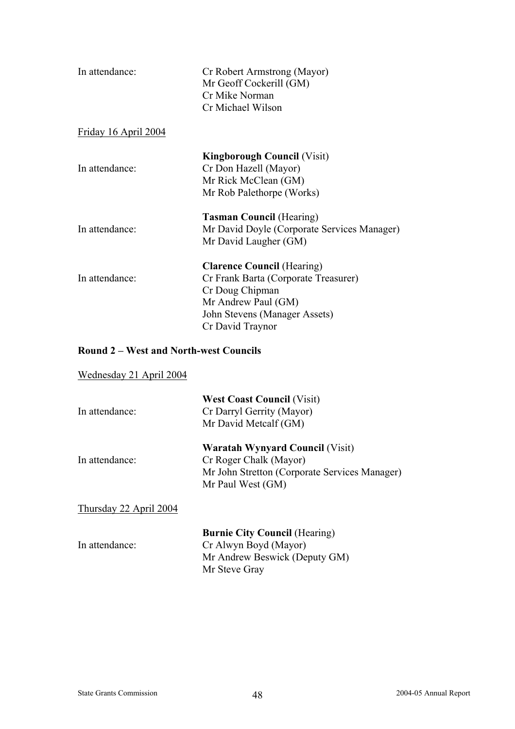In attendance: Cr Robert Armstrong (Mayor)
Mr Geoff Cockerill (GM)
Cr Mike Norman
Cr Michael Wilson

Friday 16 April 2004

**Kingborough Council** (Visit)

In attendance: Cr Don Hazell (Mayor)
Mr Rick McClean (GM)
Mr Rob Palethorpe (Works)

**Tasman Council** (Hearing)

In attendance: Mr David Doyle (Corporate Services Manager)
Mr David Laugher (GM)

**Clarence Council** (Hearing)

In attendance: Cr Frank Barta (Corporate Treasurer)
Cr Doug Chipman
Mr Andrew Paul (GM)
John Stevens (Manager Assets)
Cr David Traynor

**Round 2 – West and North-west Councils**

Wednesday 21 April 2004

**West Coast Council** (Visit)

In attendance: Cr Darryl Gerrity (Mayor)
Mr David Metcalf (GM)

**Waratah Wynyard Council** (Visit)

In attendance: Cr Roger Chalk (Mayor)
Mr John Stretton (Corporate Services Manager)
Mr Paul West (GM)

Thursday 22 April 2004

**Burnie City Council** (Hearing)

In attendance: Cr Alwyn Boyd (Mayor)
Mr Andrew Beswick (Deputy GM)
Mr Steve Gray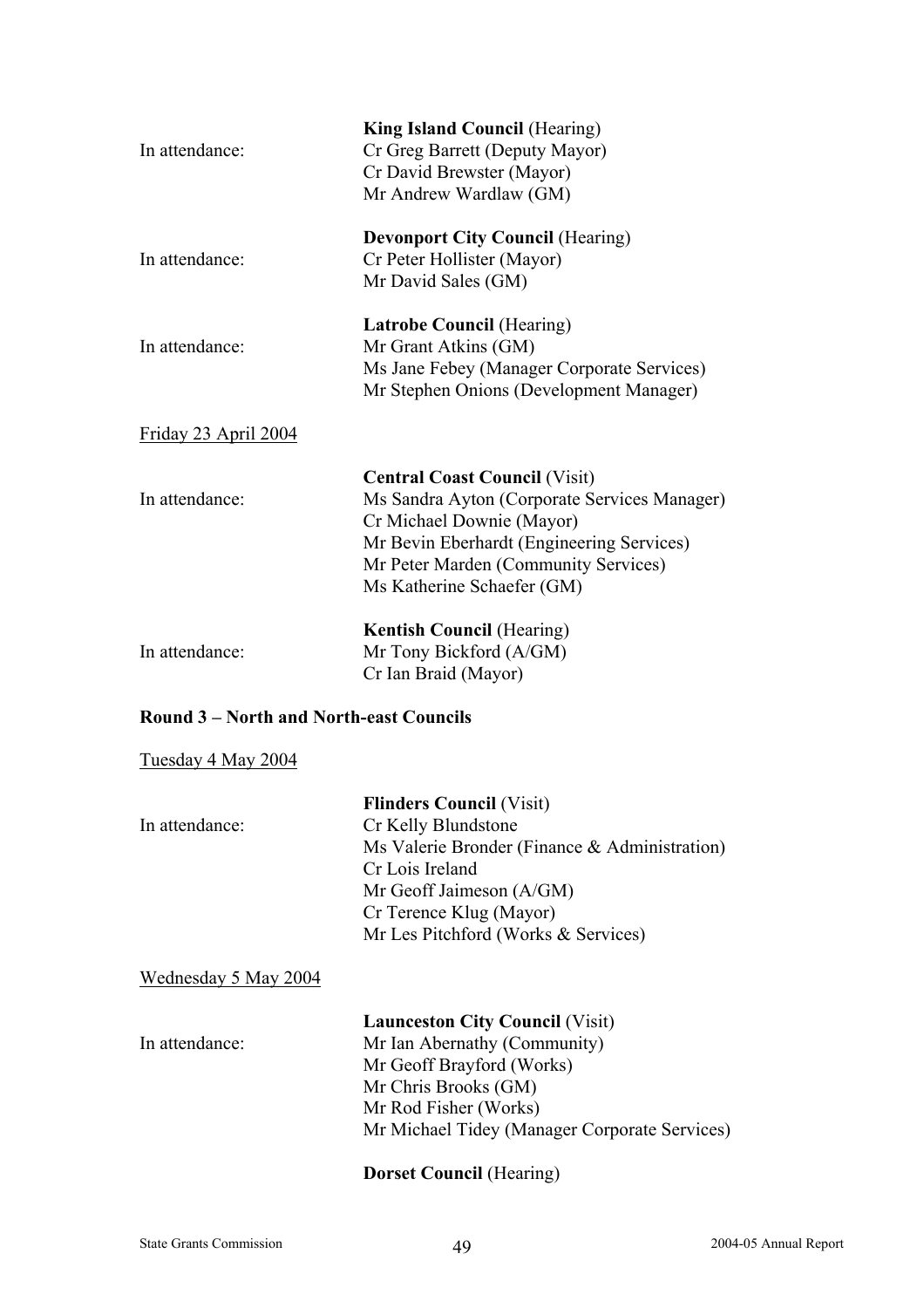**King Island Council** (Hearing)

In attendance:
Cr Greg Barrett (Deputy Mayor)
Cr David Brewster (Mayor)
Mr Andrew Wardlaw (GM)

**Devonport City Council** (Hearing)

In attendance:
Cr Peter Hollister (Mayor)
Mr David Sales (GM)

**Latrobe Council** (Hearing)

In attendance:
Mr Grant Atkins (GM)
Ms Jane Febey (Manager Corporate Services)
Mr Stephen Onions (Development Manager)

Friday 23 April 2004

**Central Coast Council** (Visit)

In attendance:
Ms Sandra Ayton (Corporate Services Manager)
Cr Michael Downie (Mayor)
Mr Bevin Eberhardt (Engineering Services)
Mr Peter Marden (Community Services)
Ms Katherine Schaefer (GM)

**Kentish Council** (Hearing)

In attendance:
Mr Tony Bickford (A/GM)
Cr Ian Braid (Mayor)

**Round 3 – North and North-east Councils**

Tuesday 4 May 2004

**Flinders Council** (Visit)

In attendance:
Cr Kelly Blundstone
Ms Valerie Bronder (Finance & Administration)
Cr Lois Ireland
Mr Geoff Jaimeson (A/GM)
Cr Terence Klug (Mayor)
Mr Les Pitchford (Works & Services)

Wednesday 5 May 2004

**Launceston City Council** (Visit)

In attendance:
Mr Ian Abernathy (Community)
Mr Geoff Brayford (Works)
Mr Chris Brooks (GM)
Mr Rod Fisher (Works)
Mr Michael Tidey (Manager Corporate Services)

**Dorset Council** (Hearing)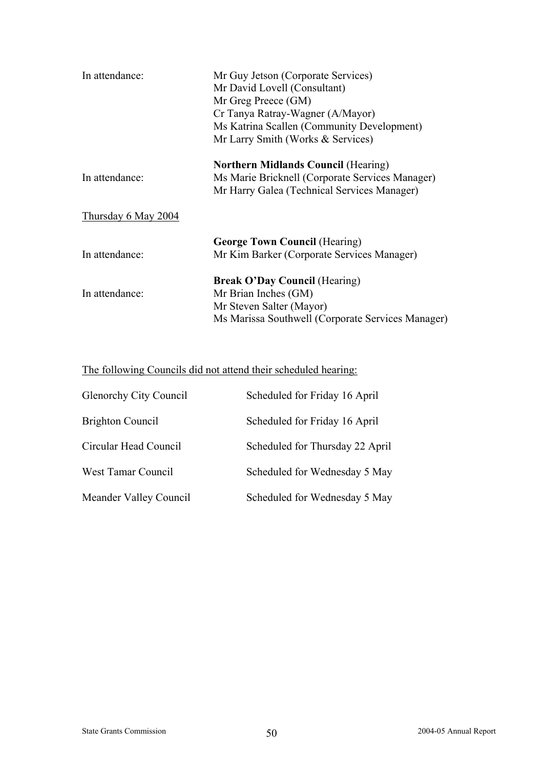| | |
|---|---|
| In attendance: | Mr Guy Jetson (Corporate Services) |
| | Mr David Lovell (Consultant) |
| | Mr Greg Preece (GM) |
| | Cr Tanya Ratray-Wagner (A/Mayor) |
| | Ms Katrina Scallen (Community Development) |
| | Mr Larry Smith (Works & Services) |
| | **Northern Midlands Council** (Hearing) |
| In attendance: | Ms Marie Bricknell (Corporate Services Manager) |
| | Mr Harry Galea (Technical Services Manager) |

Thursday 6 May 2004

| | |
|---|---|
| | **George Town Council** (Hearing) |
| In attendance: | Mr Kim Barker (Corporate Services Manager) |
| | **Break O'Day Council** (Hearing) |
| In attendance: | Mr Brian Inches (GM) |
| | Mr Steven Salter (Mayor) |
| | Ms Marissa Southwell (Corporate Services Manager) |

The following Councils did not attend their scheduled hearing:

| | |
|---|---|
| Glenorchy City Council | Scheduled for Friday 16 April |
| Brighton Council | Scheduled for Friday 16 April |
| Circular Head Council | Scheduled for Thursday 22 April |
| West Tamar Council | Scheduled for Wednesday 5 May |
| Meander Valley Council | Scheduled for Wednesday 5 May |